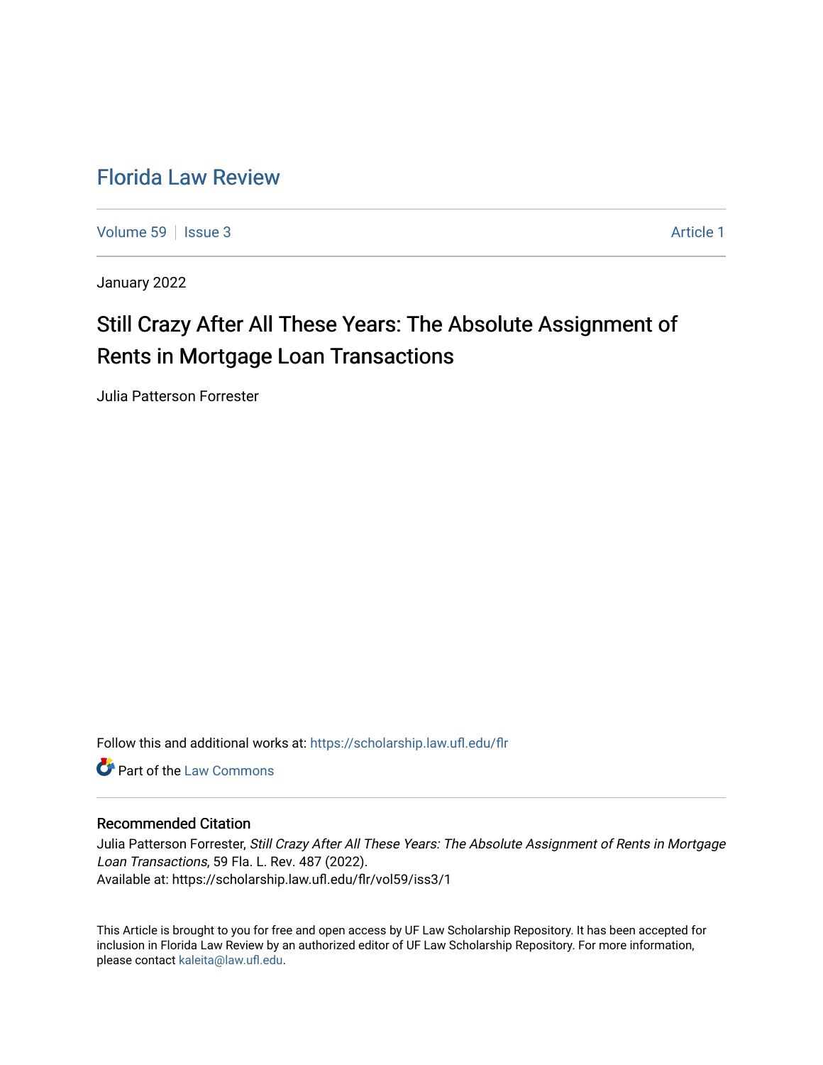# Florida Law Review

Volume 59 | Issue 3 | Article 1

January 2022

## Still Crazy After All These Years: The Absolute Assignment of Rents in Mortgage Loan Transactions

Julia Patterson Forrester

Follow this and additional works at: https://scholarship.law.ufl.edu/flr

Part of the Law Commons

### Recommended Citation

Julia Patterson Forrester, *Still Crazy After All These Years: The Absolute Assignment of Rents in Mortgage Loan Transactions*, 59 Fla. L. Rev. 487 (2022).
Available at: https://scholarship.law.ufl.edu/flr/vol59/iss3/1

This Article is brought to you for free and open access by UF Law Scholarship Repository. It has been accepted for inclusion in Florida Law Review by an authorized editor of UF Law Scholarship Repository. For more information, please contact kaleita@law.ufl.edu.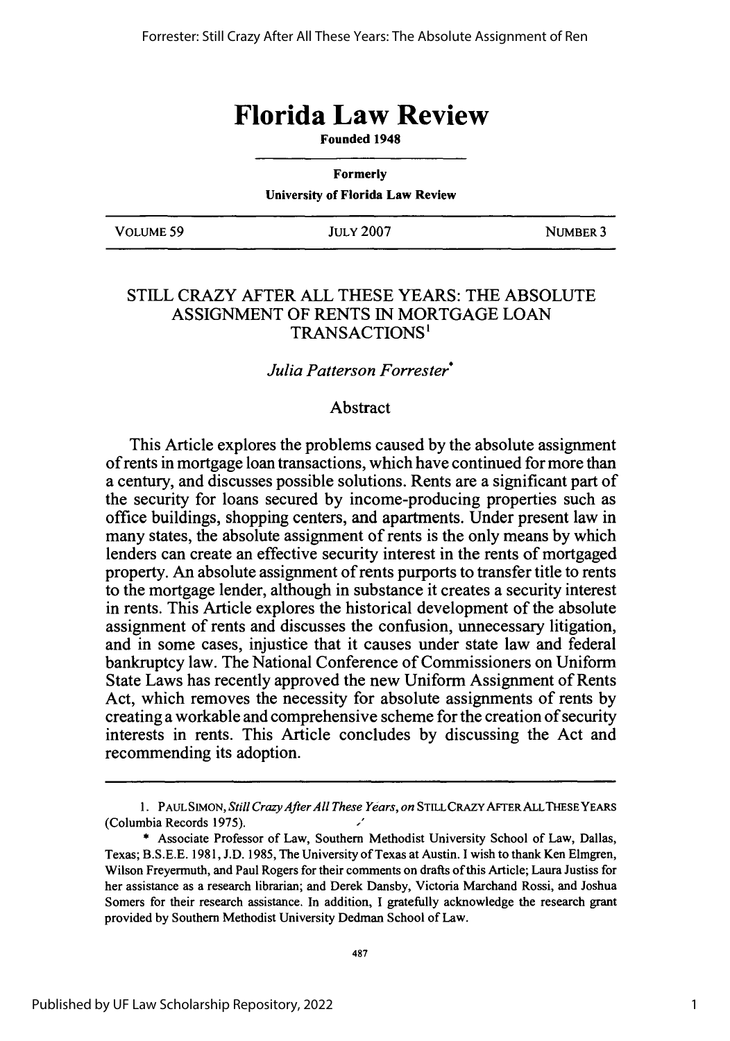# Florida Law Review

**Founded 1948**

**Formerly**

**University of Florida Law Review**

| VOLUME 59 | JULY 2007 | NUMBER 3 |
|---|---|---|

## STILL CRAZY AFTER ALL THESE YEARS: THE ABSOLUTE ASSIGNMENT OF RENTS IN MORTGAGE LOAN TRANSACTIONS[1]

*Julia Patterson Forrester*[*]

### Abstract

This Article explores the problems caused by the absolute assignment of rents in mortgage loan transactions, which have continued for more than a century, and discusses possible solutions. Rents are a significant part of the security for loans secured by income-producing properties such as office buildings, shopping centers, and apartments. Under present law in many states, the absolute assignment of rents is the only means by which lenders can create an effective security interest in the rents of mortgaged property. An absolute assignment of rents purports to transfer title to rents to the mortgage lender, although in substance it creates a security interest in rents. This Article explores the historical development of the absolute assignment of rents and discusses the confusion, unnecessary litigation, and in some cases, injustice that it causes under state law and federal bankruptcy law. The National Conference of Commissioners on Uniform State Laws has recently approved the new Uniform Assignment of Rents Act, which removes the necessity for absolute assignments of rents by creating a workable and comprehensive scheme for the creation of security interests in rents. This Article concludes by discussing the Act and recommending its adoption.

---

1. PAUL SIMON, *Still Crazy After All These Years*, *on* STILL CRAZY AFTER ALL THESE YEARS (Columbia Records 1975).

\* Associate Professor of Law, Southern Methodist University School of Law, Dallas, Texas; B.S.E.E. 1981, J.D. 1985, The University of Texas at Austin. I wish to thank Ken Elmgren, Wilson Freyermuth, and Paul Rogers for their comments on drafts of this Article; Laura Justiss for her assistance as a research librarian; and Derek Dansby, Victoria Marchand Rossi, and Joshua Somers for their research assistance. In addition, I gratefully acknowledge the research grant provided by Southern Methodist University Dedman School of Law.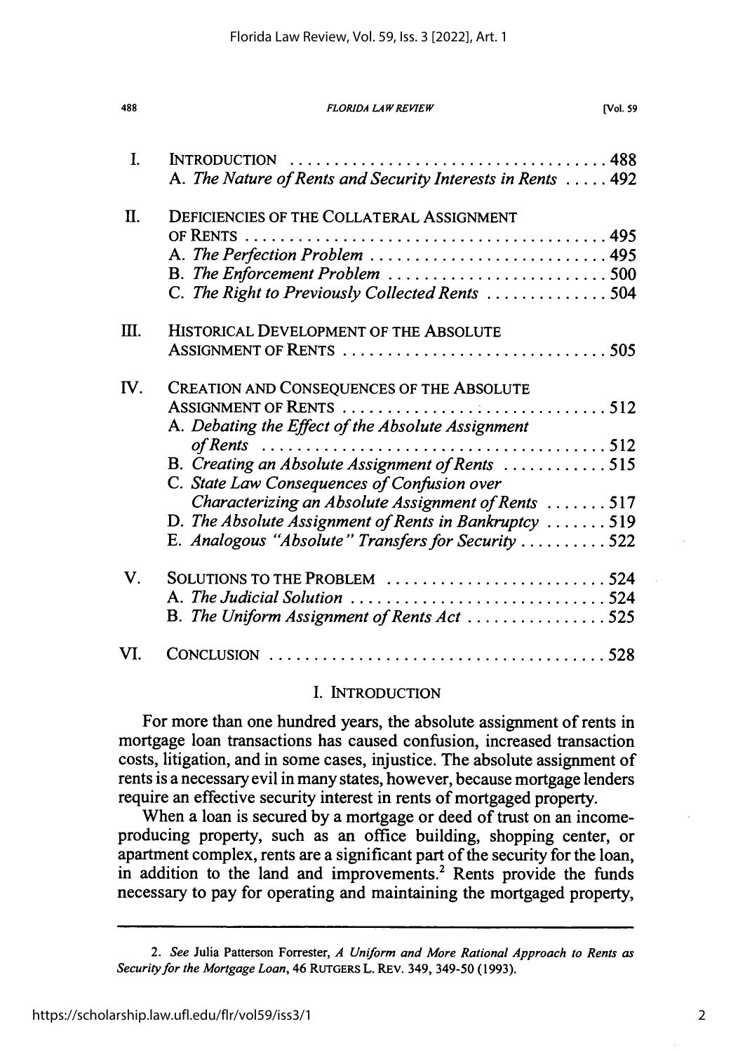| | | |
|---|---|---|
| I. | INTRODUCTION | 488 |
| | A. *The Nature of Rents and Security Interests in Rents* | 492 |
| II. | DEFICIENCIES OF THE COLLATERAL ASSIGNMENT OF RENTS | 495 |
| | A. *The Perfection Problem* | 495 |
| | B. *The Enforcement Problem* | 500 |
| | C. *The Right to Previously Collected Rents* | 504 |
| III. | HISTORICAL DEVELOPMENT OF THE ABSOLUTE ASSIGNMENT OF RENTS | 505 |
| IV. | CREATION AND CONSEQUENCES OF THE ABSOLUTE ASSIGNMENT OF RENTS | 512 |
| | A. *Debating the Effect of the Absolute Assignment of Rents* | 512 |
| | B. *Creating an Absolute Assignment of Rents* | 515 |
| | C. *State Law Consequences of Confusion over Characterizing an Absolute Assignment of Rents* | 517 |
| | D. *The Absolute Assignment of Rents in Bankruptcy* | 519 |
| | E. *Analogous "Absolute" Transfers for Security* | 522 |
| V. | SOLUTIONS TO THE PROBLEM | 524 |
| | A. *The Judicial Solution* | 524 |
| | B. *The Uniform Assignment of Rents Act* | 525 |
| VI. | CONCLUSION | 528 |

## I. INTRODUCTION

For more than one hundred years, the absolute assignment of rents in mortgage loan transactions has caused confusion, increased transaction costs, litigation, and in some cases, injustice. The absolute assignment of rents is a necessary evil in many states, however, because mortgage lenders require an effective security interest in rents of mortgaged property.

When a loan is secured by a mortgage or deed of trust on an income-producing property, such as an office building, shopping center, or apartment complex, rents are a significant part of the security for the loan, in addition to the land and improvements.[2] Rents provide the funds necessary to pay for operating and maintaining the mortgaged property,

---

2. *See* Julia Patterson Forrester, *A Uniform and More Rational Approach to Rents as Security for the Mortgage Loan*, 46 RUTGERS L. REV. 349, 349-50 (1993).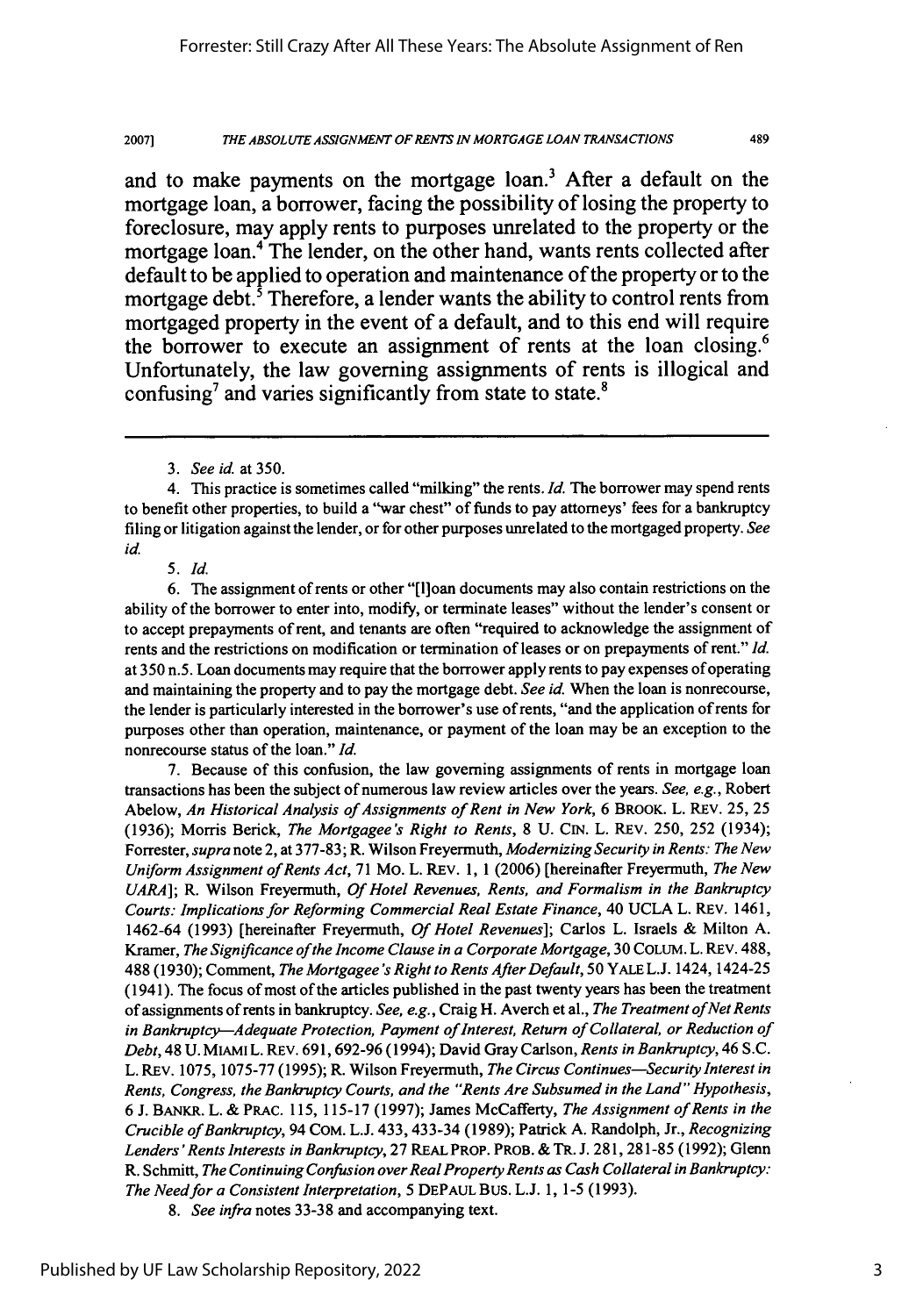and to make payments on the mortgage loan.[3] After a default on the mortgage loan, a borrower, facing the possibility of losing the property to foreclosure, may apply rents to purposes unrelated to the property or the mortgage loan.[4] The lender, on the other hand, wants rents collected after default to be applied to operation and maintenance of the property or to the mortgage debt.[5] Therefore, a lender wants the ability to control rents from mortgaged property in the event of a default, and to this end will require the borrower to execute an assignment of rents at the loan closing.[6] Unfortunately, the law governing assignments of rents is illogical and confusing[7] and varies significantly from state to state.[8]

---

3. *See id.* at 350.

4. This practice is sometimes called "milking" the rents. *Id.* The borrower may spend rents to benefit other properties, to build a "war chest" of funds to pay attorneys' fees for a bankruptcy filing or litigation against the lender, or for other purposes unrelated to the mortgaged property. *See id.*

5. *Id.*

6. The assignment of rents or other "[l]oan documents may also contain restrictions on the ability of the borrower to enter into, modify, or terminate leases" without the lender's consent or to accept prepayments of rent, and tenants are often "required to acknowledge the assignment of rents and the restrictions on modification or termination of leases or on prepayments of rent." *Id.* at 350 n.5. Loan documents may require that the borrower apply rents to pay expenses of operating and maintaining the property and to pay the mortgage debt. *See id.* When the loan is nonrecourse, the lender is particularly interested in the borrower's use of rents, "and the application of rents for purposes other than operation, maintenance, or payment of the loan may be an exception to the nonrecourse status of the loan." *Id.*

7. Because of this confusion, the law governing assignments of rents in mortgage loan transactions has been the subject of numerous law review articles over the years. *See, e.g.*, Robert Abelow, *An Historical Analysis of Assignments of Rent in New York*, 6 BROOK. L. REV. 25, 25 (1936); Morris Berick, *The Mortgagee's Right to Rents*, 8 U. CIN. L. REV. 250, 252 (1934); Forrester, *supra* note 2, at 377-83; R. Wilson Freyermuth, *Modernizing Security in Rents: The New Uniform Assignment of Rents Act*, 71 MO. L. REV. 1, 1 (2006) [hereinafter Freyermuth, *The New UARA*]; R. Wilson Freyermuth, *Of Hotel Revenues, Rents, and Formalism in the Bankruptcy Courts: Implications for Reforming Commercial Real Estate Finance*, 40 UCLA L. REV. 1461, 1462-64 (1993) [hereinafter Freyermuth, *Of Hotel Revenues*]; Carlos L. Israels & Milton A. Kramer, *The Significance of the Income Clause in a Corporate Mortgage*, 30 COLUM. L. REV. 488, 488 (1930); Comment, *The Mortgagee's Right to Rents After Default*, 50 YALE L.J. 1424, 1424-25 (1941). The focus of most of the articles published in the past twenty years has been the treatment of assignments of rents in bankruptcy. *See, e.g.*, Craig H. Averch et al., *The Treatment of Net Rents in Bankruptcy—Adequate Protection, Payment of Interest, Return of Collateral, or Reduction of Debt*, 48 U. MIAMI L. REV. 691, 692-96 (1994); David Gray Carlson, *Rents in Bankruptcy*, 46 S.C. L. REV. 1075, 1075-77 (1995); R. Wilson Freyermuth, *The Circus Continues—Security Interest in Rents, Congress, the Bankruptcy Courts, and the "Rents Are Subsumed in the Land" Hypothesis*, 6 J. BANKR. L. & PRAC. 115, 115-17 (1997); James McCafferty, *The Assignment of Rents in the Crucible of Bankruptcy*, 94 COM. L.J. 433, 433-34 (1989); Patrick A. Randolph, Jr., *Recognizing Lenders' Rents Interests in Bankruptcy*, 27 REAL PROP. PROB. & TR. J. 281, 281-85 (1992); Glenn R. Schmitt, *The Continuing Confusion over Real Property Rents as Cash Collateral in Bankruptcy: The Need for a Consistent Interpretation*, 5 DEPAUL BUS. L.J. 1, 1-5 (1993).

8. *See infra* notes 33-38 and accompanying text.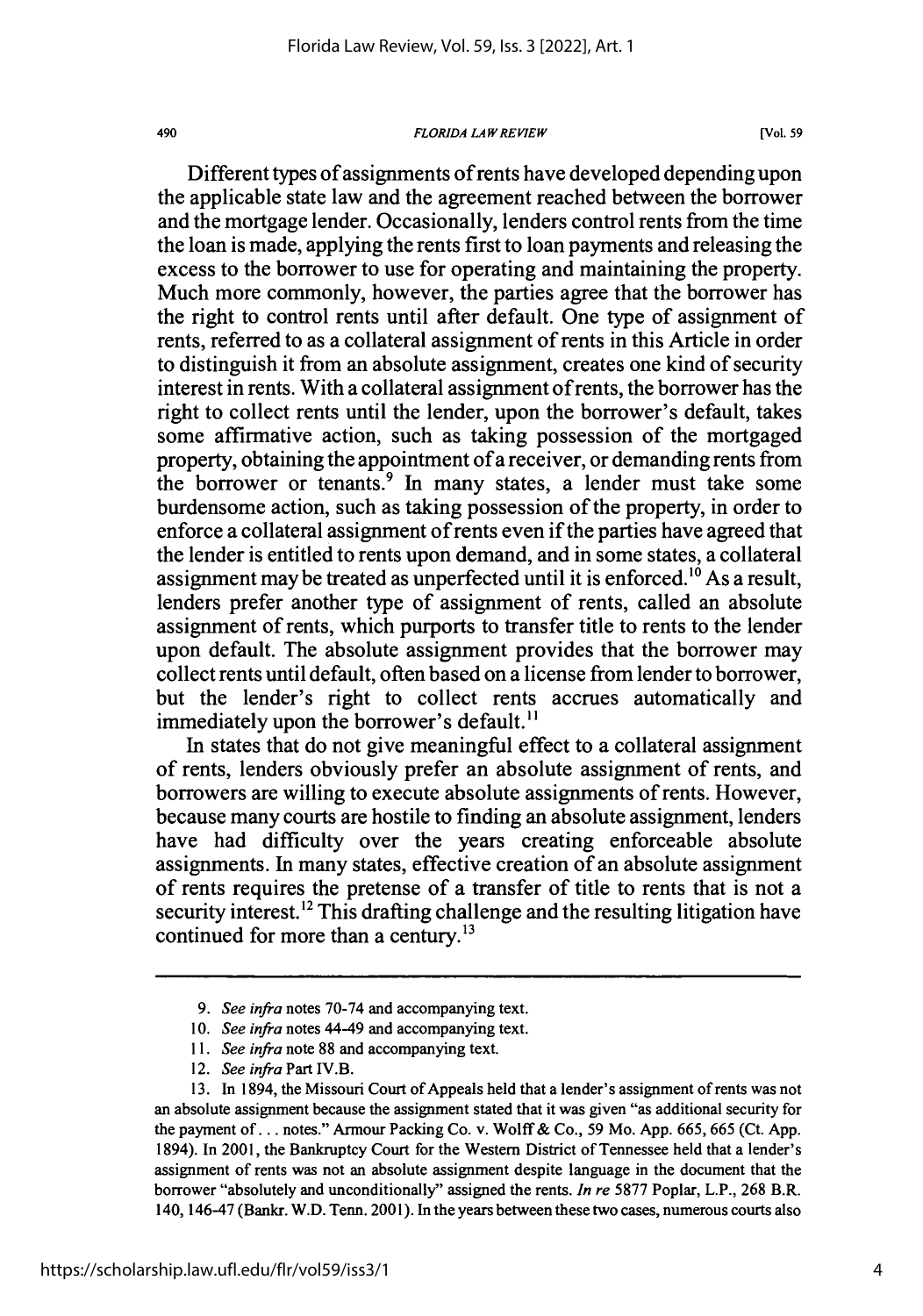Different types of assignments of rents have developed depending upon the applicable state law and the agreement reached between the borrower and the mortgage lender. Occasionally, lenders control rents from the time the loan is made, applying the rents first to loan payments and releasing the excess to the borrower to use for operating and maintaining the property. Much more commonly, however, the parties agree that the borrower has the right to control rents until after default. One type of assignment of rents, referred to as a collateral assignment of rents in this Article in order to distinguish it from an absolute assignment, creates one kind of security interest in rents. With a collateral assignment of rents, the borrower has the right to collect rents until the lender, upon the borrower's default, takes some affirmative action, such as taking possession of the mortgaged property, obtaining the appointment of a receiver, or demanding rents from the borrower or tenants.[9] In many states, a lender must take some burdensome action, such as taking possession of the property, in order to enforce a collateral assignment of rents even if the parties have agreed that the lender is entitled to rents upon demand, and in some states, a collateral assignment may be treated as unperfected until it is enforced.[10] As a result, lenders prefer another type of assignment of rents, called an absolute assignment of rents, which purports to transfer title to rents to the lender upon default. The absolute assignment provides that the borrower may collect rents until default, often based on a license from lender to borrower, but the lender's right to collect rents accrues automatically and immediately upon the borrower's default.[11]

In states that do not give meaningful effect to a collateral assignment of rents, lenders obviously prefer an absolute assignment of rents, and borrowers are willing to execute absolute assignments of rents. However, because many courts are hostile to finding an absolute assignment, lenders have had difficulty over the years creating enforceable absolute assignments. In many states, effective creation of an absolute assignment of rents requires the pretense of a transfer of title to rents that is not a security interest.[12] This drafting challenge and the resulting litigation have continued for more than a century.[13]

---

9. *See infra* notes 70-74 and accompanying text.

10. *See infra* notes 44-49 and accompanying text.

11. *See infra* note 88 and accompanying text.

12. *See infra* Part IV.B.

13. In 1894, the Missouri Court of Appeals held that a lender's assignment of rents was not an absolute assignment because the assignment stated that it was given "as additional security for the payment of . . . notes." Armour Packing Co. v. Wolff & Co., 59 Mo. App. 665, 665 (Ct. App. 1894). In 2001, the Bankruptcy Court for the Western District of Tennessee held that a lender's assignment of rents was not an absolute assignment despite language in the document that the borrower "absolutely and unconditionally" assigned the rents. *In re* 5877 Poplar, L.P., 268 B.R. 140, 146-47 (Bankr. W.D. Tenn. 2001). In the years between these two cases, numerous courts also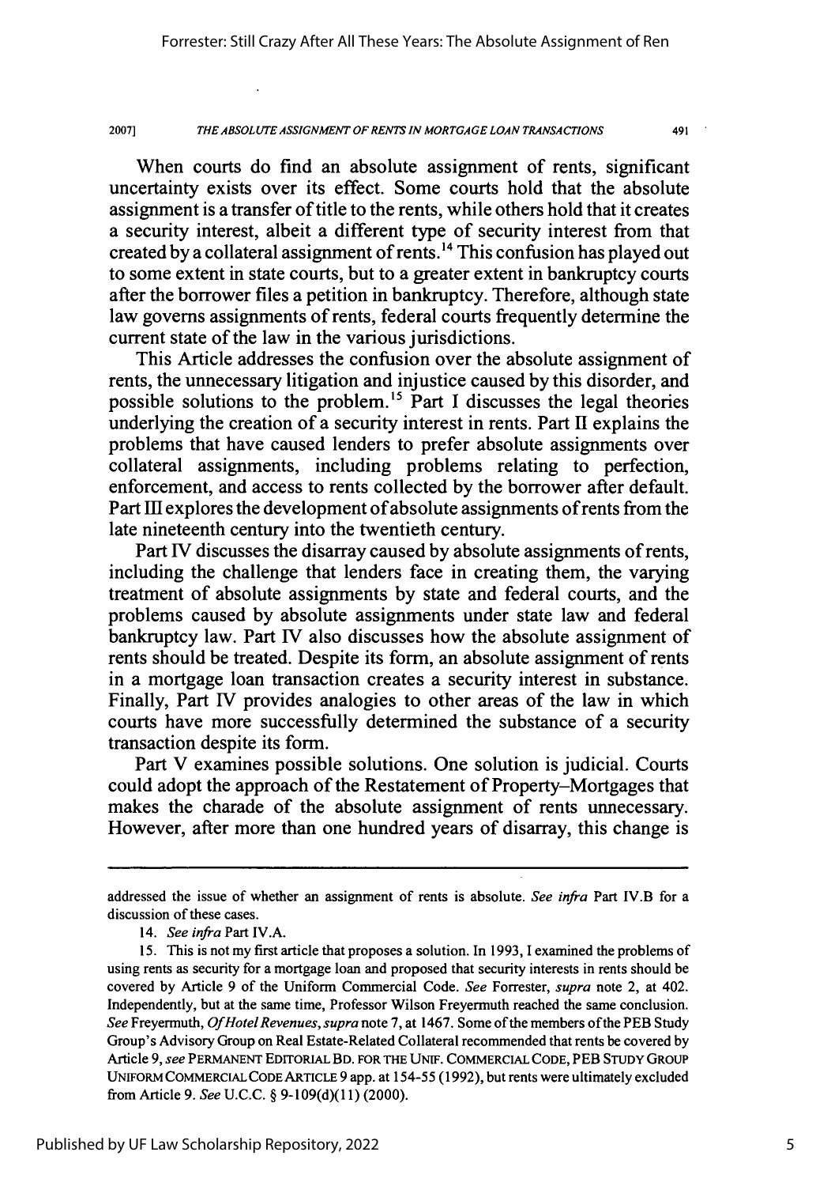When courts do find an absolute assignment of rents, significant uncertainty exists over its effect. Some courts hold that the absolute assignment is a transfer of title to the rents, while others hold that it creates a security interest, albeit a different type of security interest from that created by a collateral assignment of rents.[14] This confusion has played out to some extent in state courts, but to a greater extent in bankruptcy courts after the borrower files a petition in bankruptcy. Therefore, although state law governs assignments of rents, federal courts frequently determine the current state of the law in the various jurisdictions.

This Article addresses the confusion over the absolute assignment of rents, the unnecessary litigation and injustice caused by this disorder, and possible solutions to the problem.[15] Part I discusses the legal theories underlying the creation of a security interest in rents. Part II explains the problems that have caused lenders to prefer absolute assignments over collateral assignments, including problems relating to perfection, enforcement, and access to rents collected by the borrower after default. Part III explores the development of absolute assignments of rents from the late nineteenth century into the twentieth century.

Part IV discusses the disarray caused by absolute assignments of rents, including the challenge that lenders face in creating them, the varying treatment of absolute assignments by state and federal courts, and the problems caused by absolute assignments under state law and federal bankruptcy law. Part IV also discusses how the absolute assignment of rents should be treated. Despite its form, an absolute assignment of rents in a mortgage loan transaction creates a security interest in substance. Finally, Part IV provides analogies to other areas of the law in which courts have more successfully determined the substance of a security transaction despite its form.

Part V examines possible solutions. One solution is judicial. Courts could adopt the approach of the Restatement of Property–Mortgages that makes the charade of the absolute assignment of rents unnecessary. However, after more than one hundred years of disarray, this change is

---

addressed the issue of whether an assignment of rents is absolute. *See infra* Part IV.B for a discussion of these cases.

14. *See infra* Part IV.A.

15. This is not my first article that proposes a solution. In 1993, I examined the problems of using rents as security for a mortgage loan and proposed that security interests in rents should be covered by Article 9 of the Uniform Commercial Code. *See* Forrester, *supra* note 2, at 402. Independently, but at the same time, Professor Wilson Freyermuth reached the same conclusion. *See* Freyermuth, *Of Hotel Revenues*, *supra* note 7, at 1467. Some of the members of the PEB Study Group's Advisory Group on Real Estate-Related Collateral recommended that rents be covered by Article 9, *see* PERMANENT EDITORIAL BD. FOR THE UNIF. COMMERCIAL CODE, PEB STUDY GROUP UNIFORM COMMERCIAL CODE ARTICLE 9 app. at 154-55 (1992), but rents were ultimately excluded from Article 9. *See* U.C.C. § 9-109(d)(11) (2000).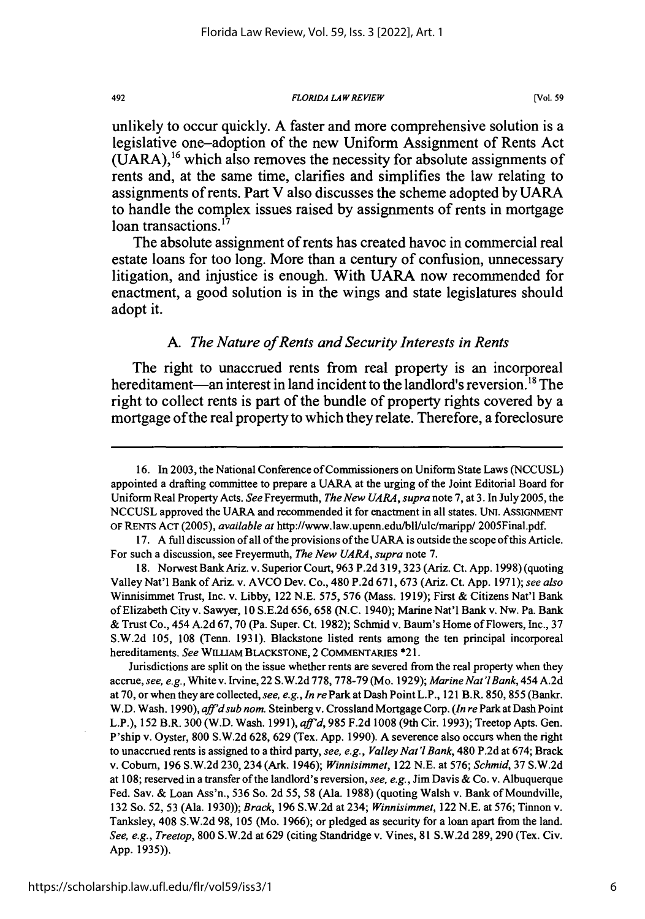unlikely to occur quickly. A faster and more comprehensive solution is a legislative one–adoption of the new Uniform Assignment of Rents Act (UARA),[16] which also removes the necessity for absolute assignments of rents and, at the same time, clarifies and simplifies the law relating to assignments of rents. Part V also discusses the scheme adopted by UARA to handle the complex issues raised by assignments of rents in mortgage loan transactions.[17]

The absolute assignment of rents has created havoc in commercial real estate loans for too long. More than a century of confusion, unnecessary litigation, and injustice is enough. With UARA now recommended for enactment, a good solution is in the wings and state legislatures should adopt it.

### *A. The Nature of Rents and Security Interests in Rents*

The right to unaccrued rents from real property is an incorporeal hereditament—an interest in land incident to the landlord's reversion.[18] The right to collect rents is part of the bundle of property rights covered by a mortgage of the real property to which they relate. Therefore, a foreclosure

---

16. In 2003, the National Conference of Commissioners on Uniform State Laws (NCCUSL) appointed a drafting committee to prepare a UARA at the urging of the Joint Editorial Board for Uniform Real Property Acts. *See* Freyermuth, *The New UARA*, *supra* note 7, at 3. In July 2005, the NCCUSL approved the UARA and recommended it for enactment in all states. UNI. ASSIGNMENT OF RENTS ACT (2005), *available at* http://www.law.upenn.edu/bll/ulc/maripp/ 2005Final.pdf.

17. A full discussion of all of the provisions of the UARA is outside the scope of this Article. For such a discussion, see Freyermuth, *The New UARA*, *supra* note 7.

18. Norwest Bank Ariz. v. Superior Court, 963 P.2d 319, 323 (Ariz. Ct. App. 1998) (quoting Valley Nat'l Bank of Ariz. v. AVCO Dev. Co., 480 P.2d 671, 673 (Ariz. Ct. App. 1971); *see also* Winnisimmet Trust, Inc. v. Libby, 122 N.E. 575, 576 (Mass. 1919); First & Citizens Nat'l Bank of Elizabeth City v. Sawyer, 10 S.E.2d 656, 658 (N.C. 1940); Marine Nat'l Bank v. Nw. Pa. Bank & Trust Co., 454 A.2d 67, 70 (Pa. Super. Ct. 1982); Schmid v. Baum's Home of Flowers, Inc., 37 S.W.2d 105, 108 (Tenn. 1931). Blackstone listed rents among the ten principal incorporeal hereditaments. *See* WILLIAM BLACKSTONE, 2 COMMENTARIES *21.

Jurisdictions are split on the issue whether rents are severed from the real property when they accrue, *see, e.g.*, White v. Irvine, 22 S.W.2d 778, 778-79 (Mo. 1929); *Marine Nat'l Bank*, 454 A.2d at 70, or when they are collected, *see, e.g.*, *In re* Park at Dash Point L.P., 121 B.R. 850, 855 (Bankr. W.D. Wash. 1990), *aff'd sub nom.* Steinberg v. Crossland Mortgage Corp. (*In re* Park at Dash Point L.P.), 152 B.R. 300 (W.D. Wash. 1991), *aff'd*, 985 F.2d 1008 (9th Cir. 1993); Treetop Apts. Gen. P'ship v. Oyster, 800 S.W.2d 628, 629 (Tex. App. 1990). A severence also occurs when the right to unaccrued rents is assigned to a third party, *see, e.g.*, *Valley Nat'l Bank*, 480 P.2d at 674; Brack v. Coburn, 196 S.W.2d 230, 234 (Ark. 1946); *Winnisimmet*, 122 N.E. at 576; *Schmid*, 37 S.W.2d at 108; reserved in a transfer of the landlord's reversion, *see, e.g.*, Jim Davis & Co. v. Albuquerque Fed. Sav. & Loan Ass'n., 536 So. 2d 55, 58 (Ala. 1988) (quoting Walsh v. Bank of Moundville, 132 So. 52, 53 (Ala. 1930)); *Brack*, 196 S.W.2d at 234; *Winnisimmet*, 122 N.E. at 576; Tinnon v. Tanksley, 408 S.W.2d 98, 105 (Mo. 1966); or pledged as security for a loan apart from the land. *See, e.g.*, *Treetop*, 800 S.W.2d at 629 (citing Standridge v. Vines, 81 S.W.2d 289, 290 (Tex. Civ. App. 1935)).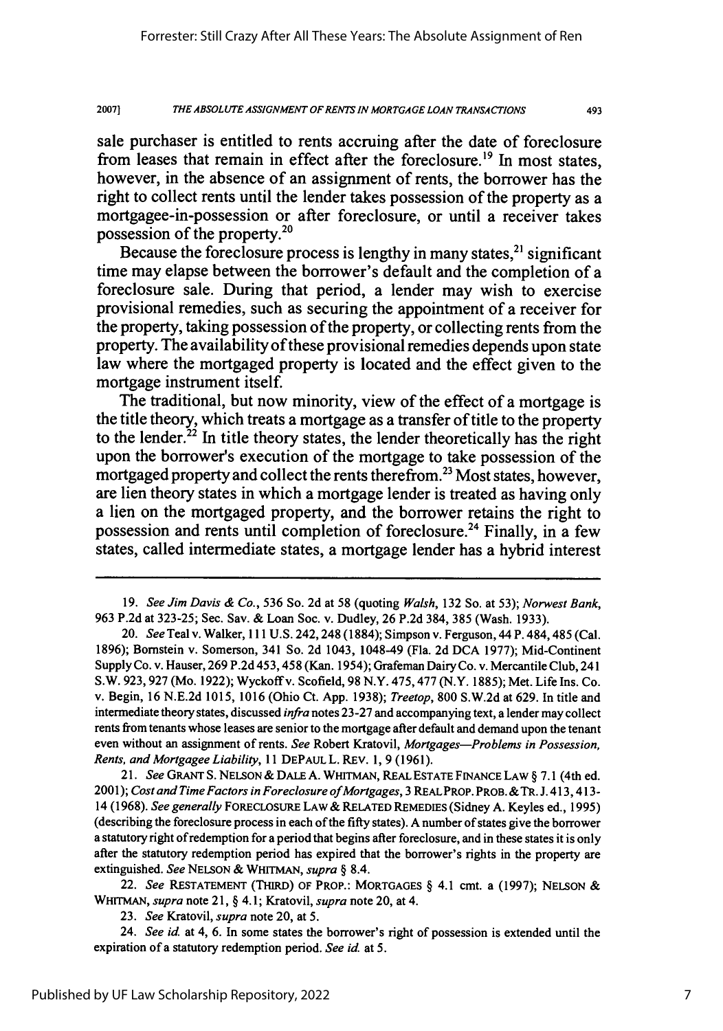sale purchaser is entitled to rents accruing after the date of foreclosure from leases that remain in effect after the foreclosure.[19] In most states, however, in the absence of an assignment of rents, the borrower has the right to collect rents until the lender takes possession of the property as a mortgagee-in-possession or after foreclosure, or until a receiver takes possession of the property.[20]

Because the foreclosure process is lengthy in many states,[21] significant time may elapse between the borrower's default and the completion of a foreclosure sale. During that period, a lender may wish to exercise provisional remedies, such as securing the appointment of a receiver for the property, taking possession of the property, or collecting rents from the property. The availability of these provisional remedies depends upon state law where the mortgaged property is located and the effect given to the mortgage instrument itself.

The traditional, but now minority, view of the effect of a mortgage is the title theory, which treats a mortgage as a transfer of title to the property to the lender.[22] In title theory states, the lender theoretically has the right upon the borrower's execution of the mortgage to take possession of the mortgaged property and collect the rents therefrom.[23] Most states, however, are lien theory states in which a mortgage lender is treated as having only a lien on the mortgaged property, and the borrower retains the right to possession and rents until completion of foreclosure.[24] Finally, in a few states, called intermediate states, a mortgage lender has a hybrid interest

---

19. *See Jim Davis & Co.*, 536 So. 2d at 58 (quoting *Walsh*, 132 So. at 53); *Norwest Bank*, 963 P.2d at 323-25; Sec. Sav. & Loan Soc. v. Dudley, 26 P.2d 384, 385 (Wash. 1933).

20. *See* Teal v. Walker, 111 U.S. 242, 248 (1884); Simpson v. Ferguson, 44 P. 484, 485 (Cal. 1896); Bornstein v. Somerson, 341 So. 2d 1043, 1048-49 (Fla. 2d DCA 1977); Mid-Continent Supply Co. v. Hauser, 269 P.2d 453, 458 (Kan. 1954); Grafeman Dairy Co. v. Mercantile Club, 241 S.W. 923, 927 (Mo. 1922); Wyckoff v. Scofield, 98 N.Y. 475, 477 (N.Y. 1885); Met. Life Ins. Co. v. Begin, 16 N.E.2d 1015, 1016 (Ohio Ct. App. 1938); *Treetop*, 800 S.W.2d at 629. In title and intermediate theory states, discussed *infra* notes 23-27 and accompanying text, a lender may collect rents from tenants whose leases are senior to the mortgage after default and demand upon the tenant even without an assignment of rents. *See* Robert Kratovil, *Mortgages—Problems in Possession, Rents, and Mortgagee Liability*, 11 DEPAUL L. REV. 1, 9 (1961).

21. *See* GRANT S. NELSON & DALE A. WHITMAN, REAL ESTATE FINANCE LAW § 7.1 (4th ed. 2001); *Cost and Time Factors in Foreclosure of Mortgages*, 3 REAL PROP. PROB. & TR. J. 413, 413-14 (1968). *See generally* FORECLOSURE LAW & RELATED REMEDIES (Sidney A. Keyles ed., 1995) (describing the foreclosure process in each of the fifty states). A number of states give the borrower a statutory right of redemption for a period that begins after foreclosure, and in these states it is only after the statutory redemption period has expired that the borrower's rights in the property are extinguished. *See* NELSON & WHITMAN, *supra* § 8.4.

22. *See* RESTATEMENT (THIRD) OF PROP.: MORTGAGES § 4.1 cmt. a (1997); NELSON & WHITMAN, *supra* note 21, § 4.1; Kratovil, *supra* note 20, at 4.

23. *See* Kratovil, *supra* note 20, at 5.

24. *See id.* at 4, 6. In some states the borrower's right of possession is extended until the expiration of a statutory redemption period. *See id.* at 5.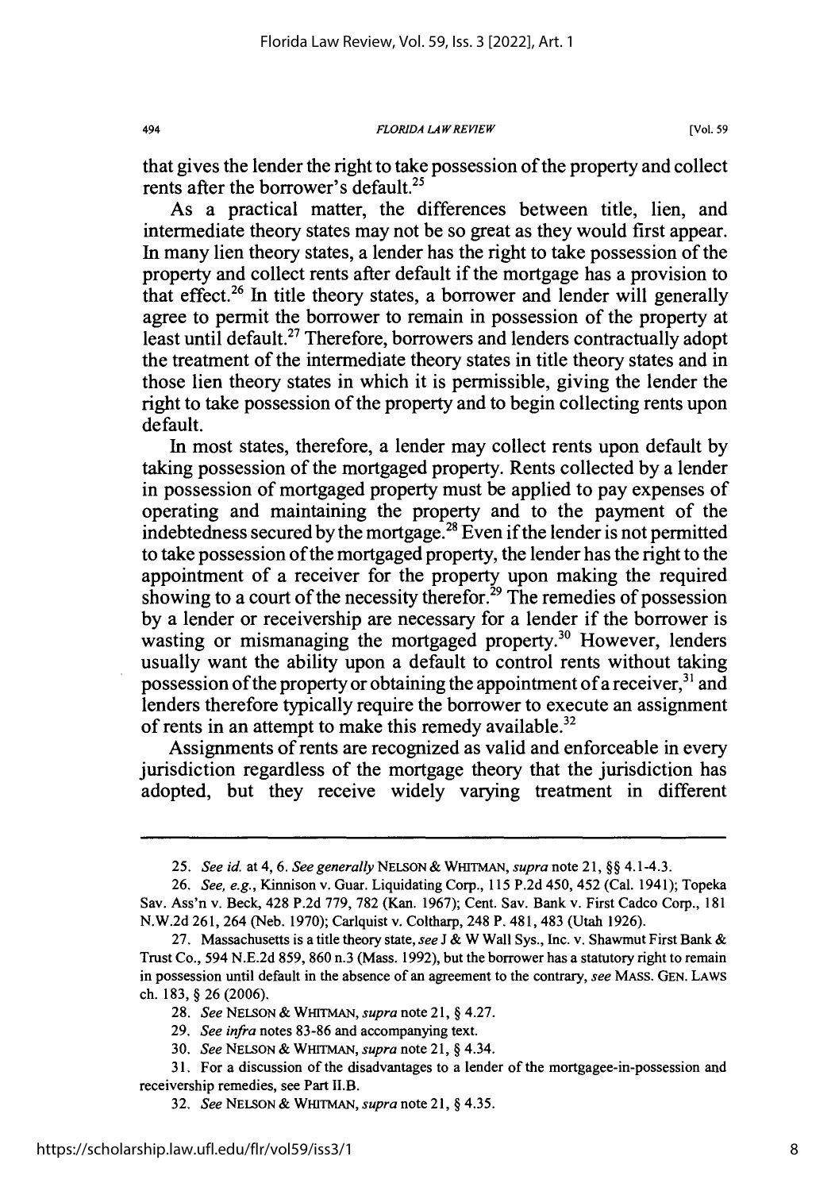that gives the lender the right to take possession of the property and collect rents after the borrower's default.[25]

As a practical matter, the differences between title, lien, and intermediate theory states may not be so great as they would first appear. In many lien theory states, a lender has the right to take possession of the property and collect rents after default if the mortgage has a provision to that effect.[26] In title theory states, a borrower and lender will generally agree to permit the borrower to remain in possession of the property at least until default.[27] Therefore, borrowers and lenders contractually adopt the treatment of the intermediate theory states in title theory states and in those lien theory states in which it is permissible, giving the lender the right to take possession of the property and to begin collecting rents upon default.

In most states, therefore, a lender may collect rents upon default by taking possession of the mortgaged property. Rents collected by a lender in possession of mortgaged property must be applied to pay expenses of operating and maintaining the property and to the payment of the indebtedness secured by the mortgage.[28] Even if the lender is not permitted to take possession of the mortgaged property, the lender has the right to the appointment of a receiver for the property upon making the required showing to a court of the necessity therefor.[29] The remedies of possession by a lender or receivership are necessary for a lender if the borrower is wasting or mismanaging the mortgaged property.[30] However, lenders usually want the ability upon a default to control rents without taking possession of the property or obtaining the appointment of a receiver,[31] and lenders therefore typically require the borrower to execute an assignment of rents in an attempt to make this remedy available.[32]

Assignments of rents are recognized as valid and enforceable in every jurisdiction regardless of the mortgage theory that the jurisdiction has adopted, but they receive widely varying treatment in different

---

25. *See id.* at 4, 6. *See generally* NELSON & WHITMAN, *supra* note 21, §§ 4.1-4.3.

26. *See, e.g.*, Kinnison v. Guar. Liquidating Corp., 115 P.2d 450, 452 (Cal. 1941); Topeka Sav. Ass'n v. Beck, 428 P.2d 779, 782 (Kan. 1967); Cent. Sav. Bank v. First Cadco Corp., 181 N.W.2d 261, 264 (Neb. 1970); Carlquist v. Coltharp, 248 P. 481, 483 (Utah 1926).

27. Massachusetts is a title theory state, *see* J & W Wall Sys., Inc. v. Shawmut First Bank & Trust Co., 594 N.E.2d 859, 860 n.3 (Mass. 1992), but the borrower has a statutory right to remain in possession until default in the absence of an agreement to the contrary, *see* MASS. GEN. LAWS ch. 183, § 26 (2006).

28. *See* NELSON & WHITMAN, *supra* note 21, § 4.27.

29. *See infra* notes 83-86 and accompanying text.

30. *See* NELSON & WHITMAN, *supra* note 21, § 4.34.

31. For a discussion of the disadvantages to a lender of the mortgagee-in-possession and receivership remedies, see Part II.B.

32. *See* NELSON & WHITMAN, *supra* note 21, § 4.35.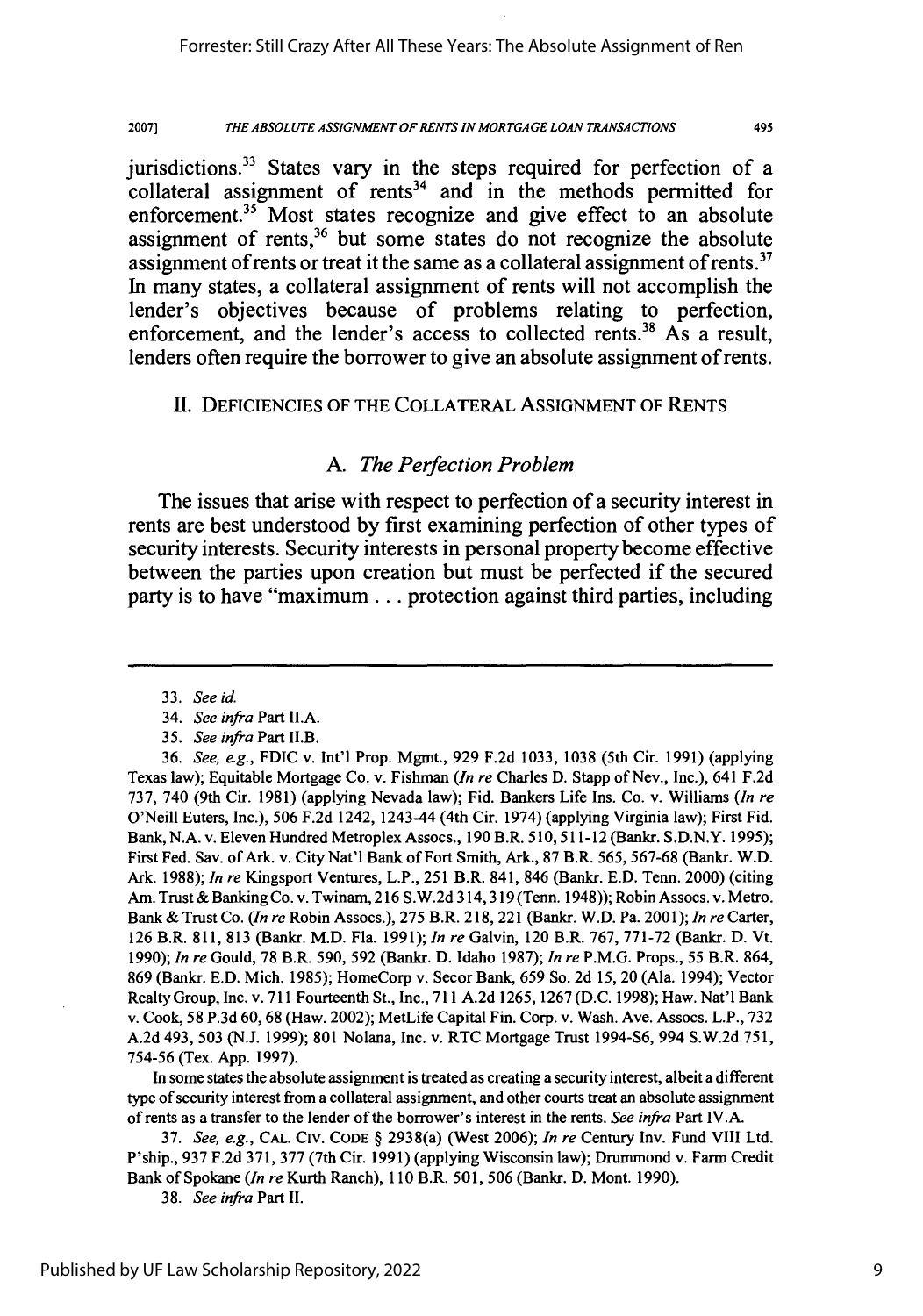jurisdictions.[33] States vary in the steps required for perfection of a collateral assignment of rents[34] and in the methods permitted for enforcement.[35] Most states recognize and give effect to an absolute assignment of rents,[36] but some states do not recognize the absolute assignment of rents or treat it the same as a collateral assignment of rents.[37] In many states, a collateral assignment of rents will not accomplish the lender's objectives because of problems relating to perfection, enforcement, and the lender's access to collected rents.[38] As a result, lenders often require the borrower to give an absolute assignment of rents.

## II. DEFICIENCIES OF THE COLLATERAL ASSIGNMENT OF RENTS

### A. *The Perfection Problem*

The issues that arise with respect to perfection of a security interest in rents are best understood by first examining perfection of other types of security interests. Security interests in personal property become effective between the parties upon creation but must be perfected if the secured party is to have "maximum . . . protection against third parties, including

---

33. *See id.*

34. *See infra* Part II.A.

35. *See infra* Part II.B.

36. *See, e.g.*, FDIC v. Int'l Prop. Mgmt., 929 F.2d 1033, 1038 (5th Cir. 1991) (applying Texas law); Equitable Mortgage Co. v. Fishman (*In re* Charles D. Stapp of Nev., Inc.), 641 F.2d 737, 740 (9th Cir. 1981) (applying Nevada law); Fid. Bankers Life Ins. Co. v. Williams (*In re* O'Neill Euters, Inc.), 506 F.2d 1242, 1243-44 (4th Cir. 1974) (applying Virginia law); First Fid. Bank, N.A. v. Eleven Hundred Metroplex Assocs., 190 B.R. 510, 511-12 (Bankr. S.D.N.Y. 1995); First Fed. Sav. of Ark. v. City Nat'l Bank of Fort Smith, Ark., 87 B.R. 565, 567-68 (Bankr. W.D. Ark. 1988); *In re* Kingsport Ventures, L.P., 251 B.R. 841, 846 (Bankr. E.D. Tenn. 2000) (citing Am. Trust & Banking Co. v. Twinam, 216 S.W.2d 314, 319 (Tenn. 1948)); Robin Assocs. v. Metro. Bank & Trust Co. (*In re* Robin Assocs.), 275 B.R. 218, 221 (Bankr. W.D. Pa. 2001); *In re* Carter, 126 B.R. 811, 813 (Bankr. M.D. Fla. 1991); *In re* Galvin, 120 B.R. 767, 771-72 (Bankr. D. Vt. 1990); *In re* Gould, 78 B.R. 590, 592 (Bankr. D. Idaho 1987); *In re* P.M.G. Props., 55 B.R. 864, 869 (Bankr. E.D. Mich. 1985); HomeCorp v. Secor Bank, 659 So. 2d 15, 20 (Ala. 1994); Vector Realty Group, Inc. v. 711 Fourteenth St., Inc., 711 A.2d 1265, 1267 (D.C. 1998); Haw. Nat'l Bank v. Cook, 58 P.3d 60, 68 (Haw. 2002); MetLife Capital Fin. Corp. v. Wash. Ave. Assocs. L.P., 732 A.2d 493, 503 (N.J. 1999); 801 Nolana, Inc. v. RTC Mortgage Trust 1994-S6, 994 S.W.2d 751, 754-56 (Tex. App. 1997).

In some states the absolute assignment is treated as creating a security interest, albeit a different type of security interest from a collateral assignment, and other courts treat an absolute assignment of rents as a transfer to the lender of the borrower's interest in the rents. *See infra* Part IV.A.

37. *See, e.g.*, CAL. CIV. CODE § 2938(a) (West 2006); *In re* Century Inv. Fund VIII Ltd. P'ship., 937 F.2d 371, 377 (7th Cir. 1991) (applying Wisconsin law); Drummond v. Farm Credit Bank of Spokane (*In re* Kurth Ranch), 110 B.R. 501, 506 (Bankr. D. Mont. 1990).

38. *See infra* Part II.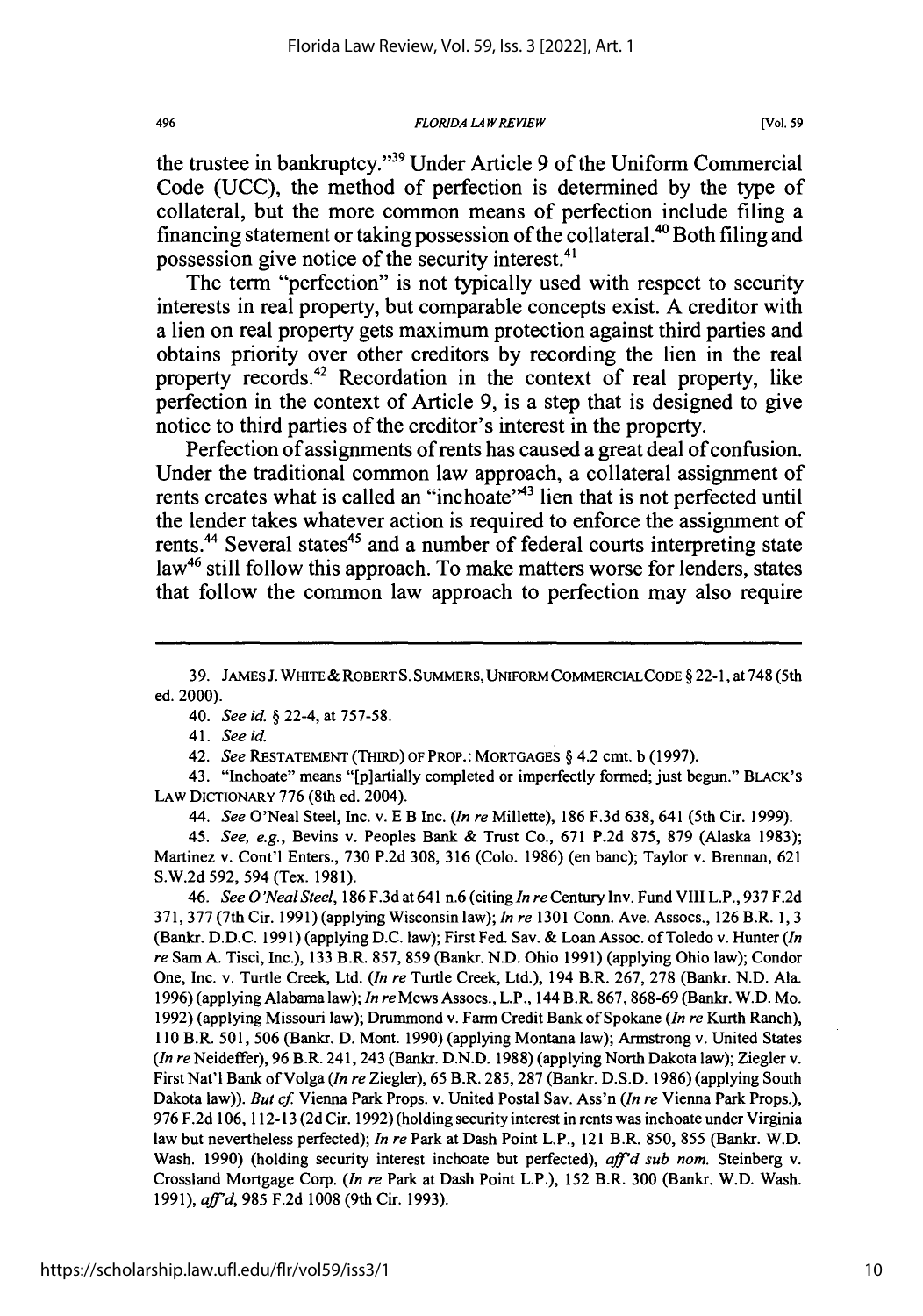the trustee in bankruptcy."[39] Under Article 9 of the Uniform Commercial Code (UCC), the method of perfection is determined by the type of collateral, but the more common means of perfection include filing a financing statement or taking possession of the collateral.[40] Both filing and possession give notice of the security interest.[41]

The term "perfection" is not typically used with respect to security interests in real property, but comparable concepts exist. A creditor with a lien on real property gets maximum protection against third parties and obtains priority over other creditors by recording the lien in the real property records.[42] Recordation in the context of real property, like perfection in the context of Article 9, is a step that is designed to give notice to third parties of the creditor's interest in the property.

Perfection of assignments of rents has caused a great deal of confusion. Under the traditional common law approach, a collateral assignment of rents creates what is called an "inchoate"[43] lien that is not perfected until the lender takes whatever action is required to enforce the assignment of rents.[44] Several states[45] and a number of federal courts interpreting state law[46] still follow this approach. To make matters worse for lenders, states that follow the common law approach to perfection may also require

---

39. JAMES J. WHITE & ROBERT S. SUMMERS, UNIFORM COMMERCIAL CODE § 22-1, at 748 (5th ed. 2000).

40. *See id.* § 22-4, at 757-58.

41. *See id.*

42. *See* RESTATEMENT (THIRD) OF PROP.: MORTGAGES § 4.2 cmt. b (1997).

43. "Inchoate" means "[p]artially completed or imperfectly formed; just begun." BLACK'S LAW DICTIONARY 776 (8th ed. 2004).

44. *See* O'Neal Steel, Inc. v. E B Inc. (*In re* Millette), 186 F.3d 638, 641 (5th Cir. 1999).

45. *See, e.g.*, Bevins v. Peoples Bank & Trust Co., 671 P.2d 875, 879 (Alaska 1983); Martinez v. Cont'l Enters., 730 P.2d 308, 316 (Colo. 1986) (en banc); Taylor v. Brennan, 621 S.W.2d 592, 594 (Tex. 1981).

46. *See O'Neal Steel*, 186 F.3d at 641 n.6 (citing *In re* Century Inv. Fund VIII L.P., 937 F.2d 371, 377 (7th Cir. 1991) (applying Wisconsin law); *In re* 1301 Conn. Ave. Assocs., 126 B.R. 1, 3 (Bankr. D.D.C. 1991) (applying D.C. law); First Fed. Sav. & Loan Assoc. of Toledo v. Hunter (*In re* Sam A. Tisci, Inc.), 133 B.R. 857, 859 (Bankr. N.D. Ohio 1991) (applying Ohio law); Condor One, Inc. v. Turtle Creek, Ltd. (*In re* Turtle Creek, Ltd.), 194 B.R. 267, 278 (Bankr. N.D. Ala. 1996) (applying Alabama law); *In re* Mews Assocs., L.P., 144 B.R. 867, 868-69 (Bankr. W.D. Mo. 1992) (applying Missouri law); Drummond v. Farm Credit Bank of Spokane (*In re* Kurth Ranch), 110 B.R. 501, 506 (Bankr. D. Mont. 1990) (applying Montana law); Armstrong v. United States (*In re* Neideffer), 96 B.R. 241, 243 (Bankr. D.N.D. 1988) (applying North Dakota law); Ziegler v. First Nat'l Bank of Volga (*In re* Ziegler), 65 B.R. 285, 287 (Bankr. D.S.D. 1986) (applying South Dakota law)). *But cf.* Vienna Park Props. v. United Postal Sav. Ass'n (*In re* Vienna Park Props.), 976 F.2d 106, 112-13 (2d Cir. 1992) (holding security interest in rents was inchoate under Virginia law but nevertheless perfected); *In re* Park at Dash Point L.P., 121 B.R. 850, 855 (Bankr. W.D. Wash. 1990) (holding security interest inchoate but perfected), *aff'd sub nom.* Steinberg v. Crossland Mortgage Corp. (*In re* Park at Dash Point L.P.), 152 B.R. 300 (Bankr. W.D. Wash. 1991), *aff'd*, 985 F.2d 1008 (9th Cir. 1993).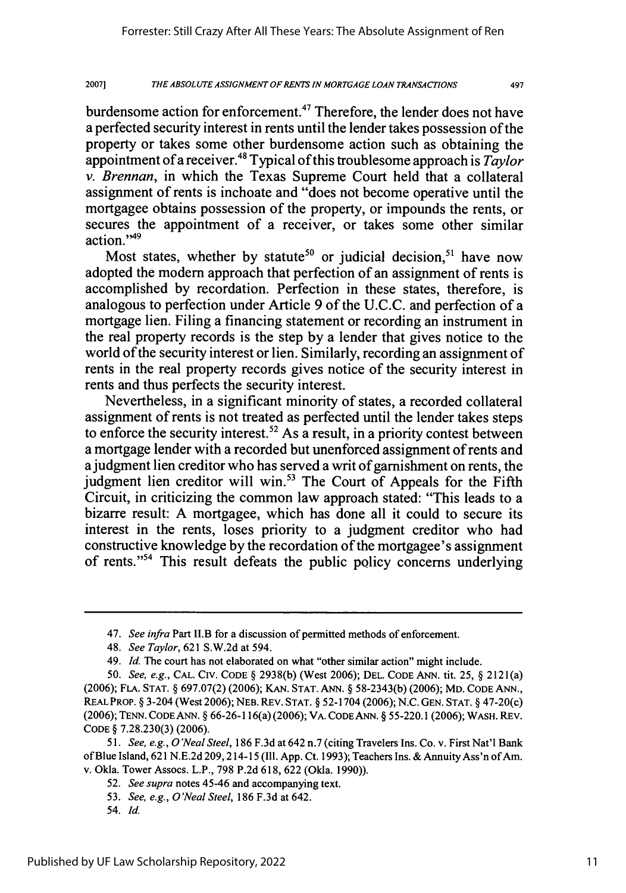burdensome action for enforcement.[47] Therefore, the lender does not have a perfected security interest in rents until the lender takes possession of the property or takes some other burdensome action such as obtaining the appointment of a receiver.[48] Typical of this troublesome approach is *Taylor v. Brennan*, in which the Texas Supreme Court held that a collateral assignment of rents is inchoate and "does not become operative until the mortgagee obtains possession of the property, or impounds the rents, or secures the appointment of a receiver, or takes some other similar action."[49]

Most states, whether by statute[50] or judicial decision,[51] have now adopted the modern approach that perfection of an assignment of rents is accomplished by recordation. Perfection in these states, therefore, is analogous to perfection under Article 9 of the U.C.C. and perfection of a mortgage lien. Filing a financing statement or recording an instrument in the real property records is the step by a lender that gives notice to the world of the security interest or lien. Similarly, recording an assignment of rents in the real property records gives notice of the security interest in rents and thus perfects the security interest.

Nevertheless, in a significant minority of states, a recorded collateral assignment of rents is not treated as perfected until the lender takes steps to enforce the security interest.[52] As a result, in a priority contest between a mortgage lender with a recorded but unenforced assignment of rents and a judgment lien creditor who has served a writ of garnishment on rents, the judgment lien creditor will win.[53] The Court of Appeals for the Fifth Circuit, in criticizing the common law approach stated: "This leads to a bizarre result: A mortgagee, which has done all it could to secure its interest in the rents, loses priority to a judgment creditor who had constructive knowledge by the recordation of the mortgagee's assignment of rents."[54] This result defeats the public policy concerns underlying

---

47. *See infra* Part II.B for a discussion of permitted methods of enforcement.

48. *See Taylor*, 621 S.W.2d at 594.

49. *Id.* The court has not elaborated on what "other similar action" might include.

50. *See, e.g.*, CAL. CIV. CODE § 2938(b) (West 2006); DEL. CODE ANN. tit. 25, § 2121(a) (2006); FLA. STAT. § 697.07(2) (2006); KAN. STAT. ANN. § 58-2343(b) (2006); MD. CODE ANN., REAL PROP. § 3-204 (West 2006); NEB. REV. STAT. § 52-1704 (2006); N.C. GEN. STAT. § 47-20(c) (2006); TENN. CODE ANN. § 66-26-116(a) (2006); VA. CODE ANN. § 55-220.1 (2006); WASH. REV. CODE § 7.28.230(3) (2006).

51. *See, e.g.*, *O'Neal Steel*, 186 F.3d at 642 n.7 (citing Travelers Ins. Co. v. First Nat'l Bank of Blue Island, 621 N.E.2d 209, 214-15 (Ill. App. Ct. 1993); Teachers Ins. & Annuity Ass'n of Am. v. Okla. Tower Assocs. L.P., 798 P.2d 618, 622 (Okla. 1990)).

52. *See supra* notes 45-46 and accompanying text.

53. *See, e.g.*, *O'Neal Steel*, 186 F.3d at 642.

54. *Id.*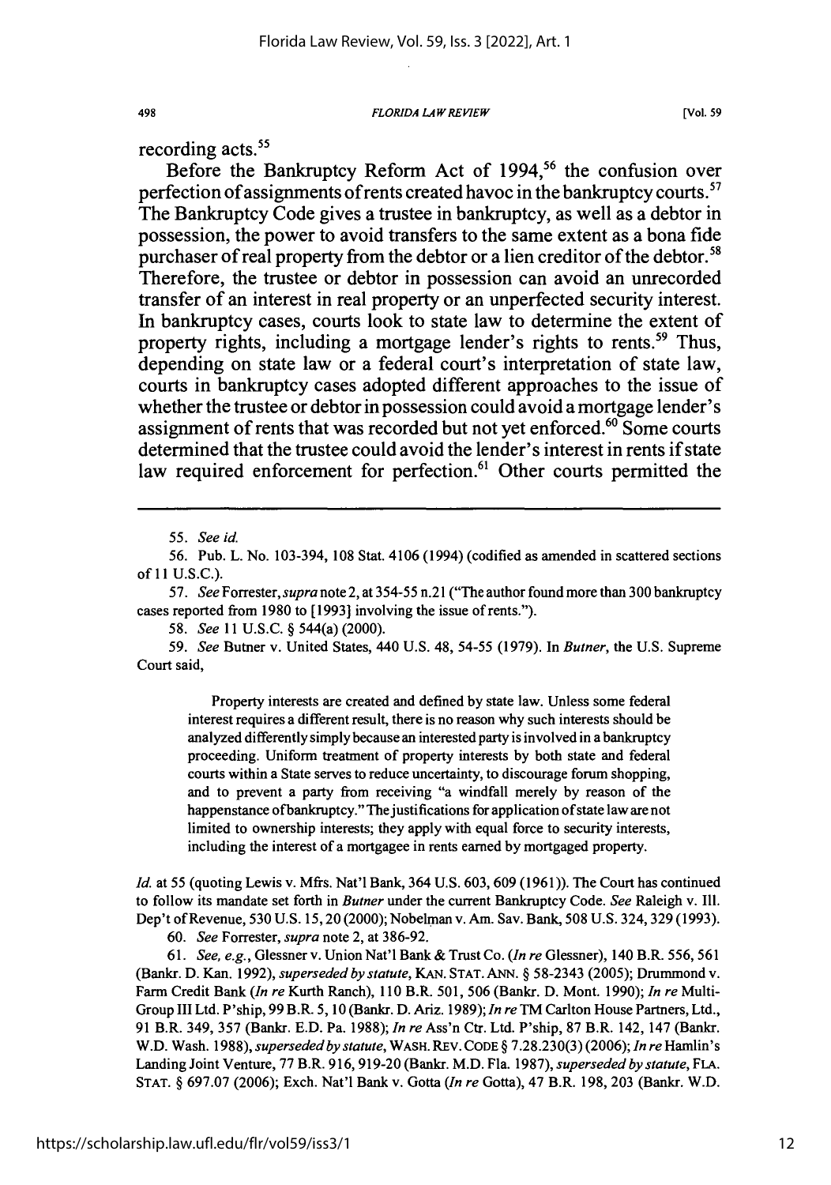recording acts.[55]

Before the Bankruptcy Reform Act of 1994,[56] the confusion over perfection of assignments of rents created havoc in the bankruptcy courts.[57] The Bankruptcy Code gives a trustee in bankruptcy, as well as a debtor in possession, the power to avoid transfers to the same extent as a bona fide purchaser of real property from the debtor or a lien creditor of the debtor.[58] Therefore, the trustee or debtor in possession can avoid an unrecorded transfer of an interest in real property or an unperfected security interest. In bankruptcy cases, courts look to state law to determine the extent of property rights, including a mortgage lender's rights to rents.[59] Thus, depending on state law or a federal court's interpretation of state law, courts in bankruptcy cases adopted different approaches to the issue of whether the trustee or debtor in possession could avoid a mortgage lender's assignment of rents that was recorded but not yet enforced.[60] Some courts determined that the trustee could avoid the lender's interest in rents if state law required enforcement for perfection.[61] Other courts permitted the

---

55. *See id.*

56. Pub. L. No. 103-394, 108 Stat. 4106 (1994) (codified as amended in scattered sections of 11 U.S.C.).

57. *See* Forrester, *supra* note 2, at 354-55 n.21 ("The author found more than 300 bankruptcy cases reported from 1980 to [1993] involving the issue of rents.").

58. *See* 11 U.S.C. § 544(a) (2000).

59. *See* Butner v. United States, 440 U.S. 48, 54-55 (1979). In *Butner*, the U.S. Supreme Court said,

> Property interests are created and defined by state law. Unless some federal interest requires a different result, there is no reason why such interests should be analyzed differently simply because an interested party is involved in a bankruptcy proceeding. Uniform treatment of property interests by both state and federal courts within a State serves to reduce uncertainty, to discourage forum shopping, and to prevent a party from receiving "a windfall merely by reason of the happenstance of bankruptcy." The justifications for application of state law are not limited to ownership interests; they apply with equal force to security interests, including the interest of a mortgagee in rents earned by mortgaged property.

*Id.* at 55 (quoting Lewis v. Mfrs. Nat'l Bank, 364 U.S. 603, 609 (1961)). The Court has continued to follow its mandate set forth in *Butner* under the current Bankruptcy Code. *See* Raleigh v. Ill. Dep't of Revenue, 530 U.S. 15, 20 (2000); Nobelman v. Am. Sav. Bank, 508 U.S. 324, 329 (1993).

60. *See* Forrester, *supra* note 2, at 386-92.

61. *See, e.g.*, Glessner v. Union Nat'l Bank & Trust Co. (*In re* Glessner), 140 B.R. 556, 561 (Bankr. D. Kan. 1992), *superseded by statute*, KAN. STAT. ANN. § 58-2343 (2005); Drummond v. Farm Credit Bank (*In re* Kurth Ranch), 110 B.R. 501, 506 (Bankr. D. Mont. 1990); *In re* Multi-Group III Ltd. P'ship, 99 B.R. 5, 10 (Bankr. D. Ariz. 1989); *In re* TM Carlton House Partners, Ltd., 91 B.R. 349, 357 (Bankr. E.D. Pa. 1988); *In re* Ass'n Ctr. Ltd. P'ship, 87 B.R. 142, 147 (Bankr. W.D. Wash. 1988), *superseded by statute*, WASH. REV. CODE § 7.28.230(3) (2006); *In re* Hamlin's Landing Joint Venture, 77 B.R. 916, 919-20 (Bankr. M.D. Fla. 1987), *superseded by statute*, FLA. STAT. § 697.07 (2006); Exch. Nat'l Bank v. Gotta (*In re* Gotta), 47 B.R. 198, 203 (Bankr. W.D.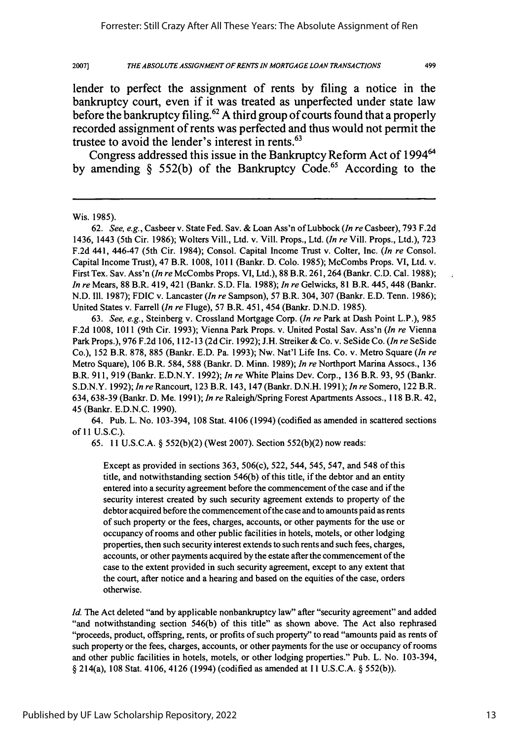lender to perfect the assignment of rents by filing a notice in the bankruptcy court, even if it was treated as unperfected under state law before the bankruptcy filing.[62] A third group of courts found that a properly recorded assignment of rents was perfected and thus would not permit the trustee to avoid the lender's interest in rents.[63]

Congress addressed this issue in the Bankruptcy Reform Act of 1994[64] by amending § 552(b) of the Bankruptcy Code.[65] According to the

---

Wis. 1985).

62. *See, e.g.*, Casbeer v. State Fed. Sav. & Loan Ass'n of Lubbock (*In re* Casbeer), 793 F.2d 1436, 1443 (5th Cir. 1986); Wolters Vill., Ltd. v. Vill. Props., Ltd. (*In re* Vill. Props., Ltd.), 723 F.2d 441, 446-47 (5th Cir. 1984); Consol. Capital Income Trust v. Colter, Inc. (*In re* Consol. Capital Income Trust), 47 B.R. 1008, 1011 (Bankr. D. Colo. 1985); McCombs Props. VI, Ltd. v. First Tex. Sav. Ass'n (*In re* McCombs Props. VI, Ltd.), 88 B.R. 261, 264 (Bankr. C.D. Cal. 1988); *In re* Mears, 88 B.R. 419, 421 (Bankr. S.D. Fla. 1988); *In re* Gelwicks, 81 B.R. 445, 448 (Bankr. N.D. Ill. 1987); FDIC v. Lancaster (*In re* Sampson), 57 B.R. 304, 307 (Bankr. E.D. Tenn. 1986); United States v. Farrell (*In re* Fluge), 57 B.R. 451, 454 (Bankr. D.N.D. 1985).

63. *See, e.g.*, Steinberg v. Crossland Mortgage Corp. (*In re* Park at Dash Point L.P.), 985 F.2d 1008, 1011 (9th Cir. 1993); Vienna Park Props. v. United Postal Sav. Ass'n (*In re* Vienna Park Props.), 976 F.2d 106, 112-13 (2d Cir. 1992); J.H. Streiker & Co. v. SeSide Co. (*In re* SeSide Co.), 152 B.R. 878, 885 (Bankr. E.D. Pa. 1993); Nw. Nat'l Life Ins. Co. v. Metro Square (*In re* Metro Square), 106 B.R. 584, 588 (Bankr. D. Minn. 1989); *In re* Northport Marina Assocs., 136 B.R. 911, 919 (Bankr. E.D.N.Y. 1992); *In re* White Plains Dev. Corp., 136 B.R. 93, 95 (Bankr. S.D.N.Y. 1992); *In re* Rancourt, 123 B.R. 143, 147 (Bankr. D.N.H. 1991); *In re* Somero, 122 B.R. 634, 638-39 (Bankr. D. Me. 1991); *In re* Raleigh/Spring Forest Apartments Assocs., 118 B.R. 42, 45 (Bankr. E.D.N.C. 1990).

64. Pub. L. No. 103-394, 108 Stat. 4106 (1994) (codified as amended in scattered sections of 11 U.S.C.).

65. 11 U.S.C.A. § 552(b)(2) (West 2007). Section 552(b)(2) now reads:

> Except as provided in sections 363, 506(c), 522, 544, 545, 547, and 548 of this title, and notwithstanding section 546(b) of this title, if the debtor and an entity entered into a security agreement before the commencement of the case and if the security interest created by such security agreement extends to property of the debtor acquired before the commencement of the case and to amounts paid as rents of such property or the fees, charges, accounts, or other payments for the use or occupancy of rooms and other public facilities in hotels, motels, or other lodging properties, then such security interest extends to such rents and such fees, charges, accounts, or other payments acquired by the estate after the commencement of the case to the extent provided in such security agreement, except to any extent that the court, after notice and a hearing and based on the equities of the case, orders otherwise.

*Id.* The Act deleted "and by applicable nonbankruptcy law" after "security agreement" and added "and notwithstanding section 546(b) of this title" as shown above. The Act also rephrased "proceeds, product, offspring, rents, or profits of such property" to read "amounts paid as rents of such property or the fees, charges, accounts, or other payments for the use or occupancy of rooms and other public facilities in hotels, motels, or other lodging properties." Pub. L. No. 103-394, § 214(a), 108 Stat. 4106, 4126 (1994) (codified as amended at 11 U.S.C.A. § 552(b)).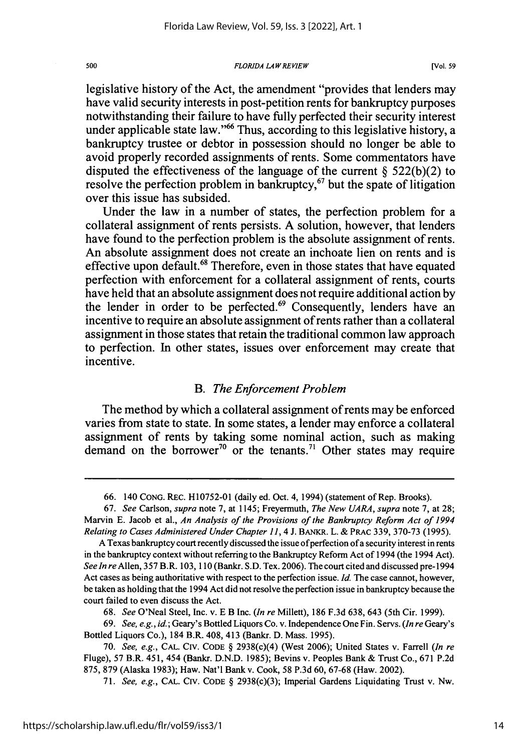legislative history of the Act, the amendment "provides that lenders may have valid security interests in post-petition rents for bankruptcy purposes notwithstanding their failure to have fully perfected their security interest under applicable state law."[66] Thus, according to this legislative history, a bankruptcy trustee or debtor in possession should no longer be able to avoid properly recorded assignments of rents. Some commentators have disputed the effectiveness of the language of the current § 522(b)(2) to resolve the perfection problem in bankruptcy,[67] but the spate of litigation over this issue has subsided.

Under the law in a number of states, the perfection problem for a collateral assignment of rents persists. A solution, however, that lenders have found to the perfection problem is the absolute assignment of rents. An absolute assignment does not create an inchoate lien on rents and is effective upon default.[68] Therefore, even in those states that have equated perfection with enforcement for a collateral assignment of rents, courts have held that an absolute assignment does not require additional action by the lender in order to be perfected.[69] Consequently, lenders have an incentive to require an absolute assignment of rents rather than a collateral assignment in those states that retain the traditional common law approach to perfection. In other states, issues over enforcement may create that incentive.

### B. *The Enforcement Problem*

The method by which a collateral assignment of rents may be enforced varies from state to state. In some states, a lender may enforce a collateral assignment of rents by taking some nominal action, such as making demand on the borrower[70] or the tenants.[71] Other states may require

---

66. 140 CONG. REC. H10752-01 (daily ed. Oct. 4, 1994) (statement of Rep. Brooks).

67. *See* Carlson, *supra* note 7, at 1145; Freyermuth, *The New UARA*, *supra* note 7, at 28; Marvin E. Jacob et al., *An Analysis of the Provisions of the Bankruptcy Reform Act of 1994 Relating to Cases Administered Under Chapter 11*, 4 J. BANKR. L. & PRAC 339, 370-73 (1995).

A Texas bankruptcy court recently discussed the issue of perfection of a security interest in rents in the bankruptcy context without referring to the Bankruptcy Reform Act of 1994 (the 1994 Act). *See In re* Allen, 357 B.R. 103, 110 (Bankr. S.D. Tex. 2006). The court cited and discussed pre-1994 Act cases as being authoritative with respect to the perfection issue. *Id.* The case cannot, however, be taken as holding that the 1994 Act did not resolve the perfection issue in bankruptcy because the court failed to even discuss the Act.

68. *See* O'Neal Steel, Inc. v. E B Inc. (*In re* Millett), 186 F.3d 638, 643 (5th Cir. 1999).

69. *See, e.g.*, *id.*; Geary's Bottled Liquors Co. v. Independence One Fin. Servs. (*In re* Geary's Bottled Liquors Co.), 184 B.R. 408, 413 (Bankr. D. Mass. 1995).

70. *See, e.g.*, CAL. CIV. CODE § 2938(c)(4) (West 2006); United States v. Farrell (*In re* Fluge), 57 B.R. 451, 454 (Bankr. D.N.D. 1985); Bevins v. Peoples Bank & Trust Co., 671 P.2d 875, 879 (Alaska 1983); Haw. Nat'l Bank v. Cook, 58 P.3d 60, 67-68 (Haw. 2002).

71. *See, e.g.*, CAL. CIV. CODE § 2938(c)(3); Imperial Gardens Liquidating Trust v. Nw.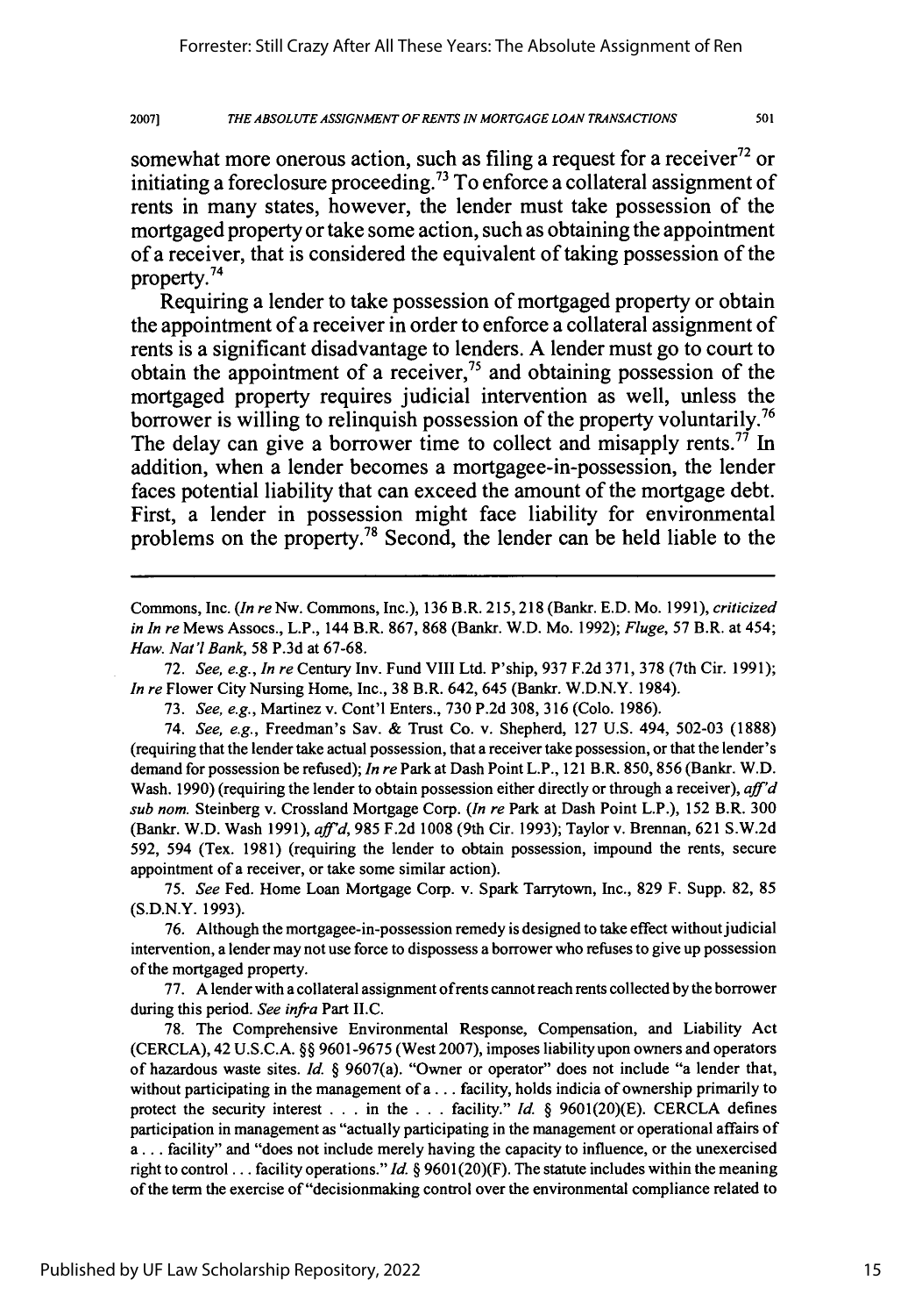somewhat more onerous action, such as filing a request for a receiver[72] or initiating a foreclosure proceeding.[73] To enforce a collateral assignment of rents in many states, however, the lender must take possession of the mortgaged property or take some action, such as obtaining the appointment of a receiver, that is considered the equivalent of taking possession of the property.[74]

Requiring a lender to take possession of mortgaged property or obtain the appointment of a receiver in order to enforce a collateral assignment of rents is a significant disadvantage to lenders. A lender must go to court to obtain the appointment of a receiver,[75] and obtaining possession of the mortgaged property requires judicial intervention as well, unless the borrower is willing to relinquish possession of the property voluntarily.[76] The delay can give a borrower time to collect and misapply rents.[77] In addition, when a lender becomes a mortgagee-in-possession, the lender faces potential liability that can exceed the amount of the mortgage debt. First, a lender in possession might face liability for environmental problems on the property.[78] Second, the lender can be held liable to the

---

Commons, Inc. (*In re* Nw. Commons, Inc.), 136 B.R. 215, 218 (Bankr. E.D. Mo. 1991), *criticized in In re* Mews Assocs., L.P., 144 B.R. 867, 868 (Bankr. W.D. Mo. 1992); *Fluge*, 57 B.R. at 454; *Haw. Nat'l Bank*, 58 P.3d at 67-68.

72. *See, e.g., In re* Century Inv. Fund VIII Ltd. P'ship, 937 F.2d 371, 378 (7th Cir. 1991); *In re* Flower City Nursing Home, Inc., 38 B.R. 642, 645 (Bankr. W.D.N.Y. 1984).

73. *See, e.g.*, Martinez v. Cont'l Enters., 730 P.2d 308, 316 (Colo. 1986).

74. *See, e.g.*, Freedman's Sav. & Trust Co. v. Shepherd, 127 U.S. 494, 502-03 (1888) (requiring that the lender take actual possession, that a receiver take possession, or that the lender's demand for possession be refused); *In re* Park at Dash Point L.P., 121 B.R. 850, 856 (Bankr. W.D. Wash. 1990) (requiring the lender to obtain possession either directly or through a receiver), *aff'd sub nom.* Steinberg v. Crossland Mortgage Corp. (*In re* Park at Dash Point L.P.), 152 B.R. 300 (Bankr. W.D. Wash 1991), *aff'd*, 985 F.2d 1008 (9th Cir. 1993); Taylor v. Brennan, 621 S.W.2d 592, 594 (Tex. 1981) (requiring the lender to obtain possession, impound the rents, secure appointment of a receiver, or take some similar action).

75. *See* Fed. Home Loan Mortgage Corp. v. Spark Tarrytown, Inc., 829 F. Supp. 82, 85 (S.D.N.Y. 1993).

76. Although the mortgagee-in-possession remedy is designed to take effect without judicial intervention, a lender may not use force to dispossess a borrower who refuses to give up possession of the mortgaged property.

77. A lender with a collateral assignment of rents cannot reach rents collected by the borrower during this period. *See infra* Part II.C.

78. The Comprehensive Environmental Response, Compensation, and Liability Act (CERCLA), 42 U.S.C.A. §§ 9601-9675 (West 2007), imposes liability upon owners and operators of hazardous waste sites. *Id.* § 9607(a). "Owner or operator" does not include "a lender that, without participating in the management of a . . . facility, holds indicia of ownership primarily to protect the security interest . . . in the . . . facility." *Id.* § 9601(20)(E). CERCLA defines participation in management as "actually participating in the management or operational affairs of a . . . facility" and "does not include merely having the capacity to influence, or the unexercised right to control . . . facility operations." *Id.* § 9601(20)(F). The statute includes within the meaning of the term the exercise of "decisionmaking control over the environmental compliance related to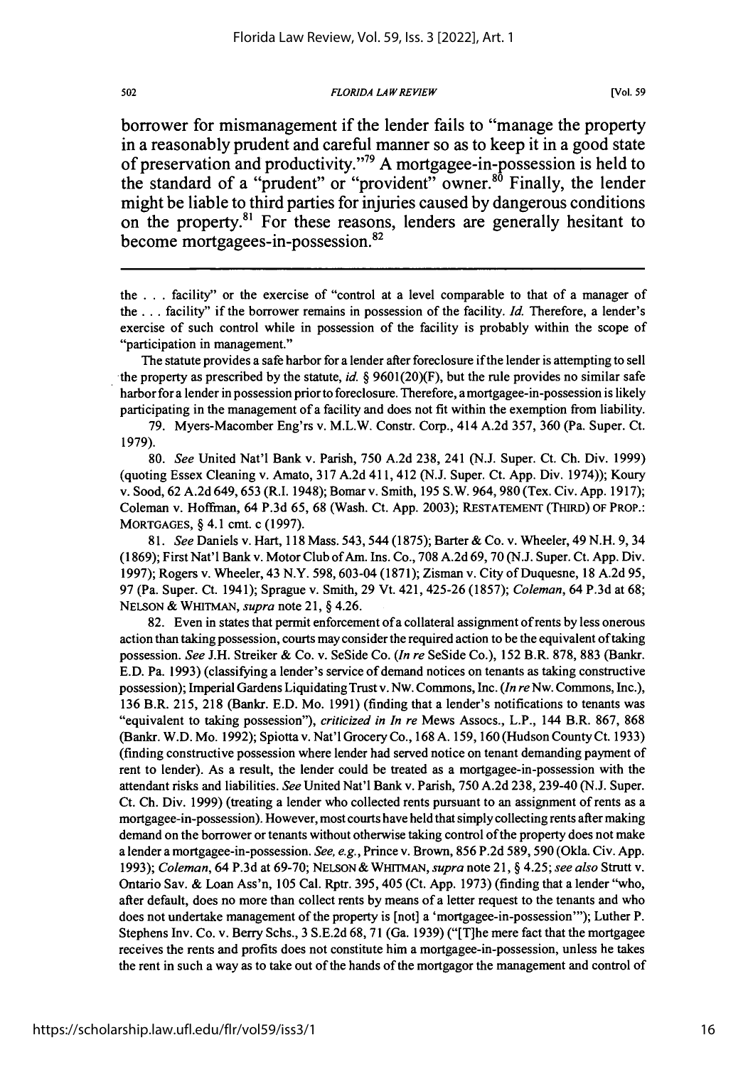borrower for mismanagement if the lender fails to "manage the property in a reasonably prudent and careful manner so as to keep it in a good state of preservation and productivity."[79] A mortgagee-in-possession is held to the standard of a "prudent" or "provident" owner.[80] Finally, the lender might be liable to third parties for injuries caused by dangerous conditions on the property.[81] For these reasons, lenders are generally hesitant to become mortgagees-in-possession.[82]

---

the . . . facility" or the exercise of "control at a level comparable to that of a manager of the . . . facility" if the borrower remains in possession of the facility. *Id.* Therefore, a lender's exercise of such control while in possession of the facility is probably within the scope of "participation in management."

The statute provides a safe harbor for a lender after foreclosure if the lender is attempting to sell the property as prescribed by the statute, *id.* § 9601(20)(F), but the rule provides no similar safe harbor for a lender in possession prior to foreclosure. Therefore, a mortgagee-in-possession is likely participating in the management of a facility and does not fit within the exemption from liability.

79. Myers-Macomber Eng'rs v. M.L.W. Constr. Corp., 414 A.2d 357, 360 (Pa. Super. Ct. 1979).

80. *See* United Nat'l Bank v. Parish, 750 A.2d 238, 241 (N.J. Super. Ct. Ch. Div. 1999) (quoting Essex Cleaning v. Amato, 317 A.2d 411, 412 (N.J. Super. Ct. App. Div. 1974)); Koury v. Sood, 62 A.2d 649, 653 (R.I. 1948); Bomar v. Smith, 195 S.W. 964, 980 (Tex. Civ. App. 1917); Coleman v. Hoffman, 64 P.3d 65, 68 (Wash. Ct. App. 2003); RESTATEMENT (THIRD) OF PROP.: MORTGAGES, § 4.1 cmt. c (1997).

81. *See* Daniels v. Hart, 118 Mass. 543, 544 (1875); Barter & Co. v. Wheeler, 49 N.H. 9, 34 (1869); First Nat'l Bank v. Motor Club of Am. Ins. Co., 708 A.2d 69, 70 (N.J. Super. Ct. App. Div. 1997); Rogers v. Wheeler, 43 N.Y. 598, 603-04 (1871); Zisman v. City of Duquesne, 18 A.2d 95, 97 (Pa. Super. Ct. 1941); Sprague v. Smith, 29 Vt. 421, 425-26 (1857); *Coleman*, 64 P.3d at 68; NELSON & WHITMAN, *supra* note 21, § 4.26.

82. Even in states that permit enforcement of a collateral assignment of rents by less onerous action than taking possession, courts may consider the required action to be the equivalent of taking possession. *See* J.H. Streiker & Co. v. SeSide Co. (*In re* SeSide Co.), 152 B.R. 878, 883 (Bankr. E.D. Pa. 1993) (classifying a lender's service of demand notices on tenants as taking constructive possession); Imperial Gardens Liquidating Trust v. Nw. Commons, Inc. (*In re* Nw. Commons, Inc.), 136 B.R. 215, 218 (Bankr. E.D. Mo. 1991) (finding that a lender's notifications to tenants was "equivalent to taking possession"), *criticized in In re* Mews Assocs., L.P., 144 B.R. 867, 868 (Bankr. W.D. Mo. 1992); Spiotta v. Nat'l Grocery Co., 168 A. 159, 160 (Hudson County Ct. 1933) (finding constructive possession where lender had served notice on tenant demanding payment of rent to lender). As a result, the lender could be treated as a mortgagee-in-possession with the attendant risks and liabilities. *See* United Nat'l Bank v. Parish, 750 A.2d 238, 239-40 (N.J. Super. Ct. Ch. Div. 1999) (treating a lender who collected rents pursuant to an assignment of rents as a mortgagee-in-possession). However, most courts have held that simply collecting rents after making demand on the borrower or tenants without otherwise taking control of the property does not make a lender a mortgagee-in-possession. *See, e.g.*, Prince v. Brown, 856 P.2d 589, 590 (Okla. Civ. App. 1993); *Coleman*, 64 P.3d at 69-70; NELSON & WHITMAN, *supra* note 21, § 4.25; *see also* Strutt v. Ontario Sav. & Loan Ass'n, 105 Cal. Rptr. 395, 405 (Ct. App. 1973) (finding that a lender "who, after default, does no more than collect rents by means of a letter request to the tenants and who does not undertake management of the property is [not] a 'mortgagee-in-possession'"); Luther P. Stephens Inv. Co. v. Berry Schs., 3 S.E.2d 68, 71 (Ga. 1939) ("[T]he mere fact that the mortgagee receives the rents and profits does not constitute him a mortgagee-in-possession, unless he takes the rent in such a way as to take out of the hands of the mortgagor the management and control of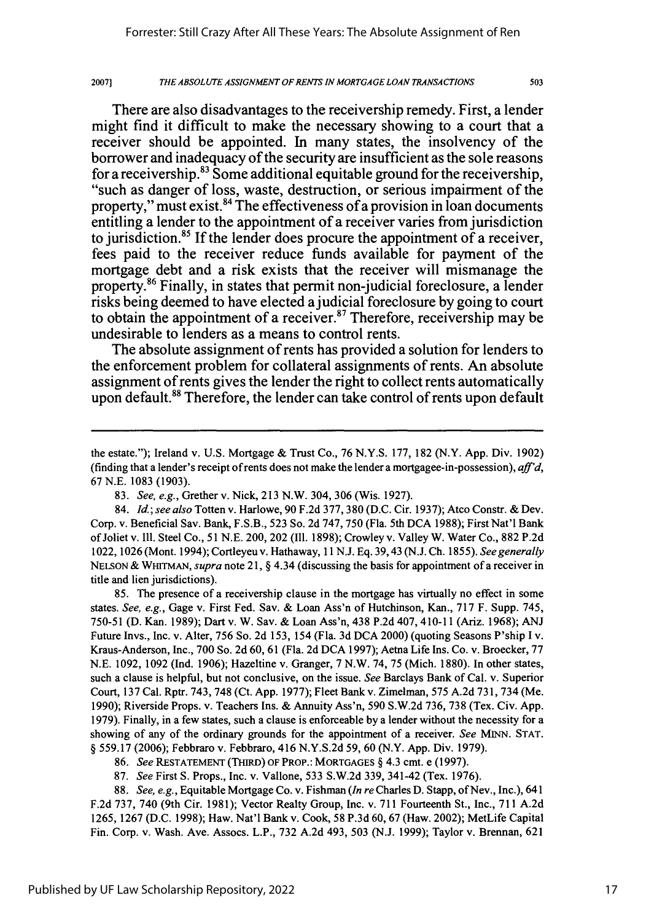There are also disadvantages to the receivership remedy. First, a lender might find it difficult to make the necessary showing to a court that a receiver should be appointed. In many states, the insolvency of the borrower and inadequacy of the security are insufficient as the sole reasons for a receivership.[83] Some additional equitable ground for the receivership, "such as danger of loss, waste, destruction, or serious impairment of the property," must exist.[84] The effectiveness of a provision in loan documents entitling a lender to the appointment of a receiver varies from jurisdiction to jurisdiction.[85] If the lender does procure the appointment of a receiver, fees paid to the receiver reduce funds available for payment of the mortgage debt and a risk exists that the receiver will mismanage the property.[86] Finally, in states that permit non-judicial foreclosure, a lender risks being deemed to have elected a judicial foreclosure by going to court to obtain the appointment of a receiver.[87] Therefore, receivership may be undesirable to lenders as a means to control rents.

The absolute assignment of rents has provided a solution for lenders to the enforcement problem for collateral assignments of rents. An absolute assignment of rents gives the lender the right to collect rents automatically upon default.[88] Therefore, the lender can take control of rents upon default

---

the estate."); Ireland v. U.S. Mortgage & Trust Co., 76 N.Y.S. 177, 182 (N.Y. App. Div. 1902) (finding that a lender's receipt of rents does not make the lender a mortgagee-in-possession), *aff'd*, 67 N.E. 1083 (1903).

83. *See, e.g.*, Grether v. Nick, 213 N.W. 304, 306 (Wis. 1927).

84. *Id.*; *see also* Totten v. Harlowe, 90 F.2d 377, 380 (D.C. Cir. 1937); Atco Constr. & Dev. Corp. v. Beneficial Sav. Bank, F.S.B., 523 So. 2d 747, 750 (Fla. 5th DCA 1988); First Nat'l Bank of Joliet v. Ill. Steel Co., 51 N.E. 200, 202 (Ill. 1898); Crowley v. Valley W. Water Co., 882 P.2d 1022, 1026 (Mont. 1994); Cortleyeu v. Hathaway, 11 N.J. Eq. 39, 43 (N.J. Ch. 1855). *See generally* NELSON & WHITMAN, *supra* note 21, § 4.34 (discussing the basis for appointment of a receiver in title and lien jurisdictions).

85. The presence of a receivership clause in the mortgage has virtually no effect in some states. *See, e.g.*, Gage v. First Fed. Sav. & Loan Ass'n of Hutchinson, Kan., 717 F. Supp. 745, 750-51 (D. Kan. 1989); Dart v. W. Sav. & Loan Ass'n, 438 P.2d 407, 410-11 (Ariz. 1968); ANJ Future Invs., Inc. v. Alter, 756 So. 2d 153, 154 (Fla. 3d DCA 2000) (quoting Seasons P'ship I v. Kraus-Anderson, Inc., 700 So. 2d 60, 61 (Fla. 2d DCA 1997); Aetna Life Ins. Co. v. Broecker, 77 N.E. 1092, 1092 (Ind. 1906); Hazeltine v. Granger, 7 N.W. 74, 75 (Mich. 1880). In other states, such a clause is helpful, but not conclusive, on the issue. *See* Barclays Bank of Cal. v. Superior Court, 137 Cal. Rptr. 743, 748 (Ct. App. 1977); Fleet Bank v. Zimelman, 575 A.2d 731, 734 (Me. 1990); Riverside Props. v. Teachers Ins. & Annuity Ass'n, 590 S.W.2d 736, 738 (Tex. Civ. App. 1979). Finally, in a few states, such a clause is enforceable by a lender without the necessity for a showing of any of the ordinary grounds for the appointment of a receiver. *See* MINN. STAT. § 559.17 (2006); Febbraro v. Febbraro, 416 N.Y.S.2d 59, 60 (N.Y. App. Div. 1979).

86. *See* RESTATEMENT (THIRD) OF PROP.: MORTGAGES § 4.3 cmt. e (1997).

87. *See* First S. Props., Inc. v. Vallone, 533 S.W.2d 339, 341-42 (Tex. 1976).

88. *See, e.g.*, Equitable Mortgage Co. v. Fishman (*In re* Charles D. Stapp, of Nev., Inc.), 641 F.2d 737, 740 (9th Cir. 1981); Vector Realty Group, Inc. v. 711 Fourteenth St., Inc., 711 A.2d 1265, 1267 (D.C. 1998); Haw. Nat'l Bank v. Cook, 58 P.3d 60, 67 (Haw. 2002); MetLife Capital Fin. Corp. v. Wash. Ave. Assocs. L.P., 732 A.2d 493, 503 (N.J. 1999); Taylor v. Brennan, 621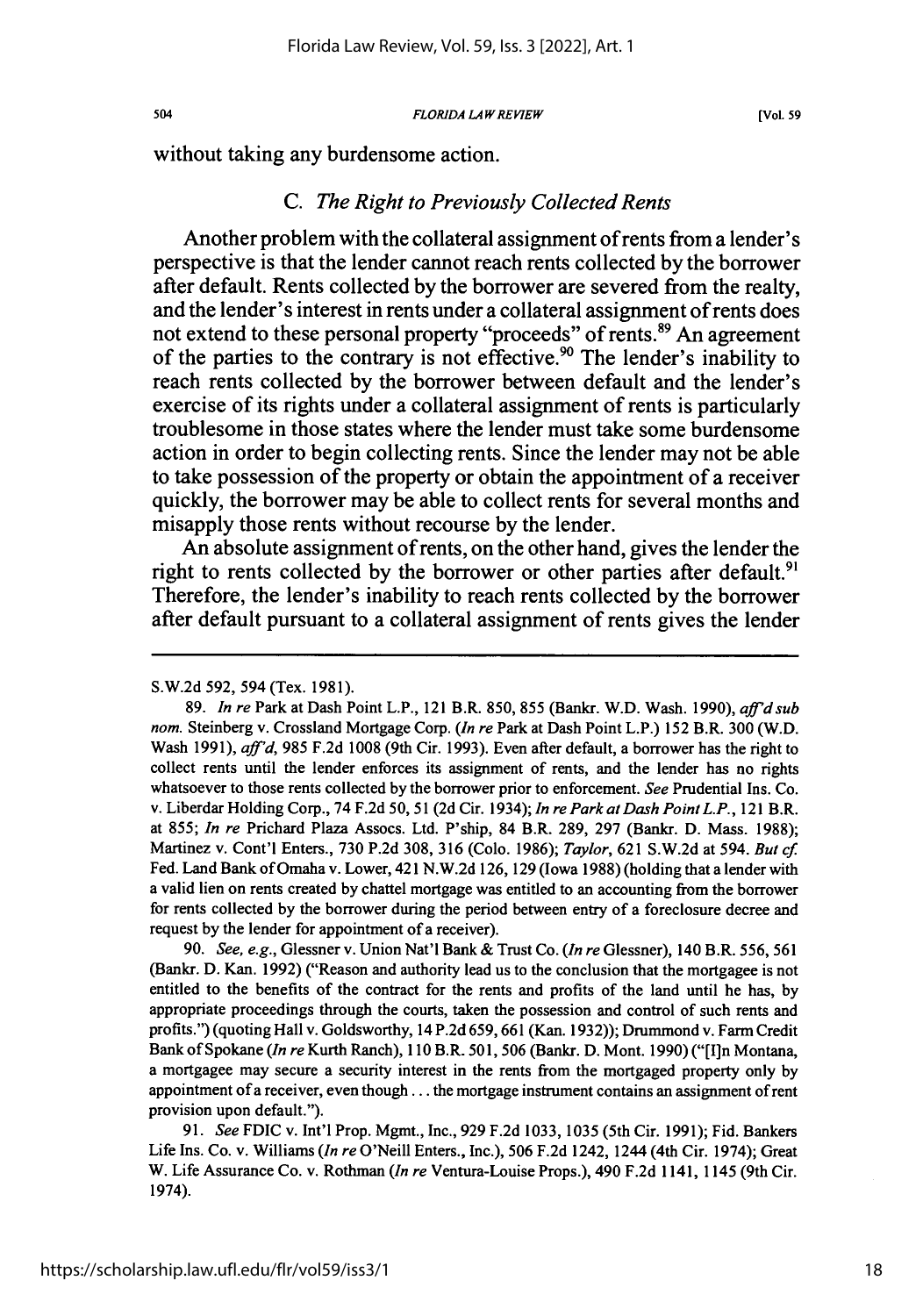without taking any burdensome action.

### C. *The Right to Previously Collected Rents*

Another problem with the collateral assignment of rents from a lender's perspective is that the lender cannot reach rents collected by the borrower after default. Rents collected by the borrower are severed from the realty, and the lender's interest in rents under a collateral assignment of rents does not extend to these personal property "proceeds" of rents.[89] An agreement of the parties to the contrary is not effective.[90] The lender's inability to reach rents collected by the borrower between default and the lender's exercise of its rights under a collateral assignment of rents is particularly troublesome in those states where the lender must take some burdensome action in order to begin collecting rents. Since the lender may not be able to take possession of the property or obtain the appointment of a receiver quickly, the borrower may be able to collect rents for several months and misapply those rents without recourse by the lender.

An absolute assignment of rents, on the other hand, gives the lender the right to rents collected by the borrower or other parties after default.[91] Therefore, the lender's inability to reach rents collected by the borrower after default pursuant to a collateral assignment of rents gives the lender

---

S.W.2d 592, 594 (Tex. 1981).

89. *In re* Park at Dash Point L.P., 121 B.R. 850, 855 (Bankr. W.D. Wash. 1990), *aff'd sub nom.* Steinberg v. Crossland Mortgage Corp. (*In re* Park at Dash Point L.P.) 152 B.R. 300 (W.D. Wash 1991), *aff'd*, 985 F.2d 1008 (9th Cir. 1993). Even after default, a borrower has the right to collect rents until the lender enforces its assignment of rents, and the lender has no rights whatsoever to those rents collected by the borrower prior to enforcement. *See* Prudential Ins. Co. v. Liberdar Holding Corp., 74 F.2d 50, 51 (2d Cir. 1934); *In re Park at Dash Point L.P.*, 121 B.R. at 855; *In re* Prichard Plaza Assocs. Ltd. P'ship, 84 B.R. 289, 297 (Bankr. D. Mass. 1988); Martinez v. Cont'l Enters., 730 P.2d 308, 316 (Colo. 1986); *Taylor*, 621 S.W.2d at 594. *But cf.* Fed. Land Bank of Omaha v. Lower, 421 N.W.2d 126, 129 (Iowa 1988) (holding that a lender with a valid lien on rents created by chattel mortgage was entitled to an accounting from the borrower for rents collected by the borrower during the period between entry of a foreclosure decree and request by the lender for appointment of a receiver).

90. *See, e.g.*, Glessner v. Union Nat'l Bank & Trust Co. (*In re* Glessner), 140 B.R. 556, 561 (Bankr. D. Kan. 1992) ("Reason and authority lead us to the conclusion that the mortgagee is not entitled to the benefits of the contract for the rents and profits of the land until he has, by appropriate proceedings through the courts, taken the possession and control of such rents and profits.") (quoting Hall v. Goldsworthy, 14 P.2d 659, 661 (Kan. 1932)); Drummond v. Farm Credit Bank of Spokane (*In re* Kurth Ranch), 110 B.R. 501, 506 (Bankr. D. Mont. 1990) ("[I]n Montana, a mortgagee may secure a security interest in the rents from the mortgaged property only by appointment of a receiver, even though . . . the mortgage instrument contains an assignment of rent provision upon default.").

91. *See* FDIC v. Int'l Prop. Mgmt., Inc., 929 F.2d 1033, 1035 (5th Cir. 1991); Fid. Bankers Life Ins. Co. v. Williams (*In re* O'Neill Enters., Inc.), 506 F.2d 1242, 1244 (4th Cir. 1974); Great W. Life Assurance Co. v. Rothman (*In re* Ventura-Louise Props.), 490 F.2d 1141, 1145 (9th Cir. 1974).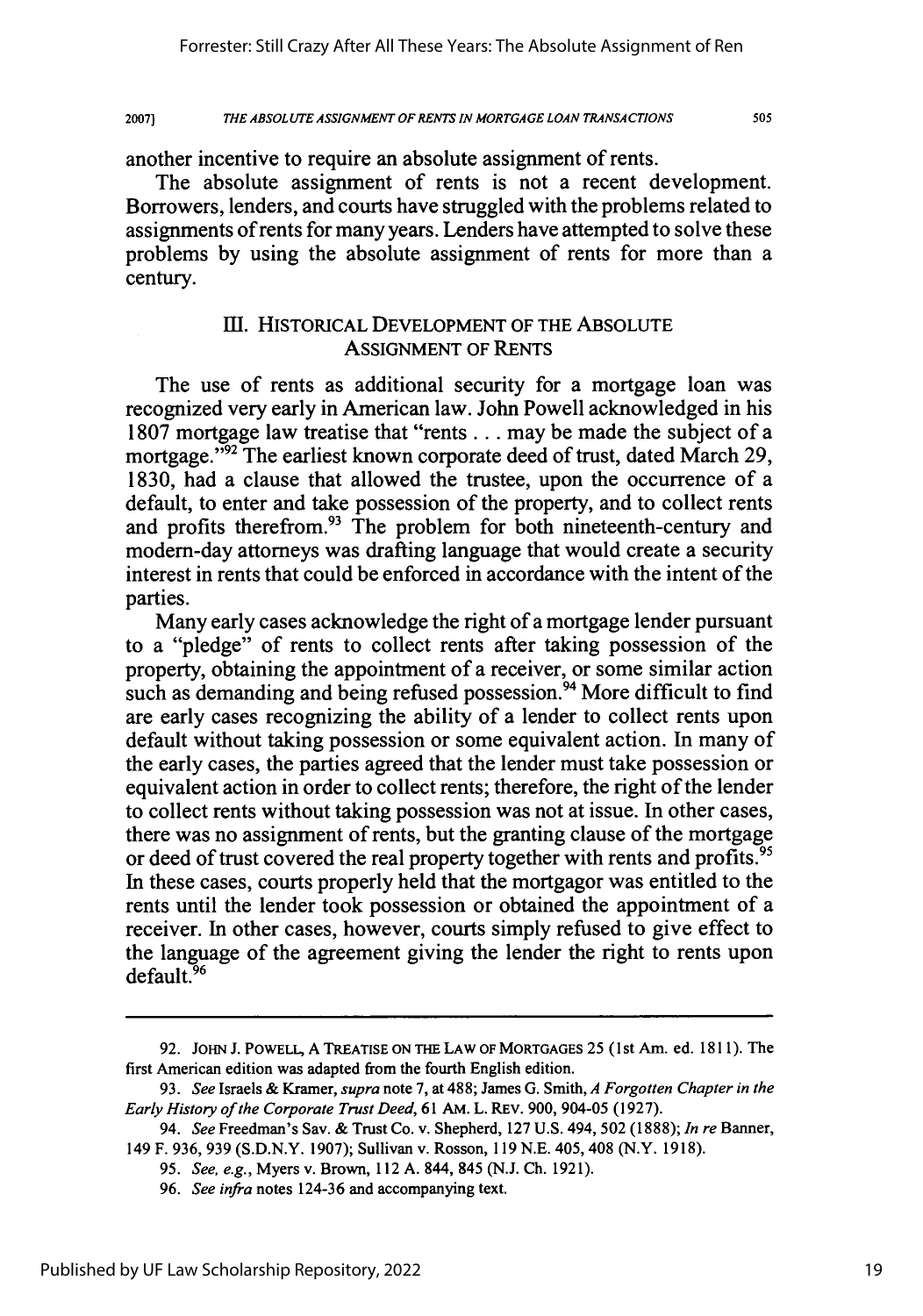another incentive to require an absolute assignment of rents.

The absolute assignment of rents is not a recent development. Borrowers, lenders, and courts have struggled with the problems related to assignments of rents for many years. Lenders have attempted to solve these problems by using the absolute assignment of rents for more than a century.

## III. HISTORICAL DEVELOPMENT OF THE ABSOLUTE ASSIGNMENT OF RENTS

The use of rents as additional security for a mortgage loan was recognized very early in American law. John Powell acknowledged in his 1807 mortgage law treatise that "rents . . . may be made the subject of a mortgage."[92] The earliest known corporate deed of trust, dated March 29, 1830, had a clause that allowed the trustee, upon the occurrence of a default, to enter and take possession of the property, and to collect rents and profits therefrom.[93] The problem for both nineteenth-century and modern-day attorneys was drafting language that would create a security interest in rents that could be enforced in accordance with the intent of the parties.

Many early cases acknowledge the right of a mortgage lender pursuant to a "pledge" of rents to collect rents after taking possession of the property, obtaining the appointment of a receiver, or some similar action such as demanding and being refused possession.[94] More difficult to find are early cases recognizing the ability of a lender to collect rents upon default without taking possession or some equivalent action. In many of the early cases, the parties agreed that the lender must take possession or equivalent action in order to collect rents; therefore, the right of the lender to collect rents without taking possession was not at issue. In other cases, there was no assignment of rents, but the granting clause of the mortgage or deed of trust covered the real property together with rents and profits.[95] In these cases, courts properly held that the mortgagor was entitled to the rents until the lender took possession or obtained the appointment of a receiver. In other cases, however, courts simply refused to give effect to the language of the agreement giving the lender the right to rents upon default.[96]

---

92. JOHN J. POWELL, A TREATISE ON THE LAW OF MORTGAGES 25 (1st Am. ed. 1811). The first American edition was adapted from the fourth English edition.

93. *See* Israels & Kramer, *supra* note 7, at 488; James G. Smith, *A Forgotten Chapter in the Early History of the Corporate Trust Deed*, 61 AM. L. REV. 900, 904-05 (1927).

94. *See* Freedman's Sav. & Trust Co. v. Shepherd, 127 U.S. 494, 502 (1888); *In re* Banner, 149 F. 936, 939 (S.D.N.Y. 1907); Sullivan v. Rosson, 119 N.E. 405, 408 (N.Y. 1918).

95. *See, e.g.*, Myers v. Brown, 112 A. 844, 845 (N.J. Ch. 1921).

96. *See infra* notes 124-36 and accompanying text.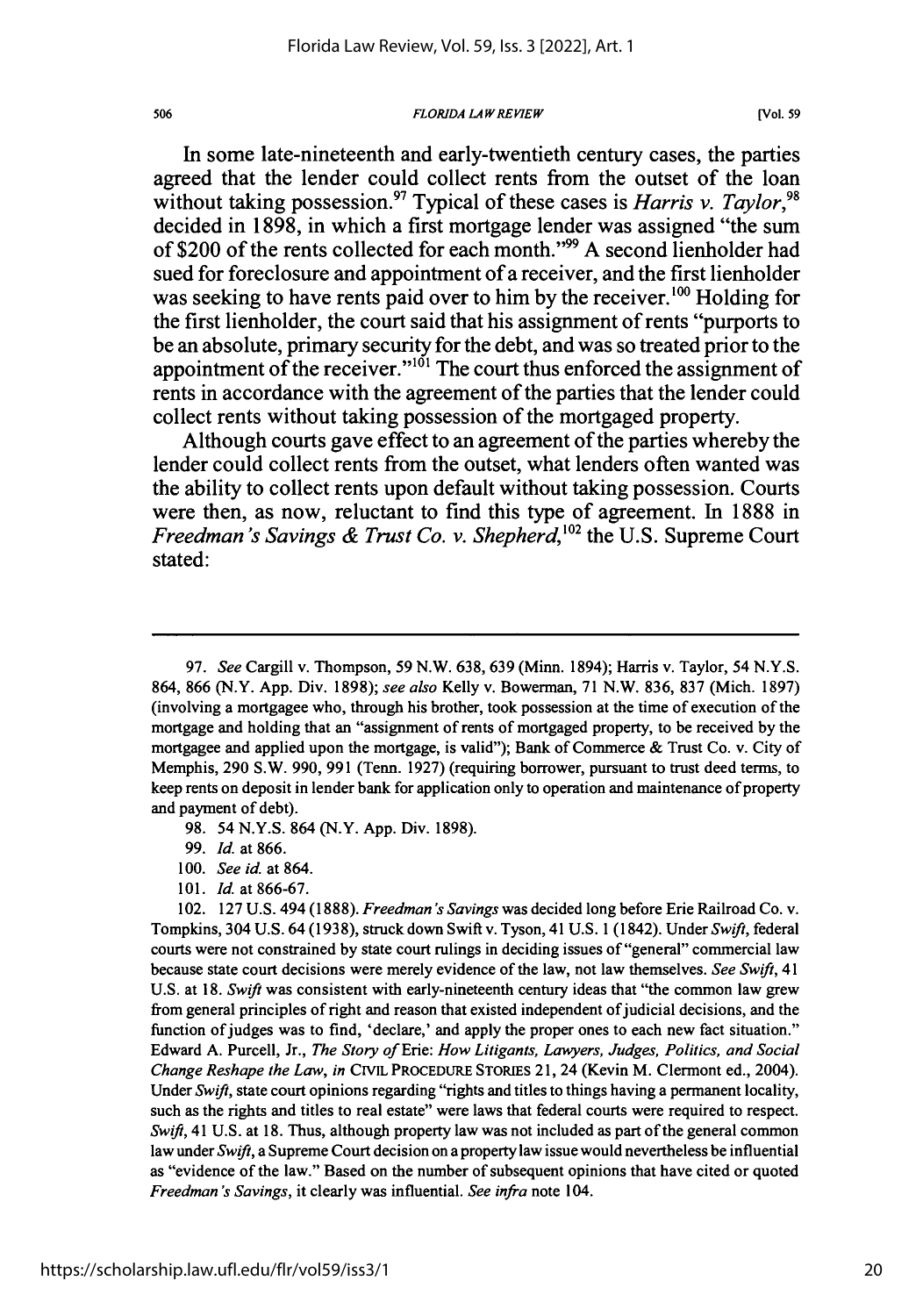In some late-nineteenth and early-twentieth century cases, the parties agreed that the lender could collect rents from the outset of the loan without taking possession.[97] Typical of these cases is *Harris v. Taylor*,[98] decided in 1898, in which a first mortgage lender was assigned "the sum of $200 of the rents collected for each month."[99] A second lienholder had sued for foreclosure and appointment of a receiver, and the first lienholder was seeking to have rents paid over to him by the receiver.[100] Holding for the first lienholder, the court said that his assignment of rents "purports to be an absolute, primary security for the debt, and was so treated prior to the appointment of the receiver."[101] The court thus enforced the assignment of rents in accordance with the agreement of the parties that the lender could collect rents without taking possession of the mortgaged property.

Although courts gave effect to an agreement of the parties whereby the lender could collect rents from the outset, what lenders often wanted was the ability to collect rents upon default without taking possession. Courts were then, as now, reluctant to find this type of agreement. In 1888 in *Freedman's Savings & Trust Co. v. Shepherd*,[102] the U.S. Supreme Court stated:

---

97. *See* Cargill v. Thompson, 59 N.W. 638, 639 (Minn. 1894); Harris v. Taylor, 54 N.Y.S. 864, 866 (N.Y. App. Div. 1898); *see also* Kelly v. Bowerman, 71 N.W. 836, 837 (Mich. 1897) (involving a mortgagee who, through his brother, took possession at the time of execution of the mortgage and holding that an "assignment of rents of mortgaged property, to be received by the mortgagee and applied upon the mortgage, is valid"); Bank of Commerce & Trust Co. v. City of Memphis, 290 S.W. 990, 991 (Tenn. 1927) (requiring borrower, pursuant to trust deed terms, to keep rents on deposit in lender bank for application only to operation and maintenance of property and payment of debt).

98. 54 N.Y.S. 864 (N.Y. App. Div. 1898).

99. *Id.* at 866.

100. *See id.* at 864.

101. *Id.* at 866-67.

102. 127 U.S. 494 (1888). *Freedman's Savings* was decided long before Erie Railroad Co. v. Tompkins, 304 U.S. 64 (1938), struck down Swift v. Tyson, 41 U.S. 1 (1842). Under *Swift*, federal courts were not constrained by state court rulings in deciding issues of "general" commercial law because state court decisions were merely evidence of the law, not law themselves. *See Swift*, 41 U.S. at 18. *Swift* was consistent with early-nineteenth century ideas that "the common law grew from general principles of right and reason that existed independent of judicial decisions, and the function of judges was to find, 'declare,' and apply the proper ones to each new fact situation." Edward A. Purcell, Jr., *The Story of* Erie: *How Litigants, Lawyers, Judges, Politics, and Social Change Reshape the Law*, *in* CIVIL PROCEDURE STORIES 21, 24 (Kevin M. Clermont ed., 2004). Under *Swift*, state court opinions regarding "rights and titles to things having a permanent locality, such as the rights and titles to real estate" were laws that federal courts were required to respect. *Swift*, 41 U.S. at 18. Thus, although property law was not included as part of the general common law under *Swift*, a Supreme Court decision on a property law issue would nevertheless be influential as "evidence of the law." Based on the number of subsequent opinions that have cited or quoted *Freedman's Savings*, it clearly was influential. *See infra* note 104.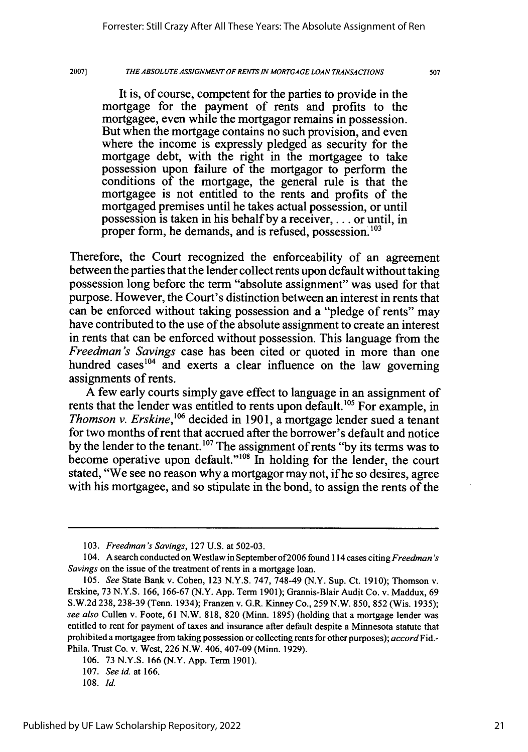> It is, of course, competent for the parties to provide in the mortgage for the payment of rents and profits to the mortgagee, even while the mortgagor remains in possession. But when the mortgage contains no such provision, and even where the income is expressly pledged as security for the mortgage debt, with the right in the mortgagee to take possession upon failure of the mortgagor to perform the conditions of the mortgage, the general rule is that the mortgagee is not entitled to the rents and profits of the mortgaged premises until he takes actual possession, or until possession is taken in his behalf by a receiver, . . . or until, in proper form, he demands, and is refused, possession.[103]

Therefore, the Court recognized the enforceability of an agreement between the parties that the lender collect rents upon default without taking possession long before the term "absolute assignment" was used for that purpose. However, the Court's distinction between an interest in rents that can be enforced without taking possession and a "pledge of rents" may have contributed to the use of the absolute assignment to create an interest in rents that can be enforced without possession. This language from the *Freedman's Savings* case has been cited or quoted in more than one hundred cases[104] and exerts a clear influence on the law governing assignments of rents.

A few early courts simply gave effect to language in an assignment of rents that the lender was entitled to rents upon default.[105] For example, in *Thomson v. Erskine*,[106] decided in 1901, a mortgage lender sued a tenant for two months of rent that accrued after the borrower's default and notice by the lender to the tenant.[107] The assignment of rents "by its terms was to become operative upon default."[108] In holding for the lender, the court stated, "We see no reason why a mortgagor may not, if he so desires, agree with his mortgagee, and so stipulate in the bond, to assign the rents of the

---

103. *Freedman's Savings*, 127 U.S. at 502-03.

104. A search conducted on Westlaw in September of 2006 found 114 cases citing *Freedman's Savings* on the issue of the treatment of rents in a mortgage loan.

105. *See* State Bank v. Cohen, 123 N.Y.S. 747, 748-49 (N.Y. Sup. Ct. 1910); Thomson v. Erskine, 73 N.Y.S. 166, 166-67 (N.Y. App. Term 1901); Grannis-Blair Audit Co. v. Maddux, 69 S.W.2d 238, 238-39 (Tenn. 1934); Franzen v. G.R. Kinney Co., 259 N.W. 850, 852 (Wis. 1935); *see also* Cullen v. Foote, 61 N.W. 818, 820 (Minn. 1895) (holding that a mortgage lender was entitled to rent for payment of taxes and insurance after default despite a Minnesota statute that prohibited a mortgagee from taking possession or collecting rents for other purposes); *accord* Fid.-Phila. Trust Co. v. West, 226 N.W. 406, 407-09 (Minn. 1929).

106. 73 N.Y.S. 166 (N.Y. App. Term 1901).

107. *See id.* at 166.

108. *Id.*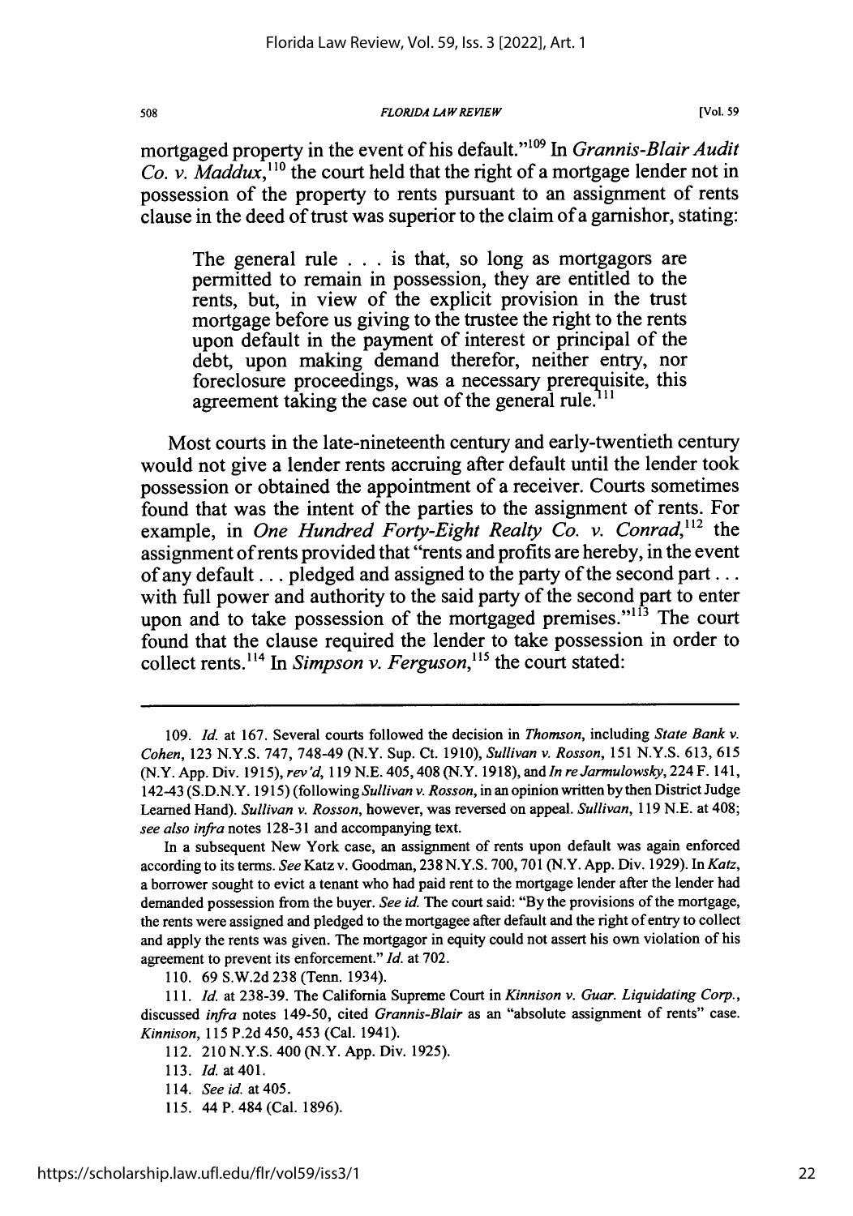mortgaged property in the event of his default."[109] In *Grannis-Blair Audit Co. v. Maddux*,[110] the court held that the right of a mortgage lender not in possession of the property to rents pursuant to an assignment of rents clause in the deed of trust was superior to the claim of a garnishor, stating:

> The general rule . . . is that, so long as mortgagors are permitted to remain in possession, they are entitled to the rents, but, in view of the explicit provision in the trust mortgage before us giving to the trustee the right to the rents upon default in the payment of interest or principal of the debt, upon making demand therefor, neither entry, nor foreclosure proceedings, was a necessary prerequisite, this agreement taking the case out of the general rule.[111]

Most courts in the late-nineteenth century and early-twentieth century would not give a lender rents accruing after default until the lender took possession or obtained the appointment of a receiver. Courts sometimes found that was the intent of the parties to the assignment of rents. For example, in *One Hundred Forty-Eight Realty Co. v. Conrad*,[112] the assignment of rents provided that "rents and profits are hereby, in the event of any default . . . pledged and assigned to the party of the second part . . . with full power and authority to the said party of the second part to enter upon and to take possession of the mortgaged premises."[113] The court found that the clause required the lender to take possession in order to collect rents.[114] In *Simpson v. Ferguson*,[115] the court stated:

---

109. *Id.* at 167. Several courts followed the decision in *Thomson*, including *State Bank v. Cohen*, 123 N.Y.S. 747, 748-49 (N.Y. Sup. Ct. 1910), *Sullivan v. Rosson*, 151 N.Y.S. 613, 615 (N.Y. App. Div. 1915), *rev'd*, 119 N.E. 405, 408 (N.Y. 1918), and *In re Jarmulowsky*, 224 F. 141, 142-43 (S.D.N.Y. 1915) (following *Sullivan v. Rosson*, in an opinion written by then District Judge Learned Hand). *Sullivan v. Rosson*, however, was reversed on appeal. *Sullivan*, 119 N.E. at 408; *see also infra* notes 128-31 and accompanying text.

In a subsequent New York case, an assignment of rents upon default was again enforced according to its terms. *See* Katz v. Goodman, 238 N.Y.S. 700, 701 (N.Y. App. Div. 1929). In *Katz*, a borrower sought to evict a tenant who had paid rent to the mortgage lender after the lender had demanded possession from the buyer. *See id.* The court said: "By the provisions of the mortgage, the rents were assigned and pledged to the mortgagee after default and the right of entry to collect and apply the rents was given. The mortgagor in equity could not assert his own violation of his agreement to prevent its enforcement." *Id.* at 702.

110. 69 S.W.2d 238 (Tenn. 1934).

111. *Id.* at 238-39. The California Supreme Court in *Kinnison v. Guar. Liquidating Corp.*, discussed *infra* notes 149-50, cited *Grannis-Blair* as an "absolute assignment of rents" case. *Kinnison*, 115 P.2d 450, 453 (Cal. 1941).

112. 210 N.Y.S. 400 (N.Y. App. Div. 1925).

113. *Id.* at 401.

114. *See id.* at 405.

115. 44 P. 484 (Cal. 1896).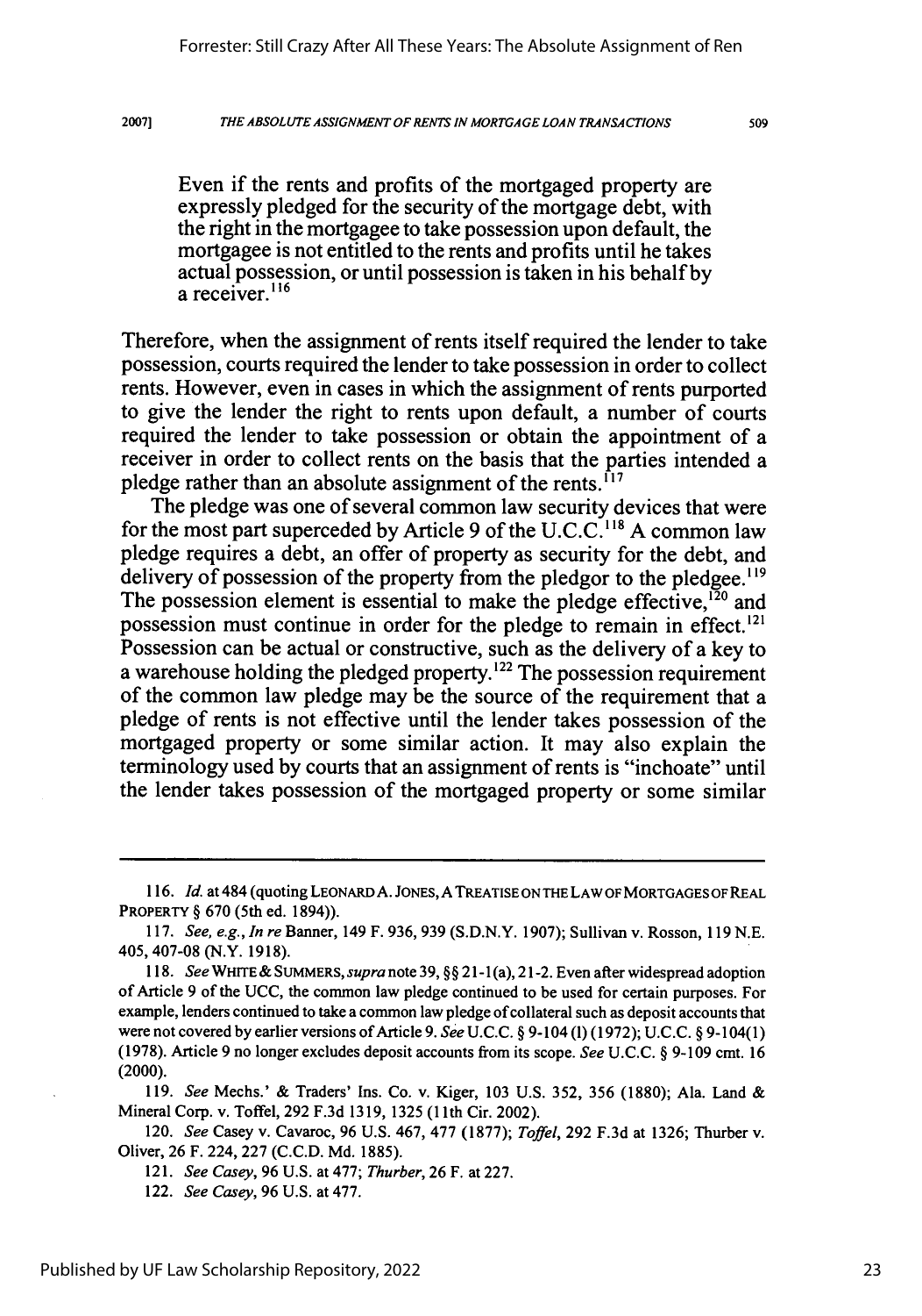> Even if the rents and profits of the mortgaged property are expressly pledged for the security of the mortgage debt, with the right in the mortgagee to take possession upon default, the mortgagee is not entitled to the rents and profits until he takes actual possession, or until possession is taken in his behalf by a receiver.[116]

Therefore, when the assignment of rents itself required the lender to take possession, courts required the lender to take possession in order to collect rents. However, even in cases in which the assignment of rents purported to give the lender the right to rents upon default, a number of courts required the lender to take possession or obtain the appointment of a receiver in order to collect rents on the basis that the parties intended a pledge rather than an absolute assignment of the rents.[117]

The pledge was one of several common law security devices that were for the most part superceded by Article 9 of the U.C.C.[118] A common law pledge requires a debt, an offer of property as security for the debt, and delivery of possession of the property from the pledgor to the pledgee.[119] The possession element is essential to make the pledge effective,[120] and possession must continue in order for the pledge to remain in effect.[121] Possession can be actual or constructive, such as the delivery of a key to a warehouse holding the pledged property.[122] The possession requirement of the common law pledge may be the source of the requirement that a pledge of rents is not effective until the lender takes possession of the mortgaged property or some similar action. It may also explain the terminology used by courts that an assignment of rents is "inchoate" until the lender takes possession of the mortgaged property or some similar

---

116. *Id.* at 484 (quoting LEONARD A. JONES, A TREATISE ON THE LAW OF MORTGAGES OF REAL PROPERTY § 670 (5th ed. 1894)).

117. *See, e.g., In re* Banner, 149 F. 936, 939 (S.D.N.Y. 1907); Sullivan v. Rosson, 119 N.E. 405, 407-08 (N.Y. 1918).

118. *See* WHITE & SUMMERS, *supra* note 39, §§ 21-1(a), 21-2. Even after widespread adoption of Article 9 of the UCC, the common law pledge continued to be used for certain purposes. For example, lenders continued to take a common law pledge of collateral such as deposit accounts that were not covered by earlier versions of Article 9. *See* U.C.C. § 9-104 (l) (1972); U.C.C. § 9-104(1) (1978). Article 9 no longer excludes deposit accounts from its scope. *See* U.C.C. § 9-109 cmt. 16 (2000).

119. *See* Mechs.' & Traders' Ins. Co. v. Kiger, 103 U.S. 352, 356 (1880); Ala. Land & Mineral Corp. v. Toffel, 292 F.3d 1319, 1325 (11th Cir. 2002).

120. *See* Casey v. Cavaroc, 96 U.S. 467, 477 (1877); *Toffel*, 292 F.3d at 1326; Thurber v. Oliver, 26 F. 224, 227 (C.C.D. Md. 1885).

121. *See Casey*, 96 U.S. at 477; *Thurber*, 26 F. at 227.

122. *See Casey*, 96 U.S. at 477.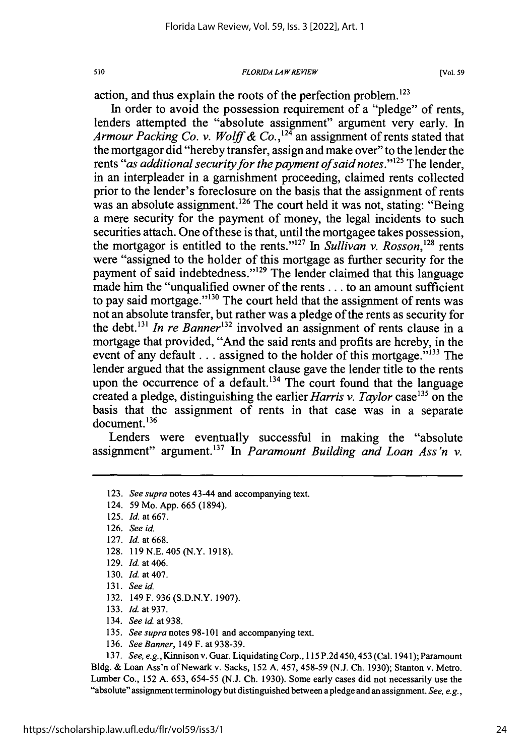action, and thus explain the roots of the perfection problem.[123]

In order to avoid the possession requirement of a "pledge" of rents, lenders attempted the "absolute assignment" argument very early. In *Armour Packing Co. v. Wolff & Co.*,[124] an assignment of rents stated that the mortgagor did "hereby transfer, assign and make over" to the lender the rents "*as additional security for the payment of said notes*."[125] The lender, in an interpleader in a garnishment proceeding, claimed rents collected prior to the lender's foreclosure on the basis that the assignment of rents was an absolute assignment.[126] The court held it was not, stating: "Being a mere security for the payment of money, the legal incidents to such securities attach. One of these is that, until the mortgagee takes possession, the mortgagor is entitled to the rents."[127] In *Sullivan v. Rosson*,[128] rents were "assigned to the holder of this mortgage as further security for the payment of said indebtedness."[129] The lender claimed that this language made him the "unqualified owner of the rents . . . to an amount sufficient to pay said mortgage."[130] The court held that the assignment of rents was not an absolute transfer, but rather was a pledge of the rents as security for the debt.[131] *In re Banner*[132] involved an assignment of rents clause in a mortgage that provided, "And the said rents and profits are hereby, in the event of any default . . . assigned to the holder of this mortgage."[133] The lender argued that the assignment clause gave the lender title to the rents upon the occurrence of a default.[134] The court found that the language created a pledge, distinguishing the earlier *Harris v. Taylor* case[135] on the basis that the assignment of rents in that case was in a separate document.[136]

Lenders were eventually successful in making the "absolute assignment" argument.[137] In *Paramount Building and Loan Ass'n v.*

---

123. *See supra* notes 43-44 and accompanying text.

124. 59 Mo. App. 665 (1894).

125. *Id.* at 667.

126. *See id.*

127. *Id.* at 668.

128. 119 N.E. 405 (N.Y. 1918).

129. *Id.* at 406.

130. *Id.* at 407.

131. *See id.*

132. 149 F. 936 (S.D.N.Y. 1907).

133. *Id.* at 937.

134. *See id.* at 938.

135. *See supra* notes 98-101 and accompanying text.

136. *See Banner*, 149 F. at 938-39.

137. *See, e.g.*, Kinnison v. Guar. Liquidating Corp., 115 P.2d 450, 453 (Cal. 1941); Paramount Bldg. & Loan Ass'n of Newark v. Sacks, 152 A. 457, 458-59 (N.J. Ch. 1930); Stanton v. Metro. Lumber Co., 152 A. 653, 654-55 (N.J. Ch. 1930). Some early cases did not necessarily use the "absolute" assignment terminology but distinguished between a pledge and an assignment. *See, e.g.*,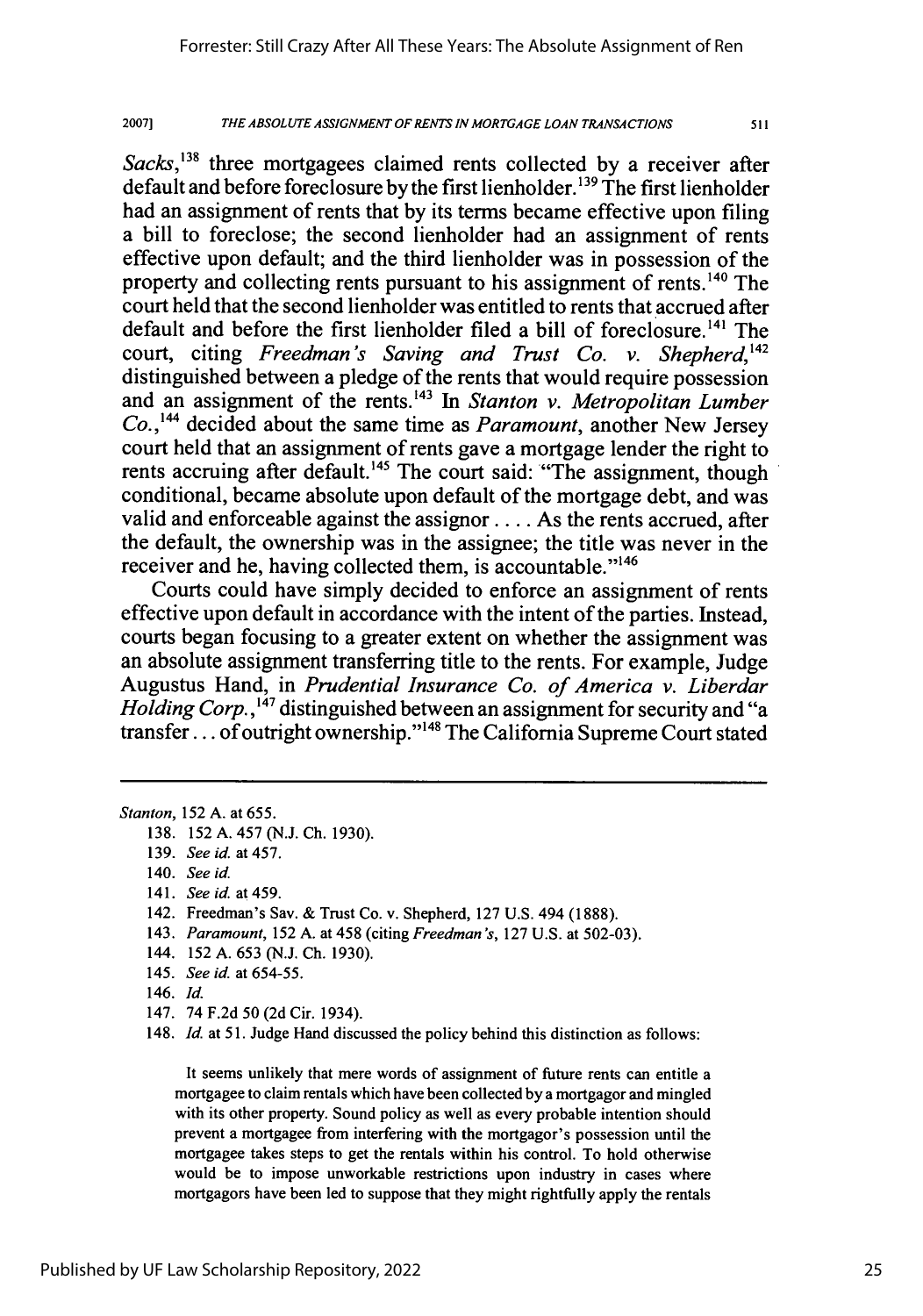*Sacks*,[138] three mortgagees claimed rents collected by a receiver after default and before foreclosure by the first lienholder.[139] The first lienholder had an assignment of rents that by its terms became effective upon filing a bill to foreclose; the second lienholder had an assignment of rents effective upon default; and the third lienholder was in possession of the property and collecting rents pursuant to his assignment of rents.[140] The court held that the second lienholder was entitled to rents that accrued after default and before the first lienholder filed a bill of foreclosure.[141] The court, citing *Freedman's Saving and Trust Co. v. Shepherd*,[142] distinguished between a pledge of the rents that would require possession and an assignment of the rents.[143] In *Stanton v. Metropolitan Lumber Co.*,[144] decided about the same time as *Paramount*, another New Jersey court held that an assignment of rents gave a mortgage lender the right to rents accruing after default.[145] The court said: "The assignment, though conditional, became absolute upon default of the mortgage debt, and was valid and enforceable against the assignor . . . . As the rents accrued, after the default, the ownership was in the assignee; the title was never in the receiver and he, having collected them, is accountable."[146]

Courts could have simply decided to enforce an assignment of rents effective upon default in accordance with the intent of the parties. Instead, courts began focusing to a greater extent on whether the assignment was an absolute assignment transferring title to the rents. For example, Judge Augustus Hand, in *Prudential Insurance Co. of America v. Liberdar Holding Corp.*,[147] distinguished between an assignment for security and "a transfer . . . of outright ownership."[148] The California Supreme Court stated

---

*Stanton*, 152 A. at 655.

138. 152 A. 457 (N.J. Ch. 1930).

139. *See id.* at 457.

140. *See id.*

141. *See id.* at 459.

142. Freedman's Sav. & Trust Co. v. Shepherd, 127 U.S. 494 (1888).

143. *Paramount*, 152 A. at 458 (citing *Freedman's*, 127 U.S. at 502-03).

144. 152 A. 653 (N.J. Ch. 1930).

145. *See id.* at 654-55.

146. *Id.*

147. 74 F.2d 50 (2d Cir. 1934).

148. *Id.* at 51. Judge Hand discussed the policy behind this distinction as follows:

> It seems unlikely that mere words of assignment of future rents can entitle a mortgagee to claim rentals which have been collected by a mortgagor and mingled with its other property. Sound policy as well as every probable intention should prevent a mortgagee from interfering with the mortgagor's possession until the mortgagee takes steps to get the rentals within his control. To hold otherwise would be to impose unworkable restrictions upon industry in cases where mortgagors have been led to suppose that they might rightfully apply the rentals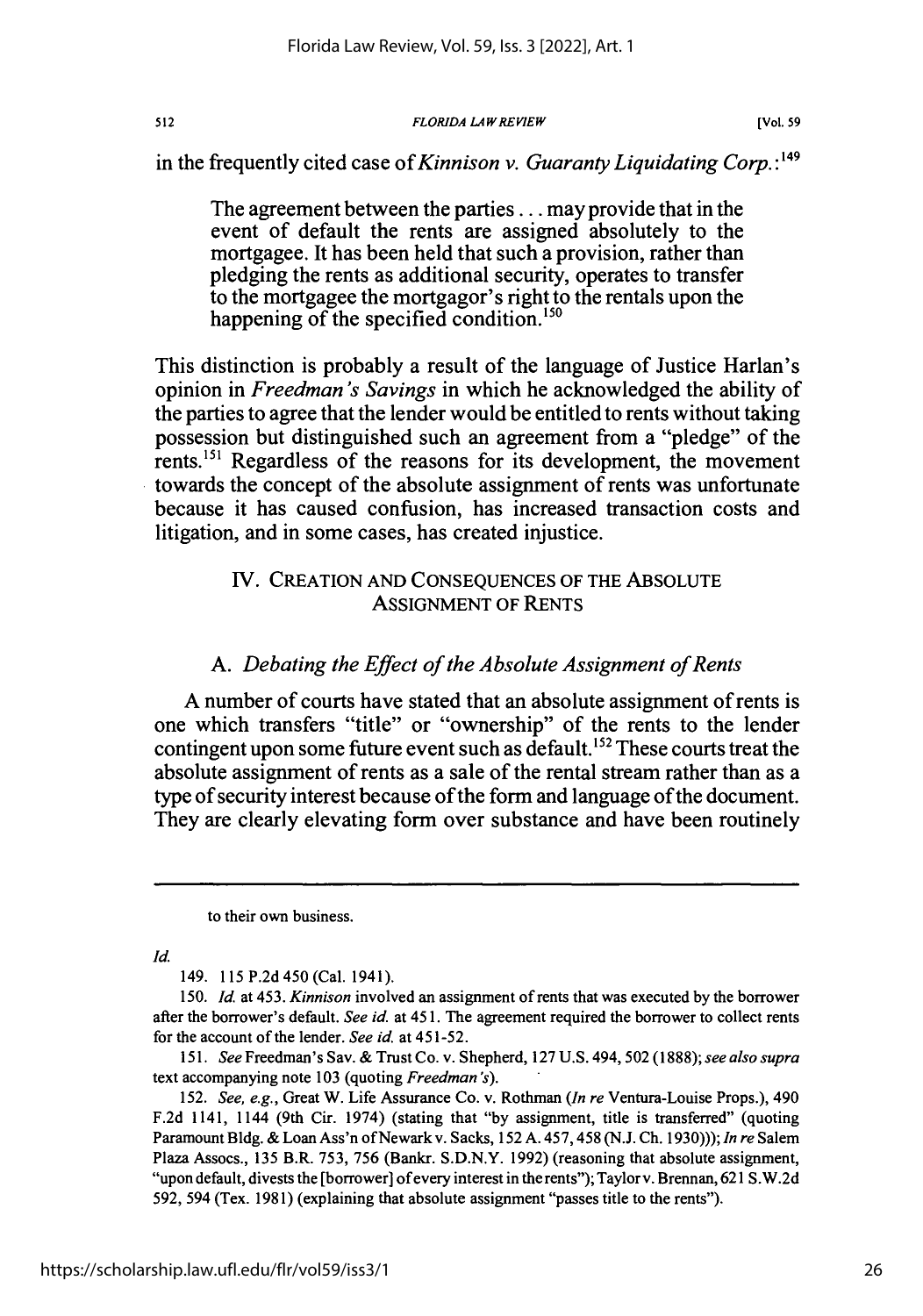in the frequently cited case of *Kinnison v. Guaranty Liquidating Corp.*:[149]

> The agreement between the parties . . . may provide that in the event of default the rents are assigned absolutely to the mortgagee. It has been held that such a provision, rather than pledging the rents as additional security, operates to transfer to the mortgagee the mortgagor's right to the rentals upon the happening of the specified condition.[150]

This distinction is probably a result of the language of Justice Harlan's opinion in *Freedman's Savings* in which he acknowledged the ability of the parties to agree that the lender would be entitled to rents without taking possession but distinguished such an agreement from a "pledge" of the rents.[151] Regardless of the reasons for its development, the movement towards the concept of the absolute assignment of rents was unfortunate because it has caused confusion, has increased transaction costs and litigation, and in some cases, has created injustice.

## IV. CREATION AND CONSEQUENCES OF THE ABSOLUTE ASSIGNMENT OF RENTS

### A. *Debating the Effect of the Absolute Assignment of Rents*

A number of courts have stated that an absolute assignment of rents is one which transfers "title" or "ownership" of the rents to the lender contingent upon some future event such as default.[152] These courts treat the absolute assignment of rents as a sale of the rental stream rather than as a type of security interest because of the form and language of the document. They are clearly elevating form over substance and have been routinely

---

to their own business.

*Id.*

149. 115 P.2d 450 (Cal. 1941).

150. *Id.* at 453. *Kinnison* involved an assignment of rents that was executed by the borrower after the borrower's default. *See id.* at 451. The agreement required the borrower to collect rents for the account of the lender. *See id.* at 451-52.

151. *See* Freedman's Sav. & Trust Co. v. Shepherd, 127 U.S. 494, 502 (1888); *see also supra* text accompanying note 103 (quoting *Freedman's*).

152. *See, e.g.*, Great W. Life Assurance Co. v. Rothman (*In re* Ventura-Louise Props.), 490 F.2d 1141, 1144 (9th Cir. 1974) (stating that "by assignment, title is transferred" (quoting Paramount Bldg. & Loan Ass'n of Newark v. Sacks, 152 A. 457, 458 (N.J. Ch. 1930))); *In re* Salem Plaza Assocs., 135 B.R. 753, 756 (Bankr. S.D.N.Y. 1992) (reasoning that absolute assignment, "upon default, divests the [borrower] of every interest in the rents"); Taylor v. Brennan, 621 S.W.2d 592, 594 (Tex. 1981) (explaining that absolute assignment "passes title to the rents").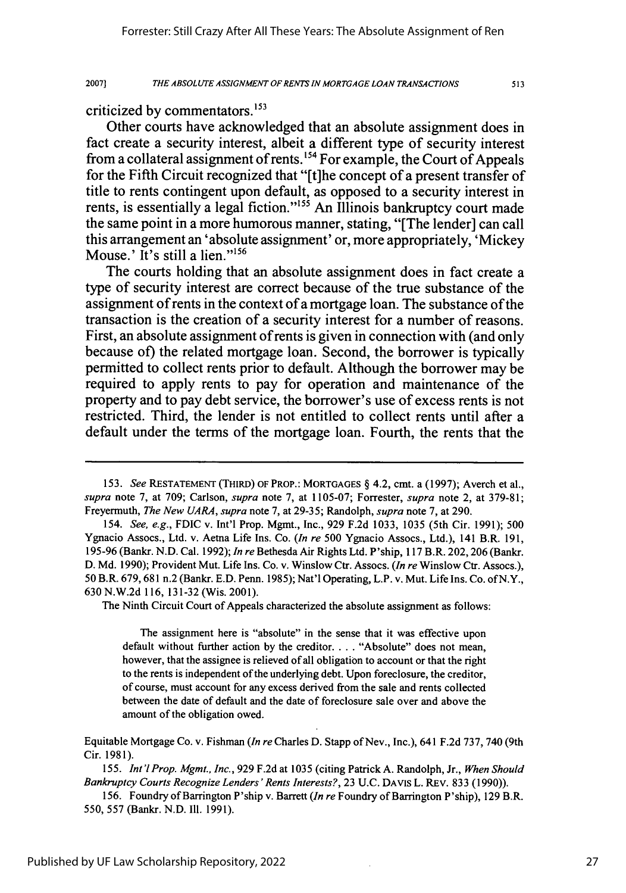criticized by commentators.[153]

Other courts have acknowledged that an absolute assignment does in fact create a security interest, albeit a different type of security interest from a collateral assignment of rents.[154] For example, the Court of Appeals for the Fifth Circuit recognized that "[t]he concept of a present transfer of title to rents contingent upon default, as opposed to a security interest in rents, is essentially a legal fiction."[155] An Illinois bankruptcy court made the same point in a more humorous manner, stating, "[The lender] can call this arrangement an 'absolute assignment' or, more appropriately, 'Mickey Mouse.' It's still a lien."[156]

The courts holding that an absolute assignment does in fact create a type of security interest are correct because of the true substance of the assignment of rents in the context of a mortgage loan. The substance of the transaction is the creation of a security interest for a number of reasons. First, an absolute assignment of rents is given in connection with (and only because of) the related mortgage loan. Second, the borrower is typically permitted to collect rents prior to default. Although the borrower may be required to apply rents to pay for operation and maintenance of the property and to pay debt service, the borrower's use of excess rents is not restricted. Third, the lender is not entitled to collect rents until after a default under the terms of the mortgage loan. Fourth, the rents that the

---

153. *See* RESTATEMENT (THIRD) OF PROP.: MORTGAGES § 4.2, cmt. a (1997); Averch et al., *supra* note 7, at 709; Carlson, *supra* note 7, at 1105-07; Forrester, *supra* note 2, at 379-81; Freyermuth, *The New UARA*, *supra* note 7, at 29-35; Randolph, *supra* note 7, at 290.

154. *See, e.g.*, FDIC v. Int'l Prop. Mgmt., Inc., 929 F.2d 1033, 1035 (5th Cir. 1991); 500 Ygnacio Assocs., Ltd. v. Aetna Life Ins. Co. (*In re* 500 Ygnacio Assocs., Ltd.), 141 B.R. 191, 195-96 (Bankr. N.D. Cal. 1992); *In re* Bethesda Air Rights Ltd. P'ship, 117 B.R. 202, 206 (Bankr. D. Md. 1990); Provident Mut. Life Ins. Co. v. Winslow Ctr. Assocs. (*In re* Winslow Ctr. Assocs.), 50 B.R. 679, 681 n.2 (Bankr. E.D. Penn. 1985); Nat'l Operating, L.P. v. Mut. Life Ins. Co. of N.Y., 630 N.W.2d 116, 131-32 (Wis. 2001).

The Ninth Circuit Court of Appeals characterized the absolute assignment as follows:

> The assignment here is "absolute" in the sense that it was effective upon default without further action by the creditor. . . . "Absolute" does not mean, however, that the assignee is relieved of all obligation to account or that the right to the rents is independent of the underlying debt. Upon foreclosure, the creditor, of course, must account for any excess derived from the sale and rents collected between the date of default and the date of foreclosure sale over and above the amount of the obligation owed.

Equitable Mortgage Co. v. Fishman (*In re* Charles D. Stapp of Nev., Inc.), 641 F.2d 737, 740 (9th Cir. 1981).

155. *Int'l Prop. Mgmt., Inc.*, 929 F.2d at 1035 (citing Patrick A. Randolph, Jr., *When Should Bankruptcy Courts Recognize Lenders' Rents Interests?*, 23 U.C. DAVIS L. REV. 833 (1990)).

156. Foundry of Barrington P'ship v. Barrett (*In re* Foundry of Barrington P'ship), 129 B.R. 550, 557 (Bankr. N.D. Ill. 1991).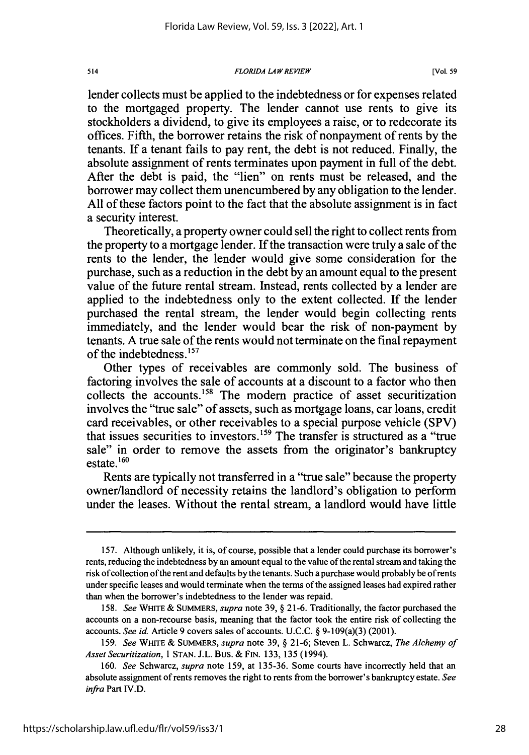lender collects must be applied to the indebtedness or for expenses related to the mortgaged property. The lender cannot use rents to give its stockholders a dividend, to give its employees a raise, or to redecorate its offices. Fifth, the borrower retains the risk of nonpayment of rents by the tenants. If a tenant fails to pay rent, the debt is not reduced. Finally, the absolute assignment of rents terminates upon payment in full of the debt. After the debt is paid, the "lien" on rents must be released, and the borrower may collect them unencumbered by any obligation to the lender. All of these factors point to the fact that the absolute assignment is in fact a security interest.

Theoretically, a property owner could sell the right to collect rents from the property to a mortgage lender. If the transaction were truly a sale of the rents to the lender, the lender would give some consideration for the purchase, such as a reduction in the debt by an amount equal to the present value of the future rental stream. Instead, rents collected by a lender are applied to the indebtedness only to the extent collected. If the lender purchased the rental stream, the lender would begin collecting rents immediately, and the lender would bear the risk of non-payment by tenants. A true sale of the rents would not terminate on the final repayment of the indebtedness.[157]

Other types of receivables are commonly sold. The business of factoring involves the sale of accounts at a discount to a factor who then collects the accounts.[158] The modern practice of asset securitization involves the "true sale" of assets, such as mortgage loans, car loans, credit card receivables, or other receivables to a special purpose vehicle (SPV) that issues securities to investors.[159] The transfer is structured as a "true sale" in order to remove the assets from the originator's bankruptcy estate.[160]

Rents are typically not transferred in a "true sale" because the property owner/landlord of necessity retains the landlord's obligation to perform under the leases. Without the rental stream, a landlord would have little

---

157. Although unlikely, it is, of course, possible that a lender could purchase its borrower's rents, reducing the indebtedness by an amount equal to the value of the rental stream and taking the risk of collection of the rent and defaults by the tenants. Such a purchase would probably be of rents under specific leases and would terminate when the terms of the assigned leases had expired rather than when the borrower's indebtedness to the lender was repaid.

158. *See* WHITE & SUMMERS, *supra* note 39, § 21-6. Traditionally, the factor purchased the accounts on a non-recourse basis, meaning that the factor took the entire risk of collecting the accounts. *See id.* Article 9 covers sales of accounts. U.C.C. § 9-109(a)(3) (2001).

159. *See* WHITE & SUMMERS, *supra* note 39, § 21-6; Steven L. Schwarcz, *The Alchemy of Asset Securitization*, 1 STAN. J.L. BUS. & FIN. 133, 135 (1994).

160. *See* Schwarcz, *supra* note 159, at 135-36. Some courts have incorrectly held that an absolute assignment of rents removes the right to rents from the borrower's bankruptcy estate. *See infra* Part IV.D.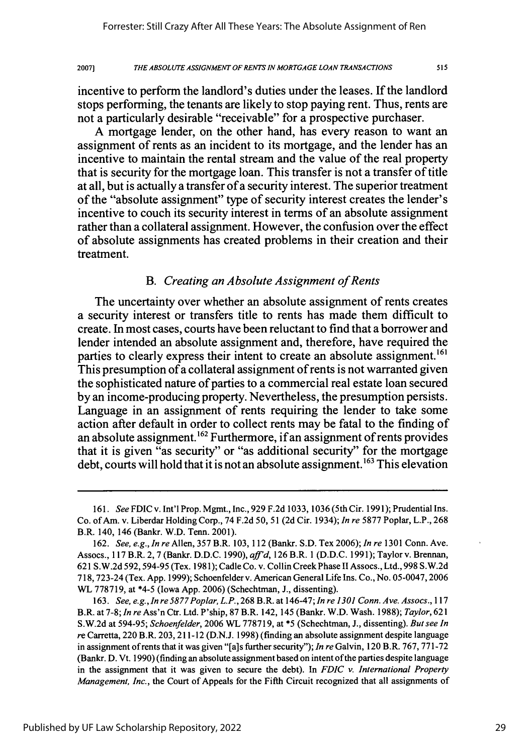incentive to perform the landlord's duties under the leases. If the landlord stops performing, the tenants are likely to stop paying rent. Thus, rents are not a particularly desirable "receivable" for a prospective purchaser.

A mortgage lender, on the other hand, has every reason to want an assignment of rents as an incident to its mortgage, and the lender has an incentive to maintain the rental stream and the value of the real property that is security for the mortgage loan. This transfer is not a transfer of title at all, but is actually a transfer of a security interest. The superior treatment of the "absolute assignment" type of security interest creates the lender's incentive to couch its security interest in terms of an absolute assignment rather than a collateral assignment. However, the confusion over the effect of absolute assignments has created problems in their creation and their treatment.

### B. *Creating an Absolute Assignment of Rents*

The uncertainty over whether an absolute assignment of rents creates a security interest or transfers title to rents has made them difficult to create. In most cases, courts have been reluctant to find that a borrower and lender intended an absolute assignment and, therefore, have required the parties to clearly express their intent to create an absolute assignment.[161] This presumption of a collateral assignment of rents is not warranted given the sophisticated nature of parties to a commercial real estate loan secured by an income-producing property. Nevertheless, the presumption persists. Language in an assignment of rents requiring the lender to take some action after default in order to collect rents may be fatal to the finding of an absolute assignment.[162] Furthermore, if an assignment of rents provides that it is given "as security" or "as additional security" for the mortgage debt, courts will hold that it is not an absolute assignment.[163] This elevation

---

161. *See* FDIC v. Int'l Prop. Mgmt., Inc., 929 F.2d 1033, 1036 (5th Cir. 1991); Prudential Ins. Co. of Am. v. Liberdar Holding Corp., 74 F.2d 50, 51 (2d Cir. 1934); *In re* 5877 Poplar, L.P., 268 B.R. 140, 146 (Bankr. W.D. Tenn. 2001).

162. *See, e.g., In re* Allen, 357 B.R. 103, 112 (Bankr. S.D. Tex 2006); *In re* 1301 Conn. Ave. Assocs., 117 B.R. 2, 7 (Bankr. D.D.C. 1990), *aff'd*, 126 B.R. 1 (D.D.C. 1991); Taylor v. Brennan, 621 S.W.2d 592, 594-95 (Tex. 1981); Cadle Co. v. Collin Creek Phase II Assocs., Ltd., 998 S.W.2d 718, 723-24 (Tex. App. 1999); Schoenfelder v. American General Life Ins. Co., No. 05-0047, 2006 WL 778719, at *4-5 (Iowa App. 2006) (Schechtman, J., dissenting).

163. *See, e.g., In re 5877 Poplar, L.P.*, 268 B.R. at 146-47; *In re 1301 Conn. Ave. Assocs.*, 117 B.R. at 7-8; *In re* Ass'n Ctr. Ltd. P'ship, 87 B.R. 142, 145 (Bankr. W.D. Wash. 1988); *Taylor*, 621 S.W.2d at 594-95; *Schoenfelder*, 2006 WL 778719, at *5 (Schechtman, J., dissenting). *But see In re* Carretta, 220 B.R. 203, 211-12 (D.N.J. 1998) (finding an absolute assignment despite language in assignment of rents that it was given "[a]s further security"); *In re* Galvin, 120 B.R. 767, 771-72 (Bankr. D. Vt. 1990) (finding an absolute assignment based on intent of the parties despite language in the assignment that it was given to secure the debt). In *FDIC v. International Property Management, Inc.*, the Court of Appeals for the Fifth Circuit recognized that all assignments of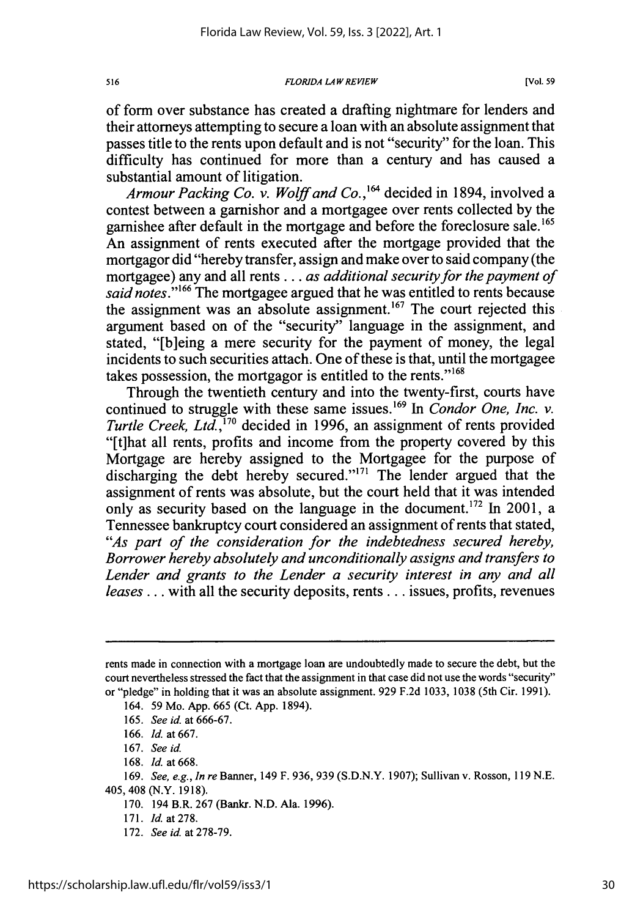of form over substance has created a drafting nightmare for lenders and their attorneys attempting to secure a loan with an absolute assignment that passes title to the rents upon default and is not "security" for the loan. This difficulty has continued for more than a century and has caused a substantial amount of litigation.

*Armour Packing Co. v. Wolff and Co.*,[164] decided in 1894, involved a contest between a garnishor and a mortgagee over rents collected by the garnishee after default in the mortgage and before the foreclosure sale.[165] An assignment of rents executed after the mortgage provided that the mortgagor did "hereby transfer, assign and make over to said company (the mortgagee) any and all rents . . . *as additional security for the payment of said notes*."[166] The mortgagee argued that he was entitled to rents because the assignment was an absolute assignment.[167] The court rejected this argument based on of the "security" language in the assignment, and stated, "[b]eing a mere security for the payment of money, the legal incidents to such securities attach. One of these is that, until the mortgagee takes possession, the mortgagor is entitled to the rents."[168]

Through the twentieth century and into the twenty-first, courts have continued to struggle with these same issues.[169] In *Condor One, Inc. v. Turtle Creek, Ltd.*,[170] decided in 1996, an assignment of rents provided "[t]hat all rents, profits and income from the property covered by this Mortgage are hereby assigned to the Mortgagee for the purpose of discharging the debt hereby secured."[171] The lender argued that the assignment of rents was absolute, but the court held that it was intended only as security based on the language in the document.[172] In 2001, a Tennessee bankruptcy court considered an assignment of rents that stated, "*As part of the consideration for the indebtedness secured hereby, Borrower hereby absolutely and unconditionally assigns and transfers to Lender and grants to the Lender a security interest in any and all leases* . . . with all the security deposits, rents . . . issues, profits, revenues

---

rents made in connection with a mortgage loan are undoubtedly made to secure the debt, but the court nevertheless stressed the fact that the assignment in that case did not use the words "security" or "pledge" in holding that it was an absolute assignment. 929 F.2d 1033, 1038 (5th Cir. 1991).

164. 59 Mo. App. 665 (Ct. App. 1894).

165. *See id.* at 666-67.

166. *Id.* at 667.

167. *See id.*

168. *Id.* at 668.

169. *See, e.g.*, *In re* Banner, 149 F. 936, 939 (S.D.N.Y. 1907); Sullivan v. Rosson, 119 N.E. 405, 408 (N.Y. 1918).

170. 194 B.R. 267 (Bankr. N.D. Ala. 1996).

171. *Id.* at 278.

172. *See id.* at 278-79.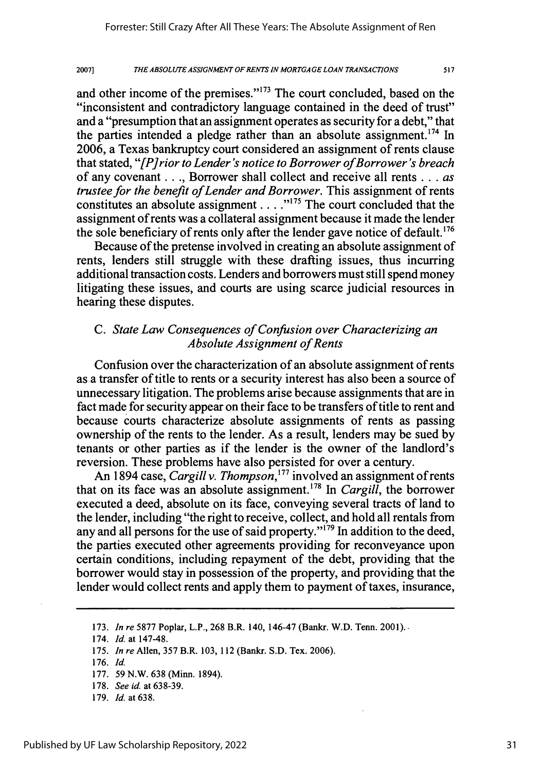and other income of the premises."[173] The court concluded, based on the "inconsistent and contradictory language contained in the deed of trust" and a "presumption that an assignment operates as security for a debt," that the parties intended a pledge rather than an absolute assignment.[174] In 2006, a Texas bankruptcy court considered an assignment of rents clause that stated, "*[P]rior to Lender's notice to Borrower of Borrower's breach* of any covenant . . ., Borrower shall collect and receive all rents . . . *as trustee for the benefit of Lender and Borrower*. This assignment of rents constitutes an absolute assignment . . . ."[175] The court concluded that the assignment of rents was a collateral assignment because it made the lender the sole beneficiary of rents only after the lender gave notice of default.[176]

Because of the pretense involved in creating an absolute assignment of rents, lenders still struggle with these drafting issues, thus incurring additional transaction costs. Lenders and borrowers must still spend money litigating these issues, and courts are using scarce judicial resources in hearing these disputes.

### C. *State Law Consequences of Confusion over Characterizing an Absolute Assignment of Rents*

Confusion over the characterization of an absolute assignment of rents as a transfer of title to rents or a security interest has also been a source of unnecessary litigation. The problems arise because assignments that are in fact made for security appear on their face to be transfers of title to rent and because courts characterize absolute assignments of rents as passing ownership of the rents to the lender. As a result, lenders may be sued by tenants or other parties as if the lender is the owner of the landlord's reversion. These problems have also persisted for over a century.

An 1894 case, *Cargill v. Thompson*,[177] involved an assignment of rents that on its face was an absolute assignment.[178] In *Cargill*, the borrower executed a deed, absolute on its face, conveying several tracts of land to the lender, including "the right to receive, collect, and hold all rentals from any and all persons for the use of said property."[179] In addition to the deed, the parties executed other agreements providing for reconveyance upon certain conditions, including repayment of the debt, providing that the borrower would stay in possession of the property, and providing that the lender would collect rents and apply them to payment of taxes, insurance,

---

173. *In re* 5877 Poplar, L.P., 268 B.R. 140, 146-47 (Bankr. W.D. Tenn. 2001).

174. *Id.* at 147-48.

175. *In re* Allen, 357 B.R. 103, 112 (Bankr. S.D. Tex. 2006).

176. *Id.*

177. 59 N.W. 638 (Minn. 1894).

178. *See id.* at 638-39.

179. *Id.* at 638.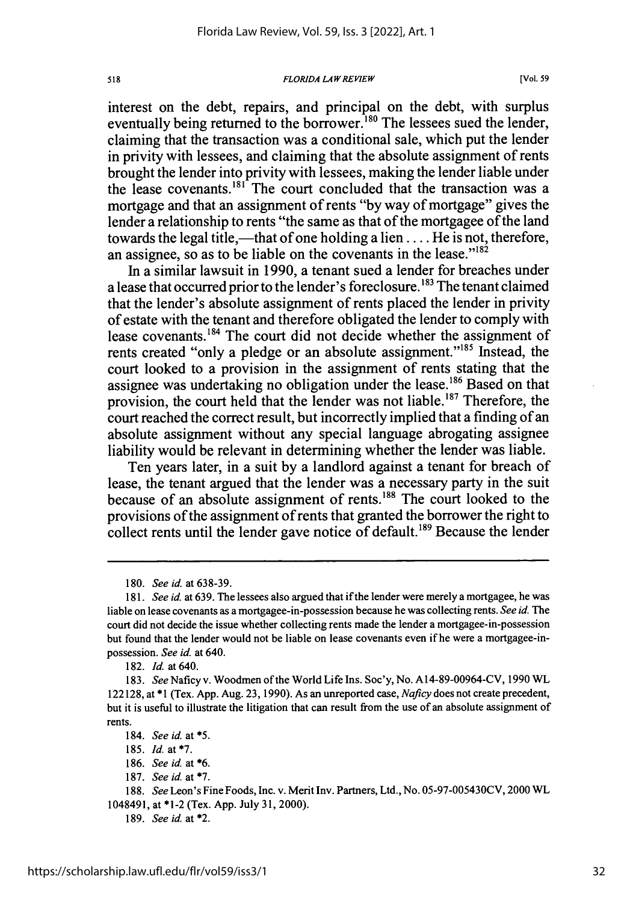interest on the debt, repairs, and principal on the debt, with surplus eventually being returned to the borrower.[180] The lessees sued the lender, claiming that the transaction was a conditional sale, which put the lender in privity with lessees, and claiming that the absolute assignment of rents brought the lender into privity with lessees, making the lender liable under the lease covenants.[181] The court concluded that the transaction was a mortgage and that an assignment of rents "by way of mortgage" gives the lender a relationship to rents "the same as that of the mortgagee of the land towards the legal title,—that of one holding a lien .... He is not, therefore, an assignee, so as to be liable on the covenants in the lease."[182]

In a similar lawsuit in 1990, a tenant sued a lender for breaches under a lease that occurred prior to the lender's foreclosure.[183] The tenant claimed that the lender's absolute assignment of rents placed the lender in privity of estate with the tenant and therefore obligated the lender to comply with lease covenants.[184] The court did not decide whether the assignment of rents created "only a pledge or an absolute assignment."[185] Instead, the court looked to a provision in the assignment of rents stating that the assignee was undertaking no obligation under the lease.[186] Based on that provision, the court held that the lender was not liable.[187] Therefore, the court reached the correct result, but incorrectly implied that a finding of an absolute assignment without any special language abrogating assignee liability would be relevant in determining whether the lender was liable.

Ten years later, in a suit by a landlord against a tenant for breach of lease, the tenant argued that the lender was a necessary party in the suit because of an absolute assignment of rents.[188] The court looked to the provisions of the assignment of rents that granted the borrower the right to collect rents until the lender gave notice of default.[189] Because the lender

---

180. *See id.* at 638-39.

181. *See id.* at 639. The lessees also argued that if the lender were merely a mortgagee, he was liable on lease covenants as a mortgagee-in-possession because he was collecting rents. *See id.* The court did not decide the issue whether collecting rents made the lender a mortgagee-in-possession but found that the lender would not be liable on lease covenants even if he were a mortgagee-in-possession. *See id.* at 640.

182. *Id.* at 640.

183. *See* Naficy v. Woodmen of the World Life Ins. Soc'y, No. A14-89-00964-CV, 1990 WL 122128, at *1 (Tex. App. Aug. 23, 1990). As an unreported case, *Naficy* does not create precedent, but it is useful to illustrate the litigation that can result from the use of an absolute assignment of rents.

184. *See id.* at *5.

185. *Id.* at *7.

186. *See id.* at *6.

187. *See id.* at *7.

188. *See* Leon's Fine Foods, Inc. v. Merit Inv. Partners, Ltd., No. 05-97-005430CV, 2000 WL 1048491, at *1-2 (Tex. App. July 31, 2000).

189. *See id.* at *2.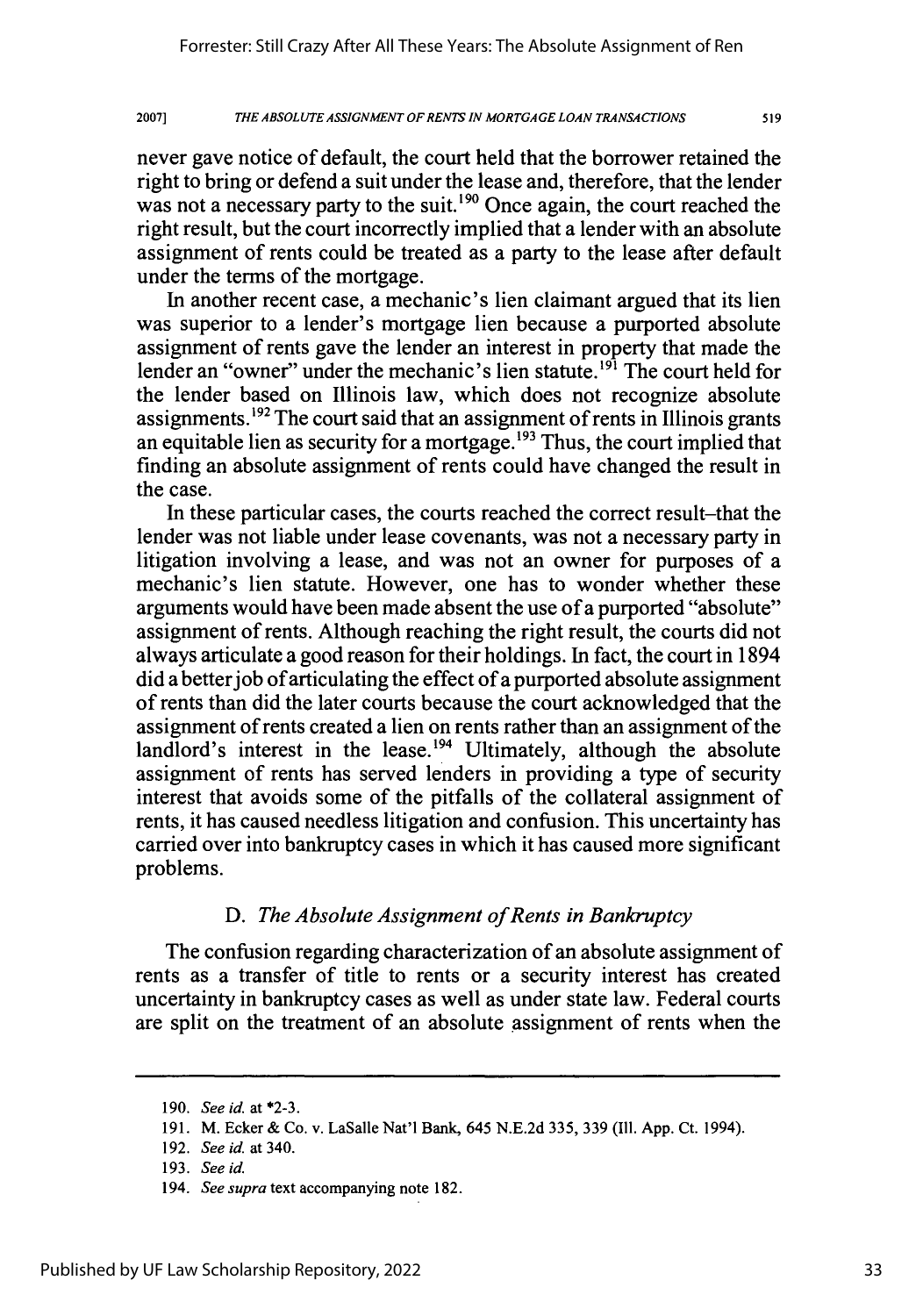never gave notice of default, the court held that the borrower retained the right to bring or defend a suit under the lease and, therefore, that the lender was not a necessary party to the suit.[190] Once again, the court reached the right result, but the court incorrectly implied that a lender with an absolute assignment of rents could be treated as a party to the lease after default under the terms of the mortgage.

In another recent case, a mechanic's lien claimant argued that its lien was superior to a lender's mortgage lien because a purported absolute assignment of rents gave the lender an interest in property that made the lender an "owner" under the mechanic's lien statute.[191] The court held for the lender based on Illinois law, which does not recognize absolute assignments.[192] The court said that an assignment of rents in Illinois grants an equitable lien as security for a mortgage.[193] Thus, the court implied that finding an absolute assignment of rents could have changed the result in the case.

In these particular cases, the courts reached the correct result–that the lender was not liable under lease covenants, was not a necessary party in litigation involving a lease, and was not an owner for purposes of a mechanic's lien statute. However, one has to wonder whether these arguments would have been made absent the use of a purported "absolute" assignment of rents. Although reaching the right result, the courts did not always articulate a good reason for their holdings. In fact, the court in 1894 did a better job of articulating the effect of a purported absolute assignment of rents than did the later courts because the court acknowledged that the assignment of rents created a lien on rents rather than an assignment of the landlord's interest in the lease.[194] Ultimately, although the absolute assignment of rents has served lenders in providing a type of security interest that avoids some of the pitfalls of the collateral assignment of rents, it has caused needless litigation and confusion. This uncertainty has carried over into bankruptcy cases in which it has caused more significant problems.

### D. *The Absolute Assignment of Rents in Bankruptcy*

The confusion regarding characterization of an absolute assignment of rents as a transfer of title to rents or a security interest has created uncertainty in bankruptcy cases as well as under state law. Federal courts are split on the treatment of an absolute assignment of rents when the

---

190. *See id.* at *2-3.

191. M. Ecker & Co. v. LaSalle Nat'l Bank, 645 N.E.2d 335, 339 (Ill. App. Ct. 1994).

192. *See id.* at 340.

193. *See id.*

194. *See supra* text accompanying note 182.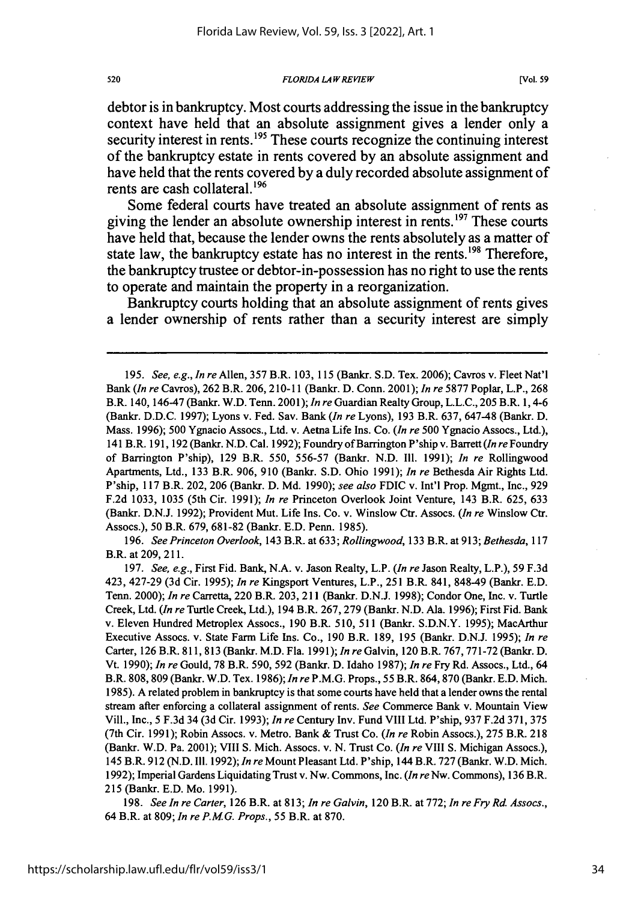debtor is in bankruptcy. Most courts addressing the issue in the bankruptcy context have held that an absolute assignment gives a lender only a security interest in rents.[195] These courts recognize the continuing interest of the bankruptcy estate in rents covered by an absolute assignment and have held that the rents covered by a duly recorded absolute assignment of rents are cash collateral.[196]

Some federal courts have treated an absolute assignment of rents as giving the lender an absolute ownership interest in rents.[197] These courts have held that, because the lender owns the rents absolutely as a matter of state law, the bankruptcy estate has no interest in the rents.[198] Therefore, the bankruptcy trustee or debtor-in-possession has no right to use the rents to operate and maintain the property in a reorganization.

Bankruptcy courts holding that an absolute assignment of rents gives a lender ownership of rents rather than a security interest are simply

---

195. *See, e.g.*, *In re* Allen, 357 B.R. 103, 115 (Bankr. S.D. Tex. 2006); Cavros v. Fleet Nat'l Bank (*In re* Cavros), 262 B.R. 206, 210-11 (Bankr. D. Conn. 2001); *In re* 5877 Poplar, L.P., 268 B.R. 140, 146-47 (Bankr. W.D. Tenn. 2001); *In re* Guardian Realty Group, L.L.C., 205 B.R. 1, 4-6 (Bankr. D.D.C. 1997); Lyons v. Fed. Sav. Bank (*In re* Lyons), 193 B.R. 637, 647-48 (Bankr. D. Mass. 1996); 500 Ygnacio Assocs., Ltd. v. Aetna Life Ins. Co. (*In re* 500 Ygnacio Assocs., Ltd.), 141 B.R. 191, 192 (Bankr. N.D. Cal. 1992); Foundry of Barrington P'ship v. Barrett (*In re* Foundry of Barrington P'ship), 129 B.R. 550, 556-57 (Bankr. N.D. Ill. 1991); *In re* Rollingwood Apartments, Ltd., 133 B.R. 906, 910 (Bankr. S.D. Ohio 1991); *In re* Bethesda Air Rights Ltd. P'ship, 117 B.R. 202, 206 (Bankr. D. Md. 1990); *see also* FDIC v. Int'l Prop. Mgmt., Inc., 929 F.2d 1033, 1035 (5th Cir. 1991); *In re* Princeton Overlook Joint Venture, 143 B.R. 625, 633 (Bankr. D.N.J. 1992); Provident Mut. Life Ins. Co. v. Winslow Ctr. Assocs. (*In re* Winslow Ctr. Assocs.), 50 B.R. 679, 681-82 (Bankr. E.D. Penn. 1985).

196. *See Princeton Overlook*, 143 B.R. at 633; *Rollingwood*, 133 B.R. at 913; *Bethesda*, 117 B.R. at 209, 211.

197. *See, e.g.*, First Fid. Bank, N.A. v. Jason Realty, L.P. (*In re* Jason Realty, L.P.), 59 F.3d 423, 427-29 (3d Cir. 1995); *In re* Kingsport Ventures, L.P., 251 B.R. 841, 848-49 (Bankr. E.D. Tenn. 2000); *In re* Carretta, 220 B.R. 203, 211 (Bankr. D.N.J. 1998); Condor One, Inc. v. Turtle Creek, Ltd. (*In re* Turtle Creek, Ltd.), 194 B.R. 267, 279 (Bankr. N.D. Ala. 1996); First Fid. Bank v. Eleven Hundred Metroplex Assocs., 190 B.R. 510, 511 (Bankr. S.D.N.Y. 1995); MacArthur Executive Assocs. v. State Farm Life Ins. Co., 190 B.R. 189, 195 (Bankr. D.N.J. 1995); *In re* Carter, 126 B.R. 811, 813 (Bankr. M.D. Fla. 1991); *In re* Galvin, 120 B.R. 767, 771-72 (Bankr. D. Vt. 1990); *In re* Gould, 78 B.R. 590, 592 (Bankr. D. Idaho 1987); *In re* Fry Rd. Assocs., Ltd., 64 B.R. 808, 809 (Bankr. W.D. Tex. 1986); *In re* P.M.G. Props., 55 B.R. 864, 870 (Bankr. E.D. Mich. 1985). A related problem in bankruptcy is that some courts have held that a lender owns the rental stream after enforcing a collateral assignment of rents. *See* Commerce Bank v. Mountain View Vill., Inc., 5 F.3d 34 (3d Cir. 1993); *In re* Century Inv. Fund VIII Ltd. P'ship, 937 F.2d 371, 375 (7th Cir. 1991); Robin Assocs. v. Metro. Bank & Trust Co. (*In re* Robin Assocs.), 275 B.R. 218 (Bankr. W.D. Pa. 2001); VIII S. Mich. Assocs. v. N. Trust Co. (*In re* VIII S. Michigan Assocs.), 145 B.R. 912 (N.D. Ill. 1992); *In re* Mount Pleasant Ltd. P'ship, 144 B.R. 727 (Bankr. W.D. Mich. 1992); Imperial Gardens Liquidating Trust v. Nw. Commons, Inc. (*In re* Nw. Commons), 136 B.R. 215 (Bankr. E.D. Mo. 1991).

198. *See In re Carter*, 126 B.R. at 813; *In re Galvin*, 120 B.R. at 772; *In re Fry Rd. Assocs.*, 64 B.R. at 809; *In re P.M.G. Props.*, 55 B.R. at 870.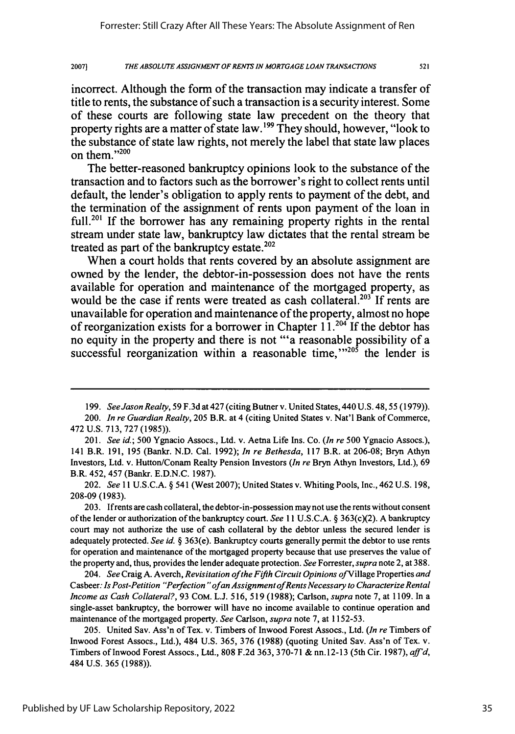incorrect. Although the form of the transaction may indicate a transfer of title to rents, the substance of such a transaction is a security interest. Some of these courts are following state law precedent on the theory that property rights are a matter of state law.[199] They should, however, "look to the substance of state law rights, not merely the label that state law places on them."[200]

The better-reasoned bankruptcy opinions look to the substance of the transaction and to factors such as the borrower's right to collect rents until default, the lender's obligation to apply rents to payment of the debt, and the termination of the assignment of rents upon payment of the loan in full.[201] If the borrower has any remaining property rights in the rental stream under state law, bankruptcy law dictates that the rental stream be treated as part of the bankruptcy estate.[202]

When a court holds that rents covered by an absolute assignment are owned by the lender, the debtor-in-possession does not have the rents available for operation and maintenance of the mortgaged property, as would be the case if rents were treated as cash collateral.[203] If rents are unavailable for operation and maintenance of the property, almost no hope of reorganization exists for a borrower in Chapter 11.[204] If the debtor has no equity in the property and there is not "'a reasonable possibility of a successful reorganization within a reasonable time,'"[205] the lender is

---

199. *See Jason Realty*, 59 F.3d at 427 (citing Butner v. United States, 440 U.S. 48, 55 (1979)).

200. *In re Guardian Realty*, 205 B.R. at 4 (citing United States v. Nat'l Bank of Commerce, 472 U.S. 713, 727 (1985)).

201. *See id.*; 500 Ygnacio Assocs., Ltd. v. Aetna Life Ins. Co. (*In re* 500 Ygnacio Assocs.), 141 B.R. 191, 195 (Bankr. N.D. Cal. 1992); *In re Bethesda*, 117 B.R. at 206-08; Bryn Athyn Investors, Ltd. v. Hutton/Conam Realty Pension Investors (*In re* Bryn Athyn Investors, Ltd.), 69 B.R. 452, 457 (Bankr. E.D.N.C. 1987).

202. *See* 11 U.S.C.A. § 541 (West 2007); United States v. Whiting Pools, Inc., 462 U.S. 198, 208-09 (1983).

203. If rents are cash collateral, the debtor-in-possession may not use the rents without consent of the lender or authorization of the bankruptcy court. *See* 11 U.S.C.A. § 363(c)(2). A bankruptcy court may not authorize the use of cash collateral by the debtor unless the secured lender is adequately protected. *See id.* § 363(e). Bankruptcy courts generally permit the debtor to use rents for operation and maintenance of the mortgaged property because that use preserves the value of the property and, thus, provides the lender adequate protection. *See* Forrester, *supra* note 2, at 388.

204. *See* Craig A. Averch, *Revisitation of the Fifth Circuit Opinions of* Village Properties *and* Casbeer*: Is Post-Petition "Perfection" of an Assignment of Rents Necessary to Characterize Rental Income as Cash Collateral?*, 93 COM. L.J. 516, 519 (1988); Carlson, *supra* note 7, at 1109. In a single-asset bankruptcy, the borrower will have no income available to continue operation and maintenance of the mortgaged property. *See* Carlson, *supra* note 7, at 1152-53.

205. United Sav. Ass'n of Tex. v. Timbers of Inwood Forest Assocs., Ltd. (*In re* Timbers of Inwood Forest Assocs., Ltd.), 484 U.S. 365, 376 (1988) (quoting United Sav. Ass'n of Tex. v. Timbers of Inwood Forest Assocs., Ltd., 808 F.2d 363, 370-71 & nn.12-13 (5th Cir. 1987), *aff'd*, 484 U.S. 365 (1988)).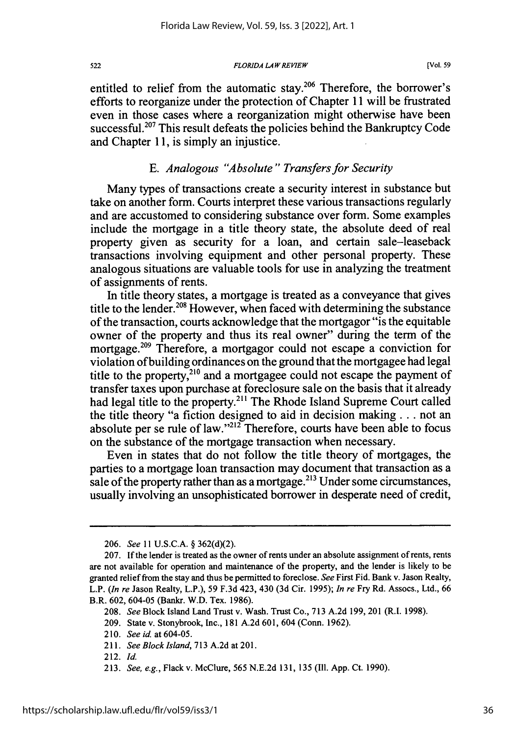entitled to relief from the automatic stay.[206] Therefore, the borrower's efforts to reorganize under the protection of Chapter 11 will be frustrated even in those cases where a reorganization might otherwise have been successful.[207] This result defeats the policies behind the Bankruptcy Code and Chapter 11, is simply an injustice.

### E. *Analogous "Absolute" Transfers for Security*

Many types of transactions create a security interest in substance but take on another form. Courts interpret these various transactions regularly and are accustomed to considering substance over form. Some examples include the mortgage in a title theory state, the absolute deed of real property given as security for a loan, and certain sale–leaseback transactions involving equipment and other personal property. These analogous situations are valuable tools for use in analyzing the treatment of assignments of rents.

In title theory states, a mortgage is treated as a conveyance that gives title to the lender.[208] However, when faced with determining the substance of the transaction, courts acknowledge that the mortgagor "is the equitable owner of the property and thus its real owner" during the term of the mortgage.[209] Therefore, a mortgagor could not escape a conviction for violation of building ordinances on the ground that the mortgagee had legal title to the property,[210] and a mortgagee could not escape the payment of transfer taxes upon purchase at foreclosure sale on the basis that it already had legal title to the property.[211] The Rhode Island Supreme Court called the title theory "a fiction designed to aid in decision making . . . not an absolute per se rule of law."[212] Therefore, courts have been able to focus on the substance of the mortgage transaction when necessary.

Even in states that do not follow the title theory of mortgages, the parties to a mortgage loan transaction may document that transaction as a sale of the property rather than as a mortgage.[213] Under some circumstances, usually involving an unsophisticated borrower in desperate need of credit,

---

206. *See* 11 U.S.C.A. § 362(d)(2).

207. If the lender is treated as the owner of rents under an absolute assignment of rents, rents are not available for operation and maintenance of the property, and the lender is likely to be granted relief from the stay and thus be permitted to foreclose. *See* First Fid. Bank v. Jason Realty, L.P. (*In re* Jason Realty, L.P.), 59 F.3d 423, 430 (3d Cir. 1995); *In re* Fry Rd. Assocs., Ltd., 66 B.R. 602, 604-05 (Bankr. W.D. Tex. 1986).

208. *See* Block Island Land Trust v. Wash. Trust Co., 713 A.2d 199, 201 (R.I. 1998).

209. State v. Stonybrook, Inc., 181 A.2d 601, 604 (Conn. 1962).

210. *See id.* at 604-05.

211. *See Block Island*, 713 A.2d at 201.

212. *Id.*

213. *See, e.g.*, Flack v. McClure, 565 N.E.2d 131, 135 (Ill. App. Ct. 1990).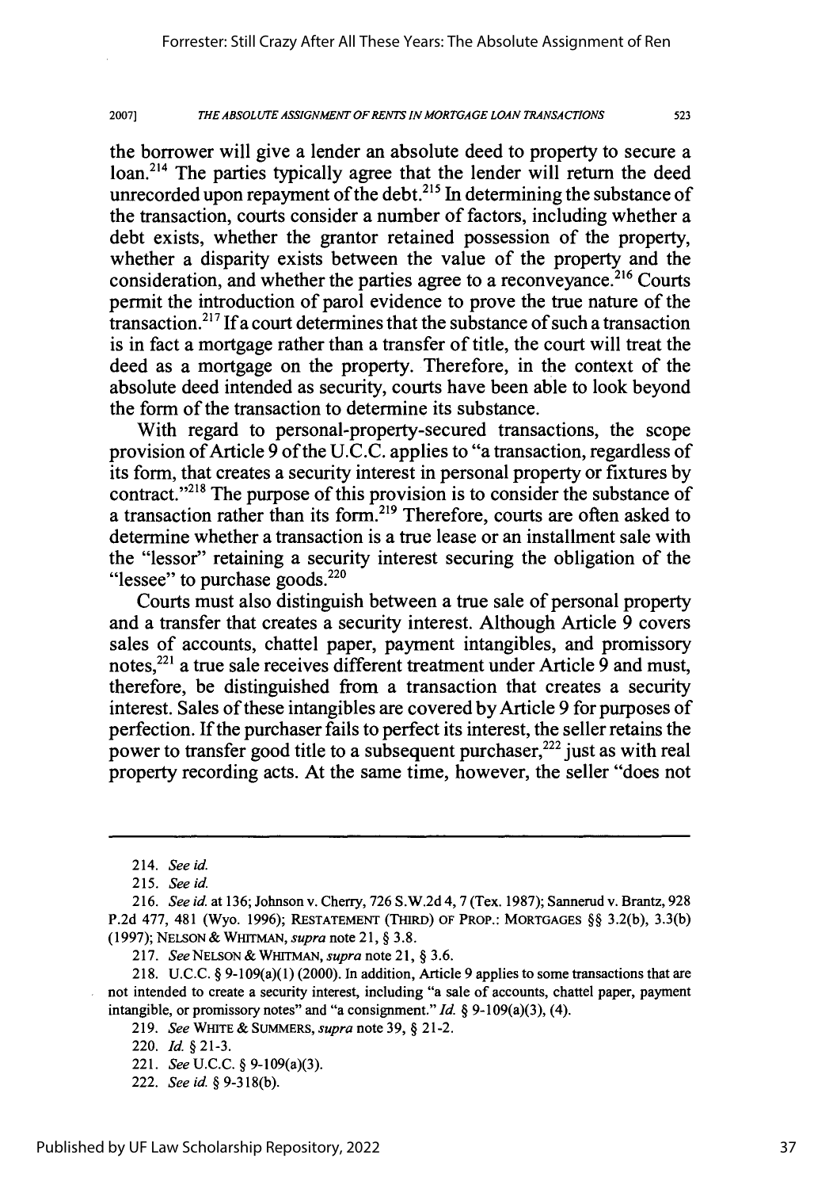the borrower will give a lender an absolute deed to property to secure a loan.[214] The parties typically agree that the lender will return the deed unrecorded upon repayment of the debt.[215] In determining the substance of the transaction, courts consider a number of factors, including whether a debt exists, whether the grantor retained possession of the property, whether a disparity exists between the value of the property and the consideration, and whether the parties agree to a reconveyance.[216] Courts permit the introduction of parol evidence to prove the true nature of the transaction.[217] If a court determines that the substance of such a transaction is in fact a mortgage rather than a transfer of title, the court will treat the deed as a mortgage on the property. Therefore, in the context of the absolute deed intended as security, courts have been able to look beyond the form of the transaction to determine its substance.

With regard to personal-property-secured transactions, the scope provision of Article 9 of the U.C.C. applies to "a transaction, regardless of its form, that creates a security interest in personal property or fixtures by contract."[218] The purpose of this provision is to consider the substance of a transaction rather than its form.[219] Therefore, courts are often asked to determine whether a transaction is a true lease or an installment sale with the "lessor" retaining a security interest securing the obligation of the "lessee" to purchase goods.[220]

Courts must also distinguish between a true sale of personal property and a transfer that creates a security interest. Although Article 9 covers sales of accounts, chattel paper, payment intangibles, and promissory notes,[221] a true sale receives different treatment under Article 9 and must, therefore, be distinguished from a transaction that creates a security interest. Sales of these intangibles are covered by Article 9 for purposes of perfection. If the purchaser fails to perfect its interest, the seller retains the power to transfer good title to a subsequent purchaser,[222] just as with real property recording acts. At the same time, however, the seller "does not

---

214. *See id.*

215. *See id.*

216. *See id.* at 136; Johnson v. Cherry, 726 S.W.2d 4, 7 (Tex. 1987); Sannerud v. Brantz, 928 P.2d 477, 481 (Wyo. 1996); RESTATEMENT (THIRD) OF PROP.: MORTGAGES §§ 3.2(b), 3.3(b) (1997); NELSON & WHITMAN, *supra* note 21, § 3.8.

217. *See* NELSON & WHITMAN, *supra* note 21, § 3.6.

218. U.C.C. § 9-109(a)(1) (2000). In addition, Article 9 applies to some transactions that are not intended to create a security interest, including "a sale of accounts, chattel paper, payment intangible, or promissory notes" and "a consignment." *Id.* § 9-109(a)(3), (4).

219. *See* WHITE & SUMMERS, *supra* note 39, § 21-2.

220. *Id.* § 21-3.

221. *See* U.C.C. § 9-109(a)(3).

222. *See id.* § 9-318(b).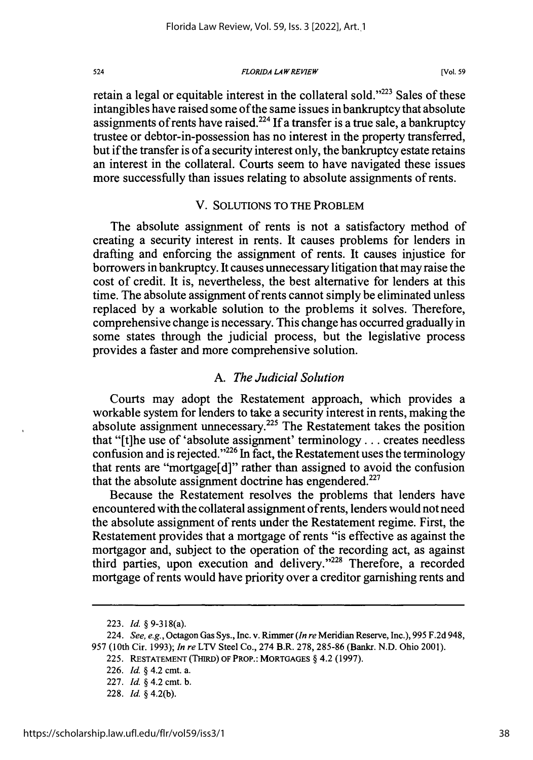retain a legal or equitable interest in the collateral sold."[223] Sales of these intangibles have raised some of the same issues in bankruptcy that absolute assignments of rents have raised.[224] If a transfer is a true sale, a bankruptcy trustee or debtor-in-possession has no interest in the property transferred, but if the transfer is of a security interest only, the bankruptcy estate retains an interest in the collateral. Courts seem to have navigated these issues more successfully than issues relating to absolute assignments of rents.

## V. SOLUTIONS TO THE PROBLEM

The absolute assignment of rents is not a satisfactory method of creating a security interest in rents. It causes problems for lenders in drafting and enforcing the assignment of rents. It causes injustice for borrowers in bankruptcy. It causes unnecessary litigation that may raise the cost of credit. It is, nevertheless, the best alternative for lenders at this time. The absolute assignment of rents cannot simply be eliminated unless replaced by a workable solution to the problems it solves. Therefore, comprehensive change is necessary. This change has occurred gradually in some states through the judicial process, but the legislative process provides a faster and more comprehensive solution.

### A. *The Judicial Solution*

Courts may adopt the Restatement approach, which provides a workable system for lenders to take a security interest in rents, making the absolute assignment unnecessary.[225] The Restatement takes the position that "[t]he use of 'absolute assignment' terminology . . . creates needless confusion and is rejected."[226] In fact, the Restatement uses the terminology that rents are "mortgage[d]" rather than assigned to avoid the confusion that the absolute assignment doctrine has engendered.[227]

Because the Restatement resolves the problems that lenders have encountered with the collateral assignment of rents, lenders would not need the absolute assignment of rents under the Restatement regime. First, the Restatement provides that a mortgage of rents "is effective as against the mortgagor and, subject to the operation of the recording act, as against third parties, upon execution and delivery."[228] Therefore, a recorded mortgage of rents would have priority over a creditor garnishing rents and

---

223. *Id.* § 9-318(a).

224. *See, e.g.*, Octagon Gas Sys., Inc. v. Rimmer (*In re* Meridian Reserve, Inc.), 995 F.2d 948, 957 (10th Cir. 1993); *In re* LTV Steel Co., 274 B.R. 278, 285-86 (Bankr. N.D. Ohio 2001).

225. RESTATEMENT (THIRD) OF PROP.: MORTGAGES § 4.2 (1997).

226. *Id.* § 4.2 cmt. a.

227. *Id.* § 4.2 cmt. b.

228. *Id.* § 4.2(b).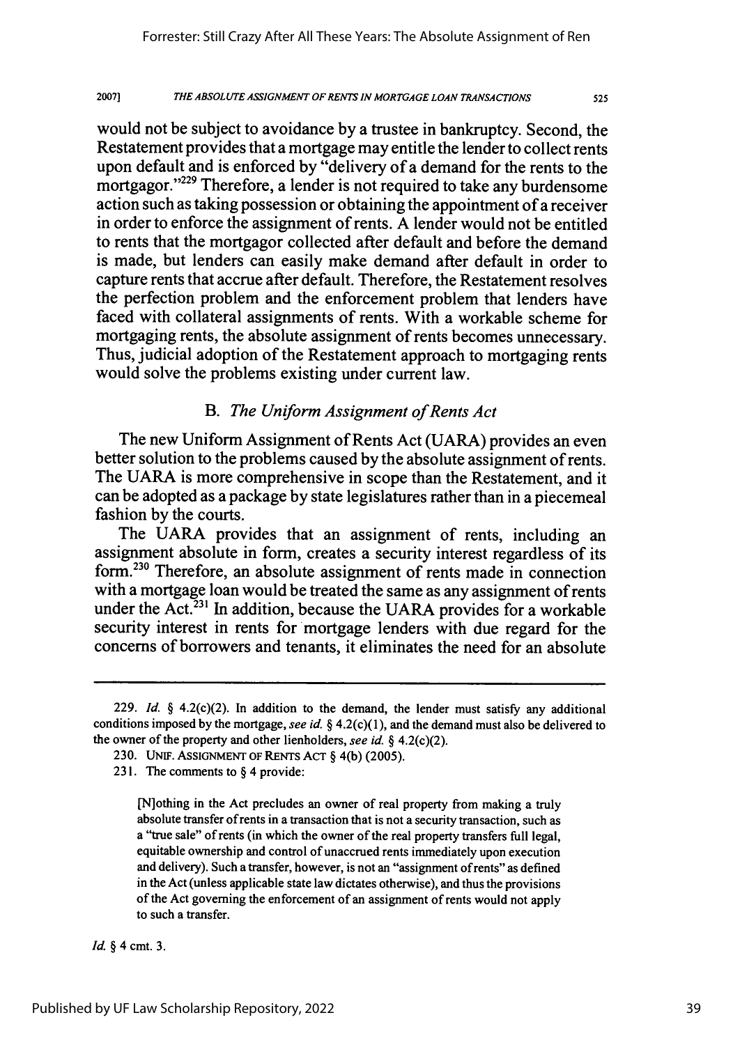would not be subject to avoidance by a trustee in bankruptcy. Second, the Restatement provides that a mortgage may entitle the lender to collect rents upon default and is enforced by "delivery of a demand for the rents to the mortgagor."[229] Therefore, a lender is not required to take any burdensome action such as taking possession or obtaining the appointment of a receiver in order to enforce the assignment of rents. A lender would not be entitled to rents that the mortgagor collected after default and before the demand is made, but lenders can easily make demand after default in order to capture rents that accrue after default. Therefore, the Restatement resolves the perfection problem and the enforcement problem that lenders have faced with collateral assignments of rents. With a workable scheme for mortgaging rents, the absolute assignment of rents becomes unnecessary. Thus, judicial adoption of the Restatement approach to mortgaging rents would solve the problems existing under current law.

### B. *The Uniform Assignment of Rents Act*

The new Uniform Assignment of Rents Act (UARA) provides an even better solution to the problems caused by the absolute assignment of rents. The UARA is more comprehensive in scope than the Restatement, and it can be adopted as a package by state legislatures rather than in a piecemeal fashion by the courts.

The UARA provides that an assignment of rents, including an assignment absolute in form, creates a security interest regardless of its form.[230] Therefore, an absolute assignment of rents made in connection with a mortgage loan would be treated the same as any assignment of rents under the Act.[231] In addition, because the UARA provides for a workable security interest in rents for mortgage lenders with due regard for the concerns of borrowers and tenants, it eliminates the need for an absolute

---

229. *Id.* § 4.2(c)(2). In addition to the demand, the lender must satisfy any additional conditions imposed by the mortgage, *see id.* § 4.2(c)(1), and the demand must also be delivered to the owner of the property and other lienholders, *see id.* § 4.2(c)(2).

230. UNIF. ASSIGNMENT OF RENTS ACT § 4(b) (2005).

231. The comments to § 4 provide:

> [N]othing in the Act precludes an owner of real property from making a truly absolute transfer of rents in a transaction that is not a security transaction, such as a "true sale" of rents (in which the owner of the real property transfers full legal, equitable ownership and control of unaccrued rents immediately upon execution and delivery). Such a transfer, however, is not an "assignment of rents" as defined in the Act (unless applicable state law dictates otherwise), and thus the provisions of the Act governing the enforcement of an assignment of rents would not apply to such a transfer.

*Id.* § 4 cmt. 3.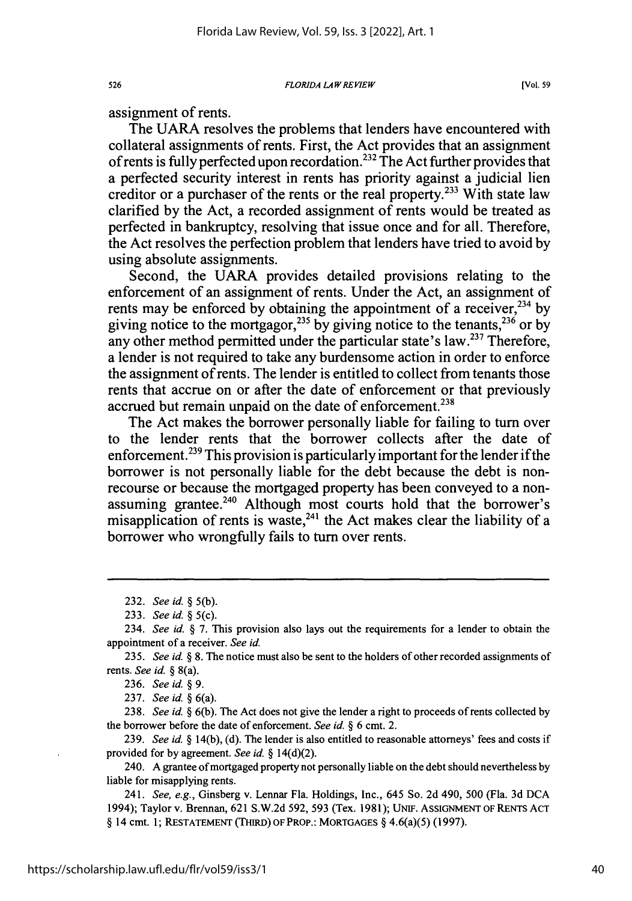assignment of rents.

The UARA resolves the problems that lenders have encountered with collateral assignments of rents. First, the Act provides that an assignment of rents is fully perfected upon recordation.[232] The Act further provides that a perfected security interest in rents has priority against a judicial lien creditor or a purchaser of the rents or the real property.[233] With state law clarified by the Act, a recorded assignment of rents would be treated as perfected in bankruptcy, resolving that issue once and for all. Therefore, the Act resolves the perfection problem that lenders have tried to avoid by using absolute assignments.

Second, the UARA provides detailed provisions relating to the enforcement of an assignment of rents. Under the Act, an assignment of rents may be enforced by obtaining the appointment of a receiver,[234] by giving notice to the mortgagor,[235] by giving notice to the tenants,[236] or by any other method permitted under the particular state's law.[237] Therefore, a lender is not required to take any burdensome action in order to enforce the assignment of rents. The lender is entitled to collect from tenants those rents that accrue on or after the date of enforcement or that previously accrued but remain unpaid on the date of enforcement.[238]

The Act makes the borrower personally liable for failing to turn over to the lender rents that the borrower collects after the date of enforcement.[239] This provision is particularly important for the lender if the borrower is not personally liable for the debt because the debt is non-recourse or because the mortgaged property has been conveyed to a non-assuming grantee.[240] Although most courts hold that the borrower's misapplication of rents is waste,[241] the Act makes clear the liability of a borrower who wrongfully fails to turn over rents.

---

232. *See id.* § 5(b).

233. *See id.* § 5(c).

234. *See id.* § 7. This provision also lays out the requirements for a lender to obtain the appointment of a receiver. *See id.*

235. *See id.* § 8. The notice must also be sent to the holders of other recorded assignments of rents. *See id.* § 8(a).

236. *See id.* § 9.

237. *See id.* § 6(a).

238. *See id.* § 6(b). The Act does not give the lender a right to proceeds of rents collected by the borrower before the date of enforcement. *See id.* § 6 cmt. 2.

239. *See id.* § 14(b), (d). The lender is also entitled to reasonable attorneys' fees and costs if provided for by agreement. *See id.* § 14(d)(2).

240. A grantee of mortgaged property not personally liable on the debt should nevertheless by liable for misapplying rents.

241. *See, e.g.*, Ginsberg v. Lennar Fla. Holdings, Inc., 645 So. 2d 490, 500 (Fla. 3d DCA 1994); Taylor v. Brennan, 621 S.W.2d 592, 593 (Tex. 1981); UNIF. ASSIGNMENT OF RENTS ACT § 14 cmt. 1; RESTATEMENT (THIRD) OF PROP.: MORTGAGES § 4.6(a)(5) (1997).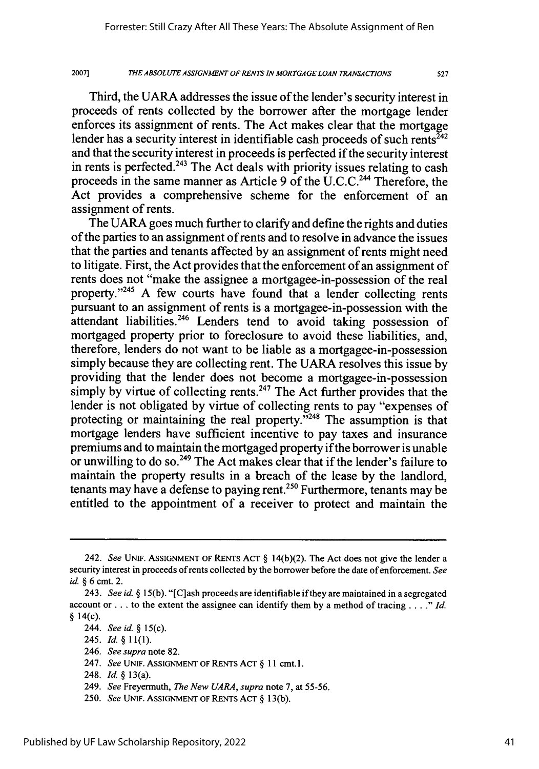Third, the UARA addresses the issue of the lender's security interest in proceeds of rents collected by the borrower after the mortgage lender enforces its assignment of rents. The Act makes clear that the mortgage lender has a security interest in identifiable cash proceeds of such rents[242] and that the security interest in proceeds is perfected if the security interest in rents is perfected.[243] The Act deals with priority issues relating to cash proceeds in the same manner as Article 9 of the U.C.C.[244] Therefore, the Act provides a comprehensive scheme for the enforcement of an assignment of rents.

The UARA goes much further to clarify and define the rights and duties of the parties to an assignment of rents and to resolve in advance the issues that the parties and tenants affected by an assignment of rents might need to litigate. First, the Act provides that the enforcement of an assignment of rents does not "make the assignee a mortgagee-in-possession of the real property."[245] A few courts have found that a lender collecting rents pursuant to an assignment of rents is a mortgagee-in-possession with the attendant liabilities.[246] Lenders tend to avoid taking possession of mortgaged property prior to foreclosure to avoid these liabilities, and, therefore, lenders do not want to be liable as a mortgagee-in-possession simply because they are collecting rent. The UARA resolves this issue by providing that the lender does not become a mortgagee-in-possession simply by virtue of collecting rents.[247] The Act further provides that the lender is not obligated by virtue of collecting rents to pay "expenses of protecting or maintaining the real property."[248] The assumption is that mortgage lenders have sufficient incentive to pay taxes and insurance premiums and to maintain the mortgaged property if the borrower is unable or unwilling to do so.[249] The Act makes clear that if the lender's failure to maintain the property results in a breach of the lease by the landlord, tenants may have a defense to paying rent.[250] Furthermore, tenants may be entitled to the appointment of a receiver to protect and maintain the

---

242. *See* UNIF. ASSIGNMENT OF RENTS ACT § 14(b)(2). The Act does not give the lender a security interest in proceeds of rents collected by the borrower before the date of enforcement. *See id.* § 6 cmt. 2.

243. *See id.* § 15(b). "[C]ash proceeds are identifiable if they are maintained in a segregated account or . . . to the extent the assignee can identify them by a method of tracing . . . ." *Id.* § 14(c).

244. *See id.* § 15(c).

245. *Id.* § 11(1).

246. *See supra* note 82.

247. *See* UNIF. ASSIGNMENT OF RENTS ACT § 11 cmt.1.

248. *Id.* § 13(a).

249. *See* Freyermuth, *The New UARA*, *supra* note 7, at 55-56.

250. *See* UNIF. ASSIGNMENT OF RENTS ACT § 13(b).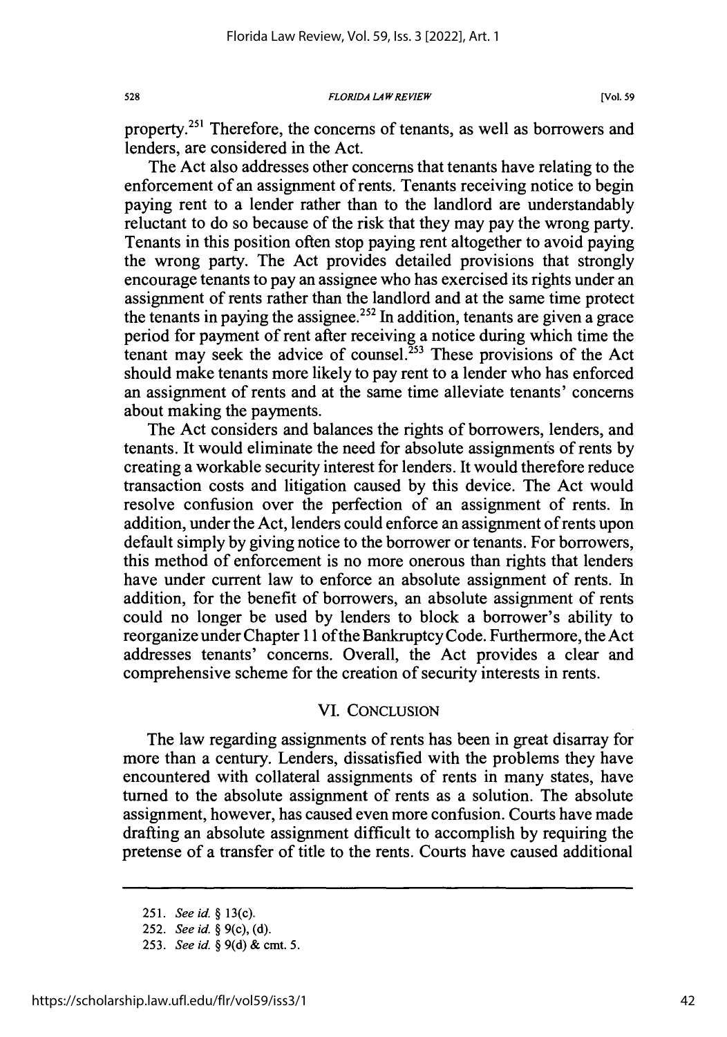property.[251] Therefore, the concerns of tenants, as well as borrowers and lenders, are considered in the Act.

The Act also addresses other concerns that tenants have relating to the enforcement of an assignment of rents. Tenants receiving notice to begin paying rent to a lender rather than to the landlord are understandably reluctant to do so because of the risk that they may pay the wrong party. Tenants in this position often stop paying rent altogether to avoid paying the wrong party. The Act provides detailed provisions that strongly encourage tenants to pay an assignee who has exercised its rights under an assignment of rents rather than the landlord and at the same time protect the tenants in paying the assignee.[252] In addition, tenants are given a grace period for payment of rent after receiving a notice during which time the tenant may seek the advice of counsel.[253] These provisions of the Act should make tenants more likely to pay rent to a lender who has enforced an assignment of rents and at the same time alleviate tenants' concerns about making the payments.

The Act considers and balances the rights of borrowers, lenders, and tenants. It would eliminate the need for absolute assignments of rents by creating a workable security interest for lenders. It would therefore reduce transaction costs and litigation caused by this device. The Act would resolve confusion over the perfection of an assignment of rents. In addition, under the Act, lenders could enforce an assignment of rents upon default simply by giving notice to the borrower or tenants. For borrowers, this method of enforcement is no more onerous than rights that lenders have under current law to enforce an absolute assignment of rents. In addition, for the benefit of borrowers, an absolute assignment of rents could no longer be used by lenders to block a borrower's ability to reorganize under Chapter 11 of the Bankruptcy Code. Furthermore, the Act addresses tenants' concerns. Overall, the Act provides a clear and comprehensive scheme for the creation of security interests in rents.

## VI. CONCLUSION

The law regarding assignments of rents has been in great disarray for more than a century. Lenders, dissatisfied with the problems they have encountered with collateral assignments of rents in many states, have turned to the absolute assignment of rents as a solution. The absolute assignment, however, has caused even more confusion. Courts have made drafting an absolute assignment difficult to accomplish by requiring the pretense of a transfer of title to the rents. Courts have caused additional

---

251. *See id.* § 13(c).

252. *See id.* § 9(c), (d).

253. *See id.* § 9(d) & cmt. 5.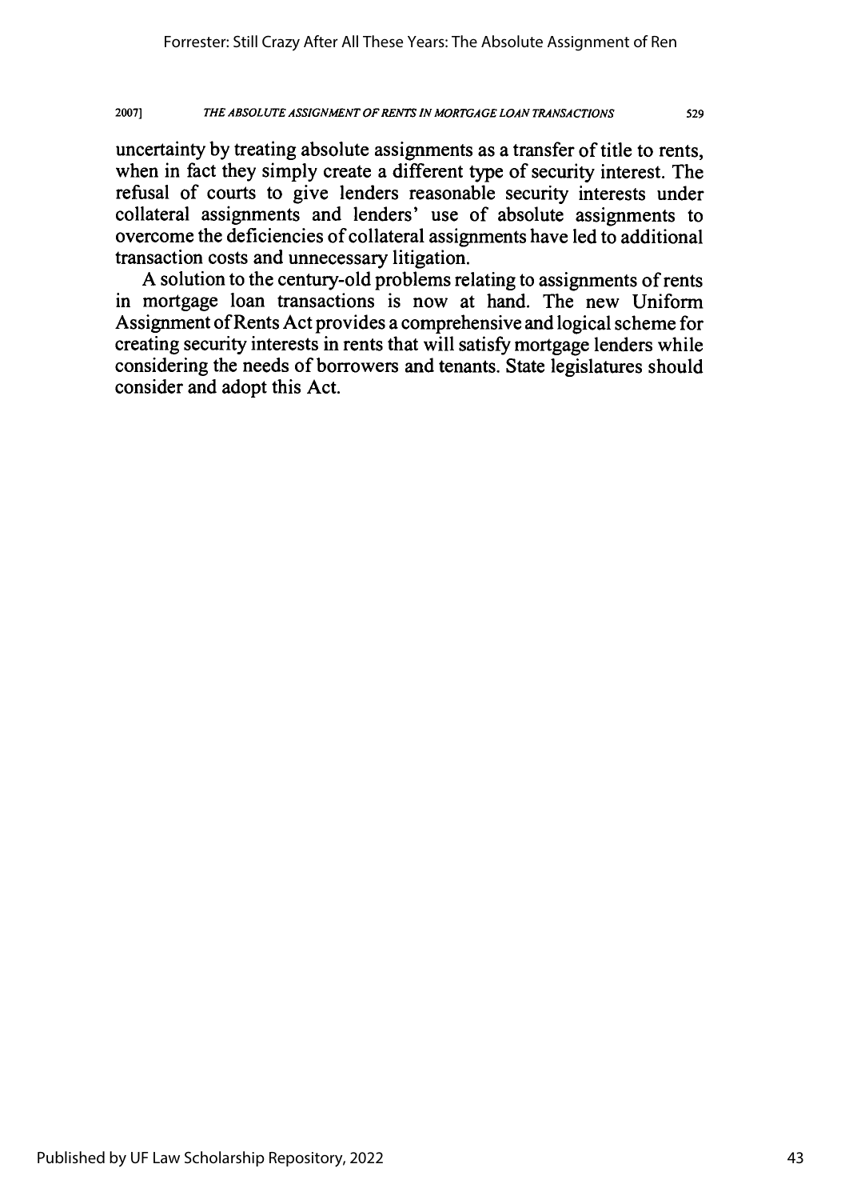uncertainty by treating absolute assignments as a transfer of title to rents, when in fact they simply create a different type of security interest. The refusal of courts to give lenders reasonable security interests under collateral assignments and lenders' use of absolute assignments to overcome the deficiencies of collateral assignments have led to additional transaction costs and unnecessary litigation.

A solution to the century-old problems relating to assignments of rents in mortgage loan transactions is now at hand. The new Uniform Assignment of Rents Act provides a comprehensive and logical scheme for creating security interests in rents that will satisfy mortgage lenders while considering the needs of borrowers and tenants. State legislatures should consider and adopt this Act.